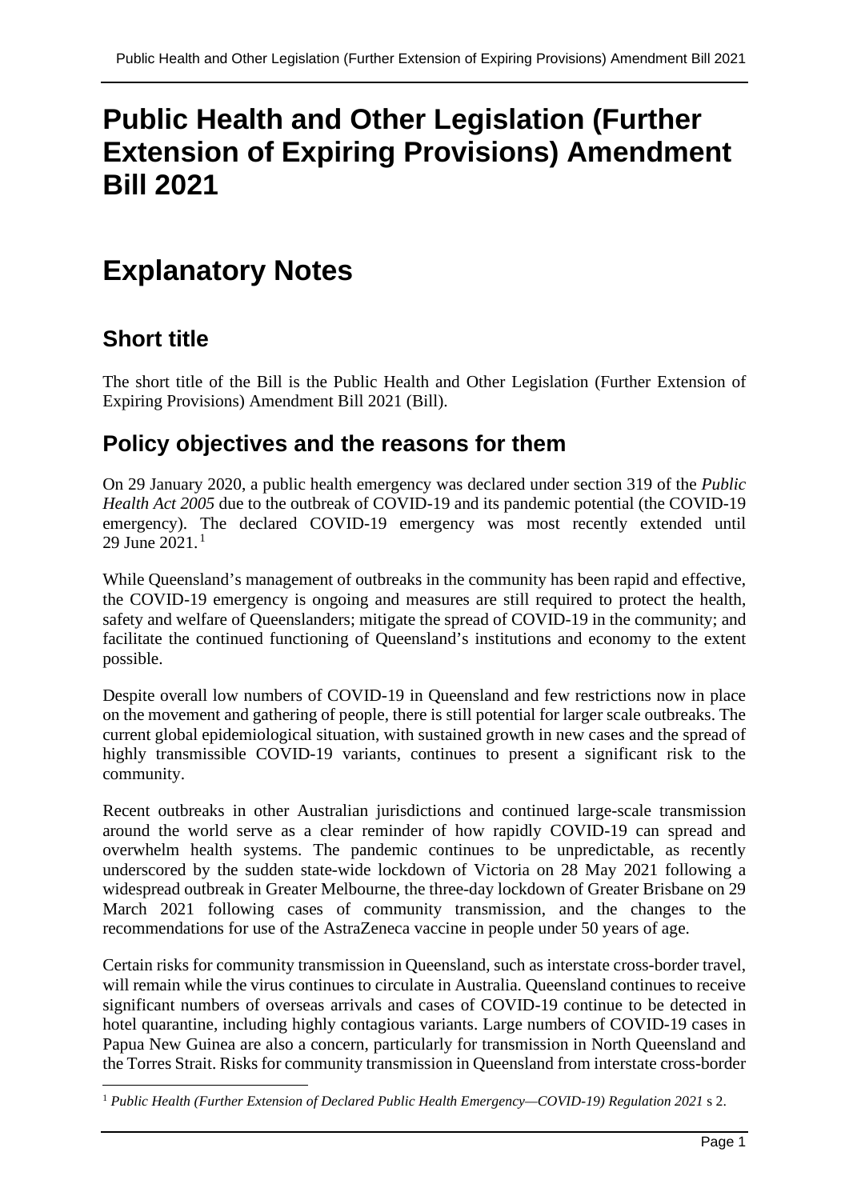# Public Health and Other Legislation (Further Extension of Expiring Provisions) Amendment Bill 2021

# Explanatory Notes

## Short title

The short title of the Bill is the Public Health and Other Legislation (Further Extension of Expiring Provisions) Amendment Bill 2021 (Bill).

## Policy objectives and the reasons for them

On 29 January 2020, a public health emergency was declared under section 319 of the *Public Health Act 2005* due to the outbreak of COVID-19 and its pandemic potential (the COVID-19 emergency). The declared COVID-19 emergency was most recently extended until 29 June 2021.[1]

While Queensland's management of outbreaks in the community has been rapid and effective, the COVID-19 emergency is ongoing and measures are still required to protect the health, safety and welfare of Queenslanders; mitigate the spread of COVID-19 in the community; and facilitate the continued functioning of Queensland's institutions and economy to the extent possible.

Despite overall low numbers of COVID-19 in Queensland and few restrictions now in place on the movement and gathering of people, there is still potential for larger scale outbreaks. The current global epidemiological situation, with sustained growth in new cases and the spread of highly transmissible COVID-19 variants, continues to present a significant risk to the community.

Recent outbreaks in other Australian jurisdictions and continued large-scale transmission around the world serve as a clear reminder of how rapidly COVID-19 can spread and overwhelm health systems. The pandemic continues to be unpredictable, as recently underscored by the sudden state-wide lockdown of Victoria on 28 May 2021 following a widespread outbreak in Greater Melbourne, the three-day lockdown of Greater Brisbane on 29 March 2021 following cases of community transmission, and the changes to the recommendations for use of the AstraZeneca vaccine in people under 50 years of age.

Certain risks for community transmission in Queensland, such as interstate cross-border travel, will remain while the virus continues to circulate in Australia. Queensland continues to receive significant numbers of overseas arrivals and cases of COVID-19 continue to be detected in hotel quarantine, including highly contagious variants. Large numbers of COVID-19 cases in Papua New Guinea are also a concern, particularly for transmission in North Queensland and the Torres Strait. Risks for community transmission in Queensland from interstate cross-border

[1] *Public Health (Further Extension of Declared Public Health Emergency—COVID-19) Regulation 2021* s 2.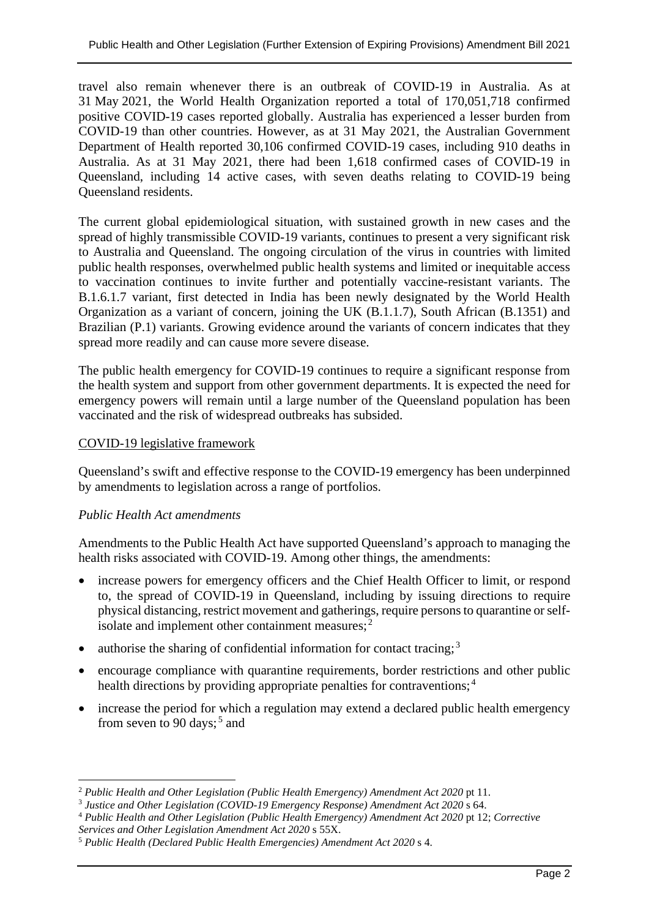travel also remain whenever there is an outbreak of COVID-19 in Australia. As at 31 May 2021, the World Health Organization reported a total of 170,051,718 confirmed positive COVID-19 cases reported globally. Australia has experienced a lesser burden from COVID-19 than other countries. However, as at 31 May 2021, the Australian Government Department of Health reported 30,106 confirmed COVID-19 cases, including 910 deaths in Australia. As at 31 May 2021, there had been 1,618 confirmed cases of COVID-19 in Queensland, including 14 active cases, with seven deaths relating to COVID-19 being Queensland residents.

The current global epidemiological situation, with sustained growth in new cases and the spread of highly transmissible COVID-19 variants, continues to present a very significant risk to Australia and Queensland. The ongoing circulation of the virus in countries with limited public health responses, overwhelmed public health systems and limited or inequitable access to vaccination continues to invite further and potentially vaccine-resistant variants. The B.1.6.1.7 variant, first detected in India has been newly designated by the World Health Organization as a variant of concern, joining the UK (B.1.1.7), South African (B.1351) and Brazilian (P.1) variants. Growing evidence around the variants of concern indicates that they spread more readily and can cause more severe disease.

The public health emergency for COVID-19 continues to require a significant response from the health system and support from other government departments. It is expected the need for emergency powers will remain until a large number of the Queensland population has been vaccinated and the risk of widespread outbreaks has subsided.

<u>COVID-19 legislative framework</u>

Queensland's swift and effective response to the COVID-19 emergency has been underpinned by amendments to legislation across a range of portfolios.

*Public Health Act amendments*

Amendments to the Public Health Act have supported Queensland's approach to managing the health risks associated with COVID-19. Among other things, the amendments:

- increase powers for emergency officers and the Chief Health Officer to limit, or respond to, the spread of COVID-19 in Queensland, including by issuing directions to require physical distancing, restrict movement and gatherings, require persons to quarantine or self-isolate and implement other containment measures;[2]
- authorise the sharing of confidential information for contact tracing;[3]
- encourage compliance with quarantine requirements, border restrictions and other public health directions by providing appropriate penalties for contraventions;[4]
- increase the period for which a regulation may extend a declared public health emergency from seven to 90 days;[5] and

---

[2] *Public Health and Other Legislation (Public Health Emergency) Amendment Act 2020* pt 11.

[3] *Justice and Other Legislation (COVID-19 Emergency Response) Amendment Act 2020* s 64.

[4] *Public Health and Other Legislation (Public Health Emergency) Amendment Act 2020* pt 12; *Corrective Services and Other Legislation Amendment Act 2020* s 55X.

[5] *Public Health (Declared Public Health Emergencies) Amendment Act 2020* s 4.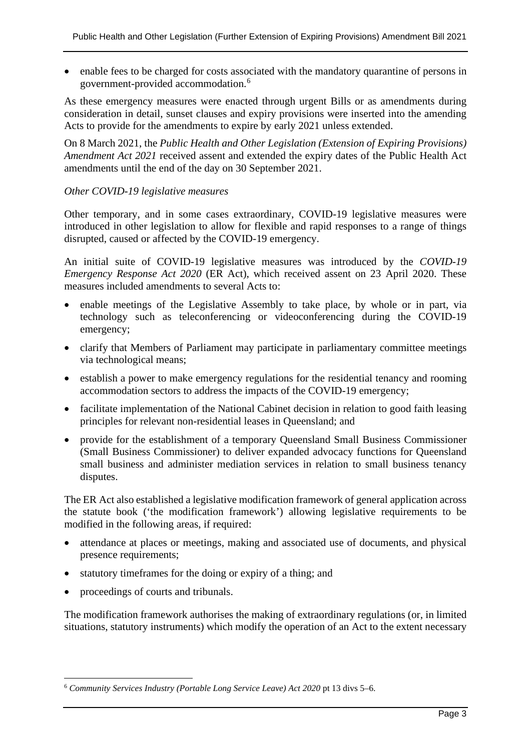- enable fees to be charged for costs associated with the mandatory quarantine of persons in government-provided accommodation.[6]

As these emergency measures were enacted through urgent Bills or as amendments during consideration in detail, sunset clauses and expiry provisions were inserted into the amending Acts to provide for the amendments to expire by early 2021 unless extended.

On 8 March 2021, the *Public Health and Other Legislation (Extension of Expiring Provisions) Amendment Act 2021* received assent and extended the expiry dates of the Public Health Act amendments until the end of the day on 30 September 2021.

*Other COVID-19 legislative measures*

Other temporary, and in some cases extraordinary, COVID-19 legislative measures were introduced in other legislation to allow for flexible and rapid responses to a range of things disrupted, caused or affected by the COVID-19 emergency.

An initial suite of COVID-19 legislative measures was introduced by the *COVID-19 Emergency Response Act 2020* (ER Act), which received assent on 23 April 2020. These measures included amendments to several Acts to:

- enable meetings of the Legislative Assembly to take place, by whole or in part, via technology such as teleconferencing or videoconferencing during the COVID-19 emergency;
- clarify that Members of Parliament may participate in parliamentary committee meetings via technological means;
- establish a power to make emergency regulations for the residential tenancy and rooming accommodation sectors to address the impacts of the COVID-19 emergency;
- facilitate implementation of the National Cabinet decision in relation to good faith leasing principles for relevant non-residential leases in Queensland; and
- provide for the establishment of a temporary Queensland Small Business Commissioner (Small Business Commissioner) to deliver expanded advocacy functions for Queensland small business and administer mediation services in relation to small business tenancy disputes.

The ER Act also established a legislative modification framework of general application across the statute book ('the modification framework') allowing legislative requirements to be modified in the following areas, if required:

- attendance at places or meetings, making and associated use of documents, and physical presence requirements;
- statutory timeframes for the doing or expiry of a thing; and
- proceedings of courts and tribunals.

The modification framework authorises the making of extraordinary regulations (or, in limited situations, statutory instruments) which modify the operation of an Act to the extent necessary

[6] *Community Services Industry (Portable Long Service Leave) Act 2020* pt 13 divs 5–6.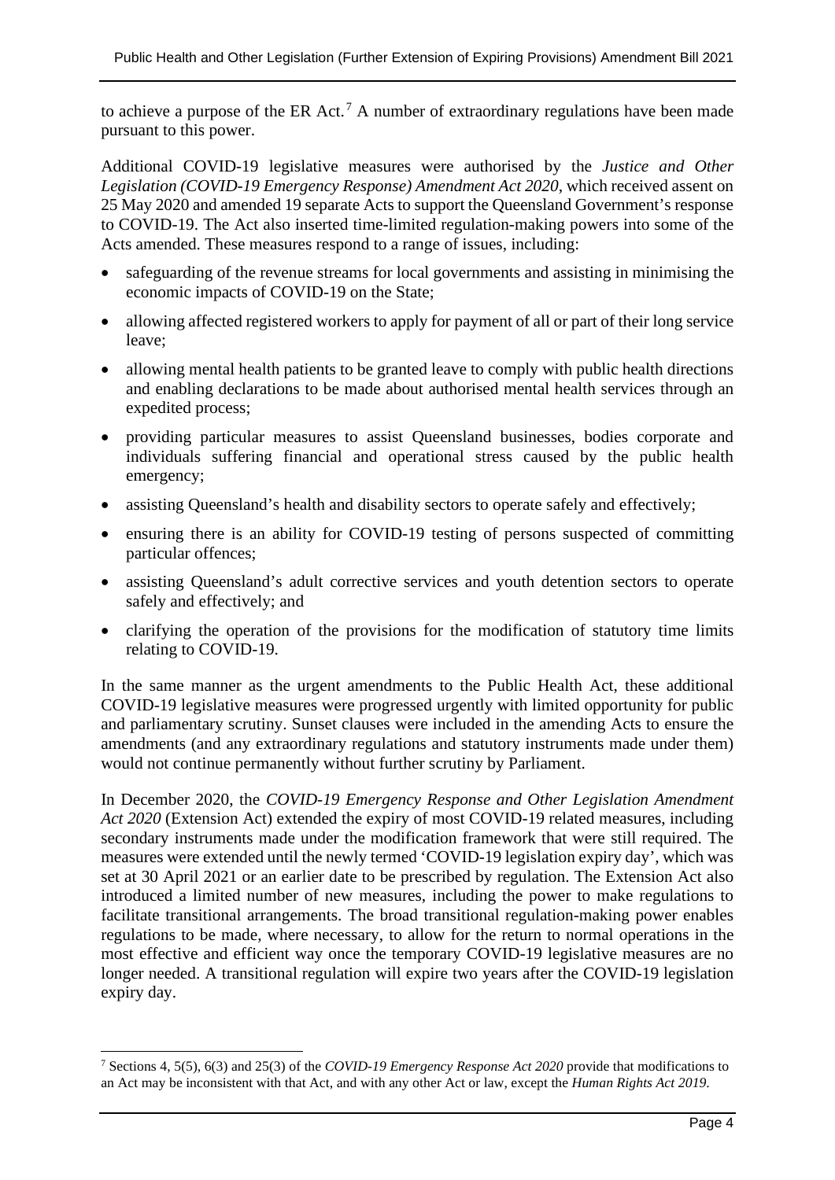to achieve a purpose of the ER Act.[7] A number of extraordinary regulations have been made pursuant to this power.

Additional COVID-19 legislative measures were authorised by the *Justice and Other Legislation (COVID-19 Emergency Response) Amendment Act 2020*, which received assent on 25 May 2020 and amended 19 separate Acts to support the Queensland Government's response to COVID-19. The Act also inserted time-limited regulation-making powers into some of the Acts amended. These measures respond to a range of issues, including:

- safeguarding of the revenue streams for local governments and assisting in minimising the economic impacts of COVID-19 on the State;
- allowing affected registered workers to apply for payment of all or part of their long service leave;
- allowing mental health patients to be granted leave to comply with public health directions and enabling declarations to be made about authorised mental health services through an expedited process;
- providing particular measures to assist Queensland businesses, bodies corporate and individuals suffering financial and operational stress caused by the public health emergency;
- assisting Queensland's health and disability sectors to operate safely and effectively;
- ensuring there is an ability for COVID-19 testing of persons suspected of committing particular offences;
- assisting Queensland's adult corrective services and youth detention sectors to operate safely and effectively; and
- clarifying the operation of the provisions for the modification of statutory time limits relating to COVID-19.

In the same manner as the urgent amendments to the Public Health Act, these additional COVID-19 legislative measures were progressed urgently with limited opportunity for public and parliamentary scrutiny. Sunset clauses were included in the amending Acts to ensure the amendments (and any extraordinary regulations and statutory instruments made under them) would not continue permanently without further scrutiny by Parliament.

In December 2020, the *COVID-19 Emergency Response and Other Legislation Amendment Act 2020* (Extension Act) extended the expiry of most COVID-19 related measures, including secondary instruments made under the modification framework that were still required. The measures were extended until the newly termed 'COVID-19 legislation expiry day', which was set at 30 April 2021 or an earlier date to be prescribed by regulation. The Extension Act also introduced a limited number of new measures, including the power to make regulations to facilitate transitional arrangements. The broad transitional regulation-making power enables regulations to be made, where necessary, to allow for the return to normal operations in the most effective and efficient way once the temporary COVID-19 legislative measures are no longer needed. A transitional regulation will expire two years after the COVID-19 legislation expiry day.

---

[7] Sections 4, 5(5), 6(3) and 25(3) of the *COVID-19 Emergency Response Act 2020* provide that modifications to an Act may be inconsistent with that Act, and with any other Act or law, except the *Human Rights Act 2019*.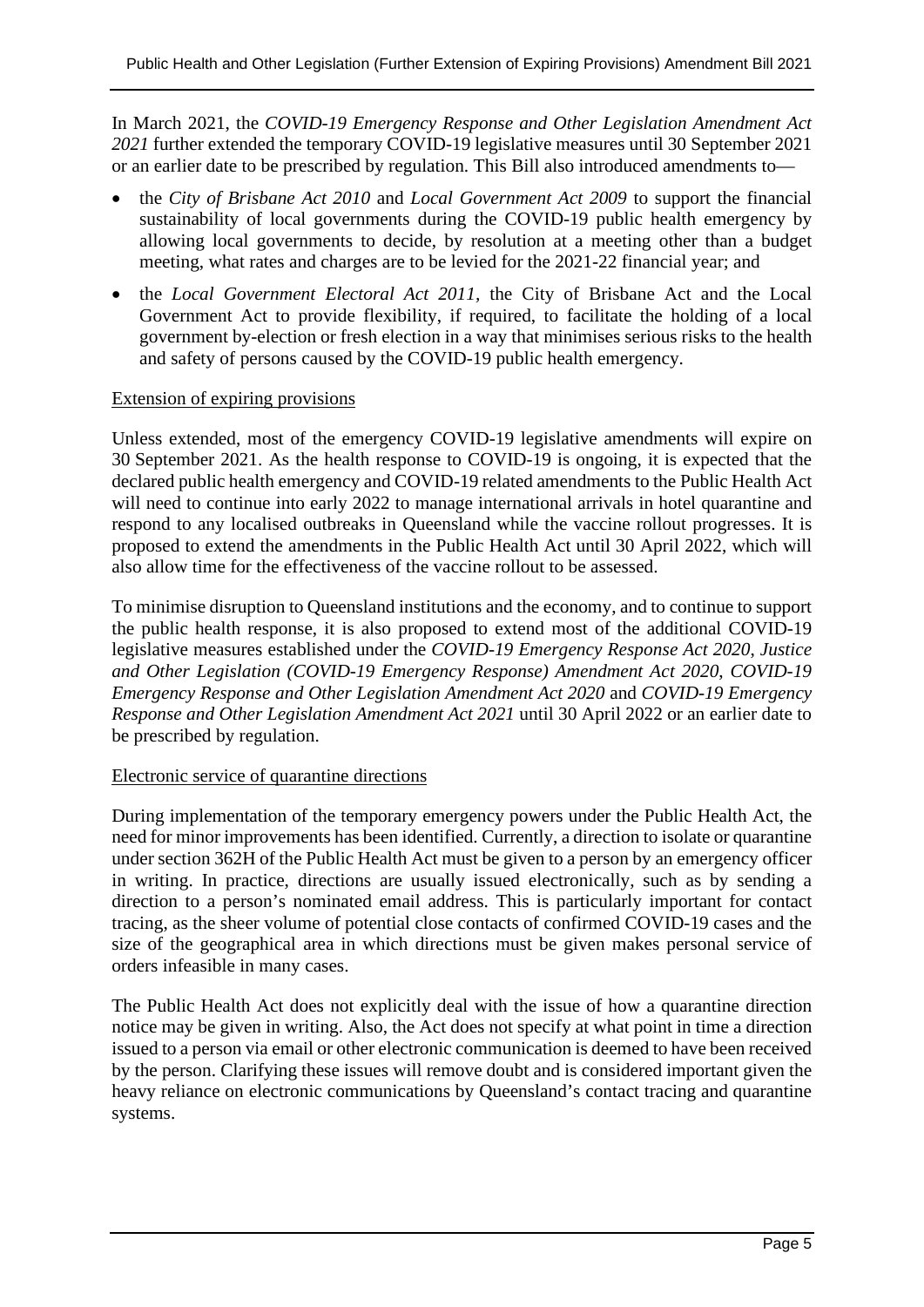In March 2021, the *COVID-19 Emergency Response and Other Legislation Amendment Act 2021* further extended the temporary COVID-19 legislative measures until 30 September 2021 or an earlier date to be prescribed by regulation. This Bill also introduced amendments to—

- the *City of Brisbane Act 2010* and *Local Government Act 2009* to support the financial sustainability of local governments during the COVID-19 public health emergency by allowing local governments to decide, by resolution at a meeting other than a budget meeting, what rates and charges are to be levied for the 2021-22 financial year; and
- the *Local Government Electoral Act 2011*, the City of Brisbane Act and the Local Government Act to provide flexibility, if required, to facilitate the holding of a local government by-election or fresh election in a way that minimises serious risks to the health and safety of persons caused by the COVID-19 public health emergency.

### Extension of expiring provisions

Unless extended, most of the emergency COVID-19 legislative amendments will expire on 30 September 2021. As the health response to COVID-19 is ongoing, it is expected that the declared public health emergency and COVID-19 related amendments to the Public Health Act will need to continue into early 2022 to manage international arrivals in hotel quarantine and respond to any localised outbreaks in Queensland while the vaccine rollout progresses. It is proposed to extend the amendments in the Public Health Act until 30 April 2022, which will also allow time for the effectiveness of the vaccine rollout to be assessed.

To minimise disruption to Queensland institutions and the economy, and to continue to support the public health response, it is also proposed to extend most of the additional COVID-19 legislative measures established under the *COVID-19 Emergency Response Act 2020*, *Justice and Other Legislation (COVID-19 Emergency Response) Amendment Act 2020*, *COVID-19 Emergency Response and Other Legislation Amendment Act 2020* and *COVID-19 Emergency Response and Other Legislation Amendment Act 2021* until 30 April 2022 or an earlier date to be prescribed by regulation.

### Electronic service of quarantine directions

During implementation of the temporary emergency powers under the Public Health Act, the need for minor improvements has been identified. Currently, a direction to isolate or quarantine under section 362H of the Public Health Act must be given to a person by an emergency officer in writing. In practice, directions are usually issued electronically, such as by sending a direction to a person's nominated email address. This is particularly important for contact tracing, as the sheer volume of potential close contacts of confirmed COVID-19 cases and the size of the geographical area in which directions must be given makes personal service of orders infeasible in many cases.

The Public Health Act does not explicitly deal with the issue of how a quarantine direction notice may be given in writing. Also, the Act does not specify at what point in time a direction issued to a person via email or other electronic communication is deemed to have been received by the person. Clarifying these issues will remove doubt and is considered important given the heavy reliance on electronic communications by Queensland's contact tracing and quarantine systems.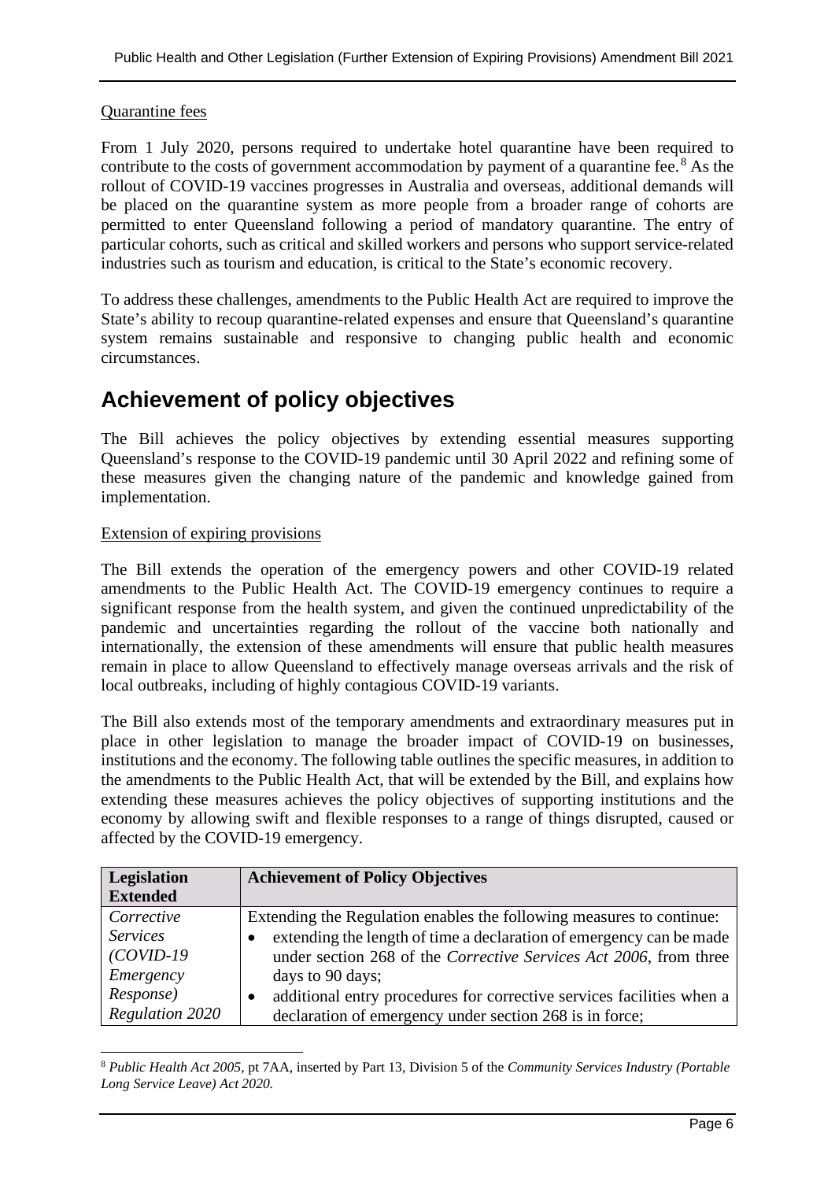Quarantine fees

From 1 July 2020, persons required to undertake hotel quarantine have been required to contribute to the costs of government accommodation by payment of a quarantine fee.[8] As the rollout of COVID-19 vaccines progresses in Australia and overseas, additional demands will be placed on the quarantine system as more people from a broader range of cohorts are permitted to enter Queensland following a period of mandatory quarantine. The entry of particular cohorts, such as critical and skilled workers and persons who support service-related industries such as tourism and education, is critical to the State's economic recovery.

To address these challenges, amendments to the Public Health Act are required to improve the State's ability to recoup quarantine-related expenses and ensure that Queensland's quarantine system remains sustainable and responsive to changing public health and economic circumstances.

## Achievement of policy objectives

The Bill achieves the policy objectives by extending essential measures supporting Queensland's response to the COVID-19 pandemic until 30 April 2022 and refining some of these measures given the changing nature of the pandemic and knowledge gained from implementation.

Extension of expiring provisions

The Bill extends the operation of the emergency powers and other COVID-19 related amendments to the Public Health Act. The COVID-19 emergency continues to require a significant response from the health system, and given the continued unpredictability of the pandemic and uncertainties regarding the rollout of the vaccine both nationally and internationally, the extension of these amendments will ensure that public health measures remain in place to allow Queensland to effectively manage overseas arrivals and the risk of local outbreaks, including of highly contagious COVID-19 variants.

The Bill also extends most of the temporary amendments and extraordinary measures put in place in other legislation to manage the broader impact of COVID-19 on businesses, institutions and the economy. The following table outlines the specific measures, in addition to the amendments to the Public Health Act, that will be extended by the Bill, and explains how extending these measures achieves the policy objectives of supporting institutions and the economy by allowing swift and flexible responses to a range of things disrupted, caused or affected by the COVID-19 emergency.

| **Legislation Extended** | **Achievement of Policy Objectives** |
|---|---|
| *Corrective Services (COVID-19 Emergency Response) Regulation 2020* | Extending the Regulation enables the following measures to continue:<br>• extending the length of time a declaration of emergency can be made under section 268 of the *Corrective Services Act 2006*, from three days to 90 days;<br>• additional entry procedures for corrective services facilities when a declaration of emergency under section 268 is in force; |

[8] *Public Health Act 2005*, pt 7AA, inserted by Part 13, Division 5 of the *Community Services Industry (Portable Long Service Leave) Act 2020.*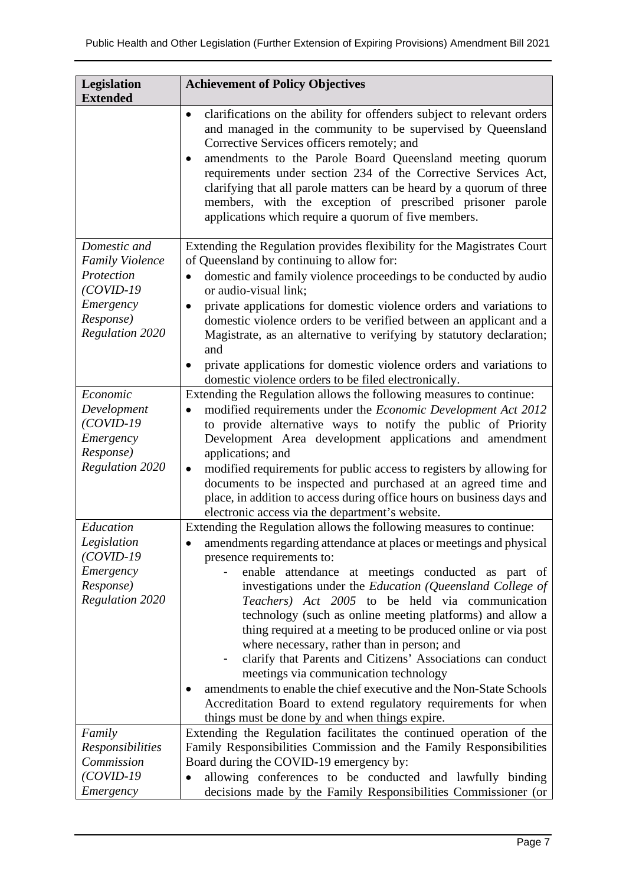| Legislation Extended | Achievement of Policy Objectives |
|---|---|
| | • clarifications on the ability for offenders subject to relevant orders and managed in the community to be supervised by Queensland Corrective Services officers remotely; and<br>• amendments to the Parole Board Queensland meeting quorum requirements under section 234 of the Corrective Services Act, clarifying that all parole matters can be heard by a quorum of three members, with the exception of prescribed prisoner parole applications which require a quorum of five members. |
| *Domestic and Family Violence Protection (COVID-19 Emergency Response) Regulation 2020* | Extending the Regulation provides flexibility for the Magistrates Court of Queensland by continuing to allow for:<br>• domestic and family violence proceedings to be conducted by audio or audio-visual link;<br>• private applications for domestic violence orders and variations to domestic violence orders to be verified between an applicant and a Magistrate, as an alternative to verifying by statutory declaration; and<br>• private applications for domestic violence orders and variations to domestic violence orders to be filed electronically. |
| *Economic Development (COVID-19 Emergency Response) Regulation 2020* | Extending the Regulation allows the following measures to continue:<br>• modified requirements under the *Economic Development Act 2012* to provide alternative ways to notify the public of Priority Development Area development applications and amendment applications; and<br>• modified requirements for public access to registers by allowing for documents to be inspected and purchased at an agreed time and place, in addition to access during office hours on business days and electronic access via the department's website. |
| *Education Legislation (COVID-19 Emergency Response) Regulation 2020* | Extending the Regulation allows the following measures to continue:<br>• amendments regarding attendance at places or meetings and physical presence requirements to:<br>&nbsp;&nbsp;- enable attendance at meetings conducted as part of investigations under the *Education (Queensland College of Teachers) Act 2005* to be held via communication technology (such as online meeting platforms) and allow a thing required at a meeting to be produced online or via post where necessary, rather than in person; and<br>&nbsp;&nbsp;- clarify that Parents and Citizens' Associations can conduct meetings via communication technology<br>• amendments to enable the chief executive and the Non-State Schools Accreditation Board to extend regulatory requirements for when things must be done by and when things expire. |
| *Family Responsibilities Commission (COVID-19 Emergency* | Extending the Regulation facilitates the continued operation of the Family Responsibilities Commission and the Family Responsibilities Board during the COVID-19 emergency by:<br>• allowing conferences to be conducted and lawfully binding decisions made by the Family Responsibilities Commissioner (or |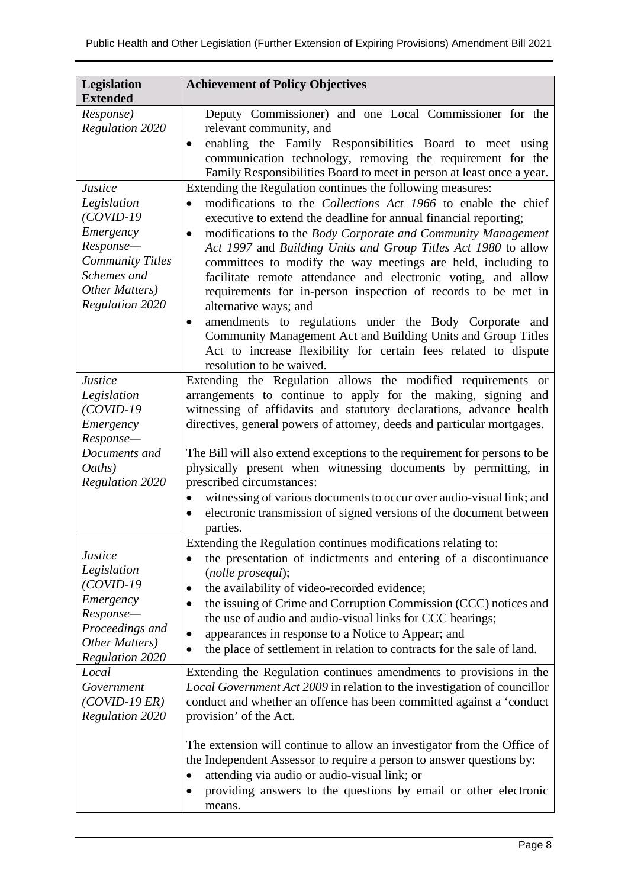| Legislation Extended | Achievement of Policy Objectives |
|---|---|
| *Response) Regulation 2020* | Deputy Commissioner) and one Local Commissioner for the relevant community, and<br>• enabling the Family Responsibilities Board to meet using communication technology, removing the requirement for the Family Responsibilities Board to meet in person at least once a year. |
| *Justice Legislation (COVID-19 Emergency Response—Community Titles Schemes and Other Matters) Regulation 2020* | Extending the Regulation continues the following measures:<br>• modifications to the *Collections Act 1966* to enable the chief executive to extend the deadline for annual financial reporting;<br>• modifications to the *Body Corporate and Community Management Act 1997* and *Building Units and Group Titles Act 1980* to allow committees to modify the way meetings are held, including to facilitate remote attendance and electronic voting, and allow requirements for in-person inspection of records to be met in alternative ways; and<br>• amendments to regulations under the Body Corporate and Community Management Act and Building Units and Group Titles Act to increase flexibility for certain fees related to dispute resolution to be waived. |
| *Justice Legislation (COVID-19 Emergency Response—Documents and Oaths) Regulation 2020* | Extending the Regulation allows the modified requirements or arrangements to continue to apply for the making, signing and witnessing of affidavits and statutory declarations, advance health directives, general powers of attorney, deeds and particular mortgages.<br><br>The Bill will also extend exceptions to the requirement for persons to be physically present when witnessing documents by permitting, in prescribed circumstances:<br>• witnessing of various documents to occur over audio-visual link; and<br>• electronic transmission of signed versions of the document between parties. |
| *Justice Legislation (COVID-19 Emergency Response—Proceedings and Other Matters) Regulation 2020* | Extending the Regulation continues modifications relating to:<br>• the presentation of indictments and entering of a discontinuance (*nolle prosequi*);<br>• the availability of video-recorded evidence;<br>• the issuing of Crime and Corruption Commission (CCC) notices and the use of audio and audio-visual links for CCC hearings;<br>• appearances in response to a Notice to Appear; and<br>• the place of settlement in relation to contracts for the sale of land. |
| *Local Government (COVID-19 ER) Regulation 2020* | Extending the Regulation continues amendments to provisions in the *Local Government Act 2009* in relation to the investigation of councillor conduct and whether an offence has been committed against a 'conduct provision' of the Act.<br><br>The extension will continue to allow an investigator from the Office of the Independent Assessor to require a person to answer questions by:<br>• attending via audio or audio-visual link; or<br>• providing answers to the questions by email or other electronic means. |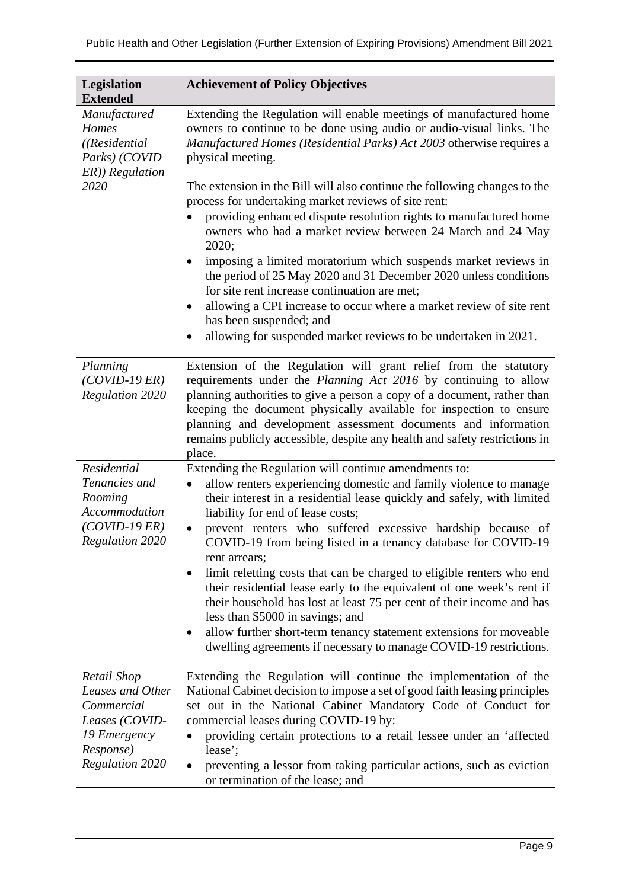| Legislation Extended | Achievement of Policy Objectives |
|---|---|
| *Manufactured Homes ((Residential Parks) (COVID ER)) Regulation 2020* | Extending the Regulation will enable meetings of manufactured home owners to continue to be done using audio or audio-visual links. The *Manufactured Homes (Residential Parks) Act 2003* otherwise requires a physical meeting.<br><br>The extension in the Bill will also continue the following changes to the process for undertaking market reviews of site rent:<br>• providing enhanced dispute resolution rights to manufactured home owners who had a market review between 24 March and 24 May 2020;<br>• imposing a limited moratorium which suspends market reviews in the period of 25 May 2020 and 31 December 2020 unless conditions for site rent increase continuation are met;<br>• allowing a CPI increase to occur where a market review of site rent has been suspended; and<br>• allowing for suspended market reviews to be undertaken in 2021. |
| *Planning (COVID-19 ER) Regulation 2020* | Extension of the Regulation will grant relief from the statutory requirements under the *Planning Act 2016* by continuing to allow planning authorities to give a person a copy of a document, rather than keeping the document physically available for inspection to ensure planning and development assessment documents and information remains publicly accessible, despite any health and safety restrictions in place. |
| *Residential Tenancies and Rooming Accommodation (COVID-19 ER) Regulation 2020* | Extending the Regulation will continue amendments to:<br>• allow renters experiencing domestic and family violence to manage their interest in a residential lease quickly and safely, with limited liability for end of lease costs;<br>• prevent renters who suffered excessive hardship because of COVID-19 from being listed in a tenancy database for COVID-19 rent arrears;<br>• limit reletting costs that can be charged to eligible renters who end their residential lease early to the equivalent of one week's rent if their household has lost at least 75 per cent of their income and has less than $5000 in savings; and<br>• allow further short-term tenancy statement extensions for moveable dwelling agreements if necessary to manage COVID-19 restrictions. |
| *Retail Shop Leases and Other Commercial Leases (COVID-19 Emergency Response) Regulation 2020* | Extending the Regulation will continue the implementation of the National Cabinet decision to impose a set of good faith leasing principles set out in the National Cabinet Mandatory Code of Conduct for commercial leases during COVID-19 by:<br>• providing certain protections to a retail lessee under an 'affected lease';<br>• preventing a lessor from taking particular actions, such as eviction or termination of the lease; and |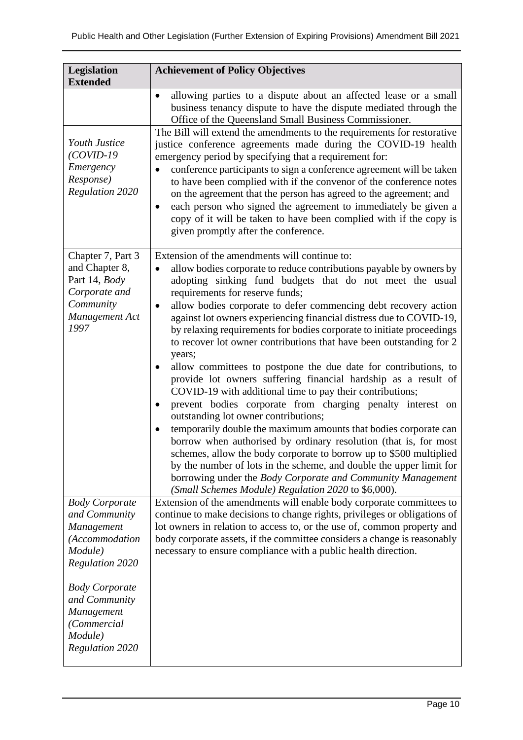| Legislation Extended | Achievement of Policy Objectives |
|---|---|
| | • allowing parties to a dispute about an affected lease or a small business tenancy dispute to have the dispute mediated through the Office of the Queensland Small Business Commissioner. |
| *Youth Justice (COVID-19 Emergency Response) Regulation 2020* | The Bill will extend the amendments to the requirements for restorative justice conference agreements made during the COVID-19 health emergency period by specifying that a requirement for:<br>• conference participants to sign a conference agreement will be taken to have been complied with if the convenor of the conference notes on the agreement that the person has agreed to the agreement; and<br>• each person who signed the agreement to immediately be given a copy of it will be taken to have been complied with if the copy is given promptly after the conference. |
| Chapter 7, Part 3 and Chapter 8, Part 14, *Body Corporate and Community Management Act 1997* | Extension of the amendments will continue to:<br>• allow bodies corporate to reduce contributions payable by owners by adopting sinking fund budgets that do not meet the usual requirements for reserve funds;<br>• allow bodies corporate to defer commencing debt recovery action against lot owners experiencing financial distress due to COVID-19, by relaxing requirements for bodies corporate to initiate proceedings to recover lot owner contributions that have been outstanding for 2 years;<br>• allow committees to postpone the due date for contributions, to provide lot owners suffering financial hardship as a result of COVID-19 with additional time to pay their contributions;<br>• prevent bodies corporate from charging penalty interest on outstanding lot owner contributions;<br>• temporarily double the maximum amounts that bodies corporate can borrow when authorised by ordinary resolution (that is, for most schemes, allow the body corporate to borrow up to \$500 multiplied by the number of lots in the scheme, and double the upper limit for borrowing under the *Body Corporate and Community Management (Small Schemes Module) Regulation 2020* to \$6,000). |
| *Body Corporate and Community Management (Accommodation Module) Regulation 2020*<br><br>*Body Corporate and Community Management (Commercial Module) Regulation 2020* | Extension of the amendments will enable body corporate committees to continue to make decisions to change rights, privileges or obligations of lot owners in relation to access to, or the use of, common property and body corporate assets, if the committee considers a change is reasonably necessary to ensure compliance with a public health direction. |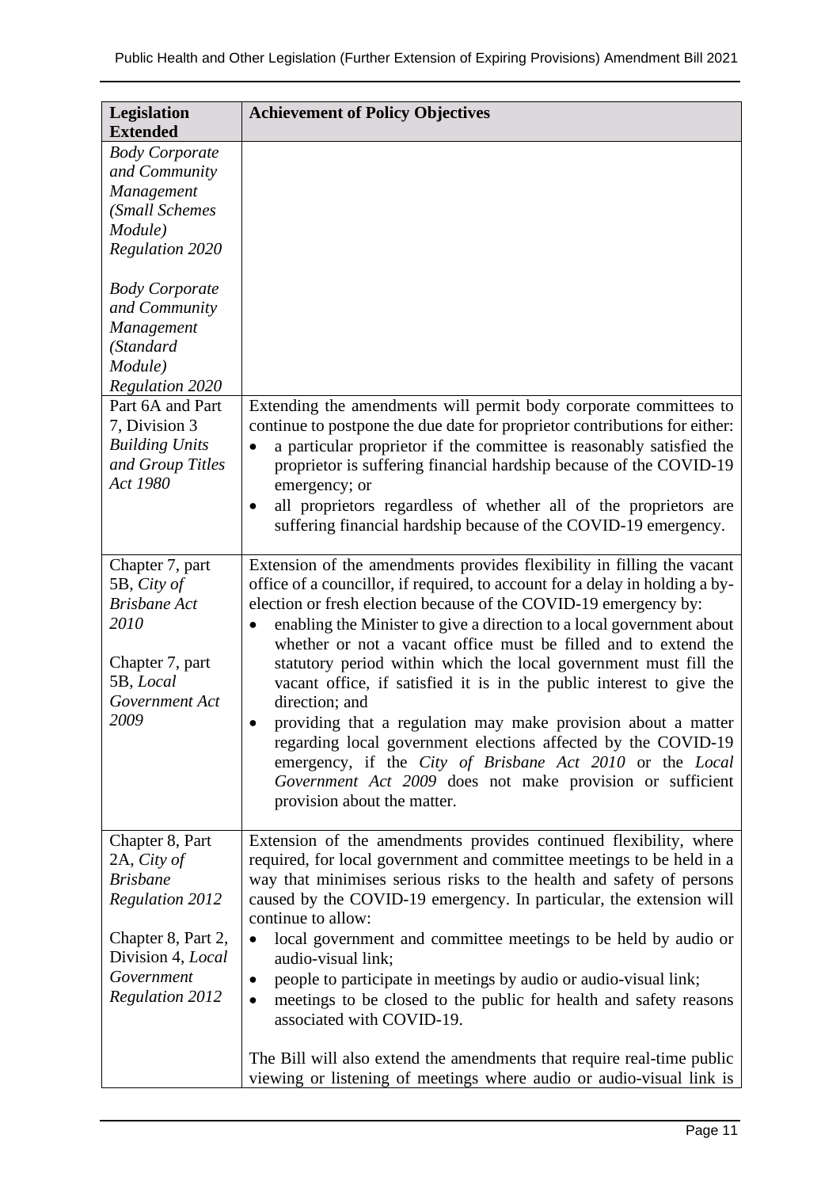| Legislation Extended | Achievement of Policy Objectives |
|---|---|
| *Body Corporate and Community Management (Small Schemes Module) Regulation 2020*<br><br>*Body Corporate and Community Management (Standard Module) Regulation 2020* | |
| Part 6A and Part 7, Division 3 *Building Units and Group Titles Act 1980* | Extending the amendments will permit body corporate committees to continue to postpone the due date for proprietor contributions for either:<br>• a particular proprietor if the committee is reasonably satisfied the proprietor is suffering financial hardship because of the COVID-19 emergency; or<br>• all proprietors regardless of whether all of the proprietors are suffering financial hardship because of the COVID-19 emergency. |
| Chapter 7, part 5B, *City of Brisbane Act 2010*<br><br>Chapter 7, part 5B, *Local Government Act 2009* | Extension of the amendments provides flexibility in filling the vacant office of a councillor, if required, to account for a delay in holding a by-election or fresh election because of the COVID-19 emergency by:<br>• enabling the Minister to give a direction to a local government about whether or not a vacant office must be filled and to extend the statutory period within which the local government must fill the vacant office, if satisfied it is in the public interest to give the direction; and<br>• providing that a regulation may make provision about a matter regarding local government elections affected by the COVID-19 emergency, if the *City of Brisbane Act 2010* or the *Local Government Act 2009* does not make provision or sufficient provision about the matter. |
| Chapter 8, Part 2A, *City of Brisbane Regulation 2012*<br><br>Chapter 8, Part 2, Division 4, *Local Government Regulation 2012* | Extension of the amendments provides continued flexibility, where required, for local government and committee meetings to be held in a way that minimises serious risks to the health and safety of persons caused by the COVID-19 emergency. In particular, the extension will continue to allow:<br>• local government and committee meetings to be held by audio or audio-visual link;<br>• people to participate in meetings by audio or audio-visual link;<br>• meetings to be closed to the public for health and safety reasons associated with COVID-19.<br><br>The Bill will also extend the amendments that require real-time public viewing or listening of meetings where audio or audio-visual link is |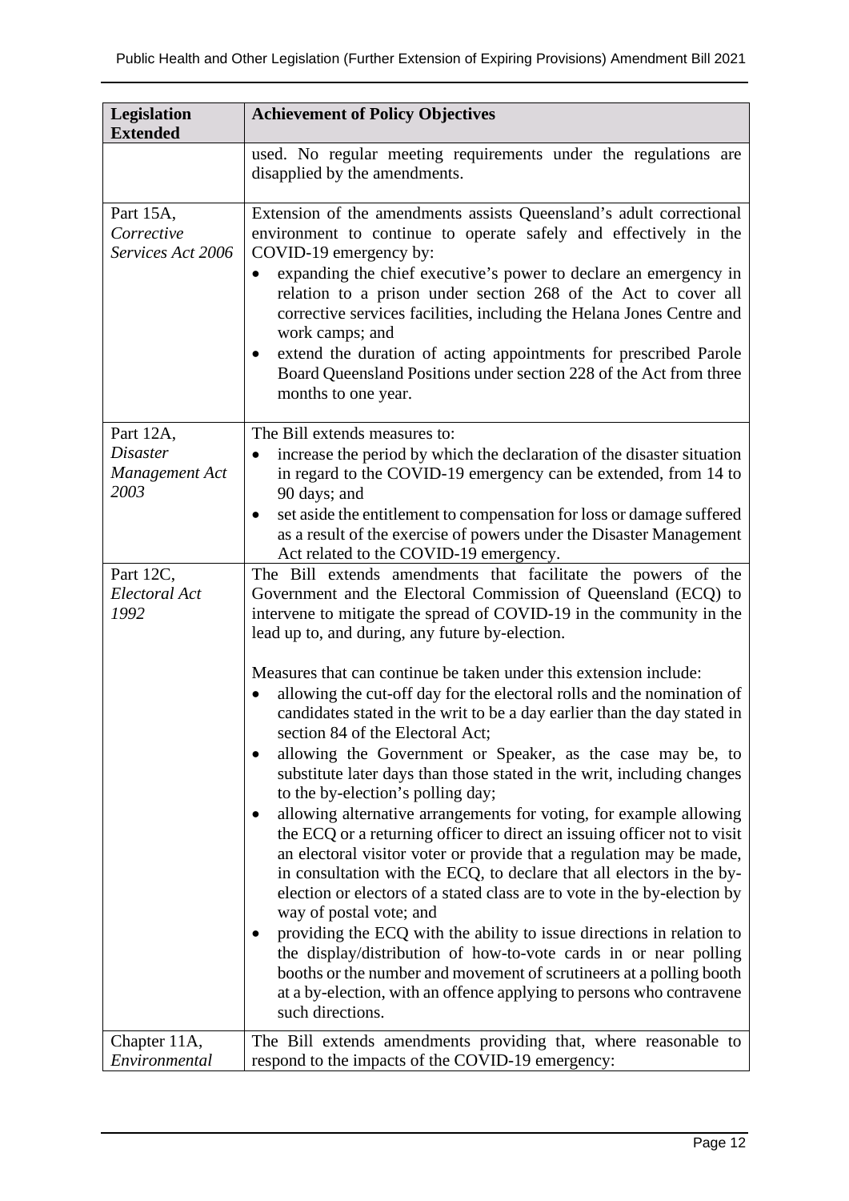| Legislation Extended | Achievement of Policy Objectives |
|---|---|
| | used. No regular meeting requirements under the regulations are disapplied by the amendments. |
| Part 15A, *Corrective Services Act 2006* | Extension of the amendments assists Queensland's adult correctional environment to continue to operate safely and effectively in the COVID-19 emergency by:<br>• expanding the chief executive's power to declare an emergency in relation to a prison under section 268 of the Act to cover all corrective services facilities, including the Helana Jones Centre and work camps; and<br>• extend the duration of acting appointments for prescribed Parole Board Queensland Positions under section 228 of the Act from three months to one year. |
| Part 12A, *Disaster Management Act 2003* | The Bill extends measures to:<br>• increase the period by which the declaration of the disaster situation in regard to the COVID-19 emergency can be extended, from 14 to 90 days; and<br>• set aside the entitlement to compensation for loss or damage suffered as a result of the exercise of powers under the Disaster Management Act related to the COVID-19 emergency. |
| Part 12C, *Electoral Act 1992* | The Bill extends amendments that facilitate the powers of the Government and the Electoral Commission of Queensland (ECQ) to intervene to mitigate the spread of COVID-19 in the community in the lead up to, and during, any future by-election.<br><br>Measures that can continue be taken under this extension include:<br>• allowing the cut-off day for the electoral rolls and the nomination of candidates stated in the writ to be a day earlier than the day stated in section 84 of the Electoral Act;<br>• allowing the Government or Speaker, as the case may be, to substitute later days than those stated in the writ, including changes to the by-election's polling day;<br>• allowing alternative arrangements for voting, for example allowing the ECQ or a returning officer to direct an issuing officer not to visit an electoral visitor voter or provide that a regulation may be made, in consultation with the ECQ, to declare that all electors in the by-election or electors of a stated class are to vote in the by-election by way of postal vote; and<br>• providing the ECQ with the ability to issue directions in relation to the display/distribution of how-to-vote cards in or near polling booths or the number and movement of scrutineers at a polling booth at a by-election, with an offence applying to persons who contravene such directions. |
| Chapter 11A, *Environmental* | The Bill extends amendments providing that, where reasonable to respond to the impacts of the COVID-19 emergency: |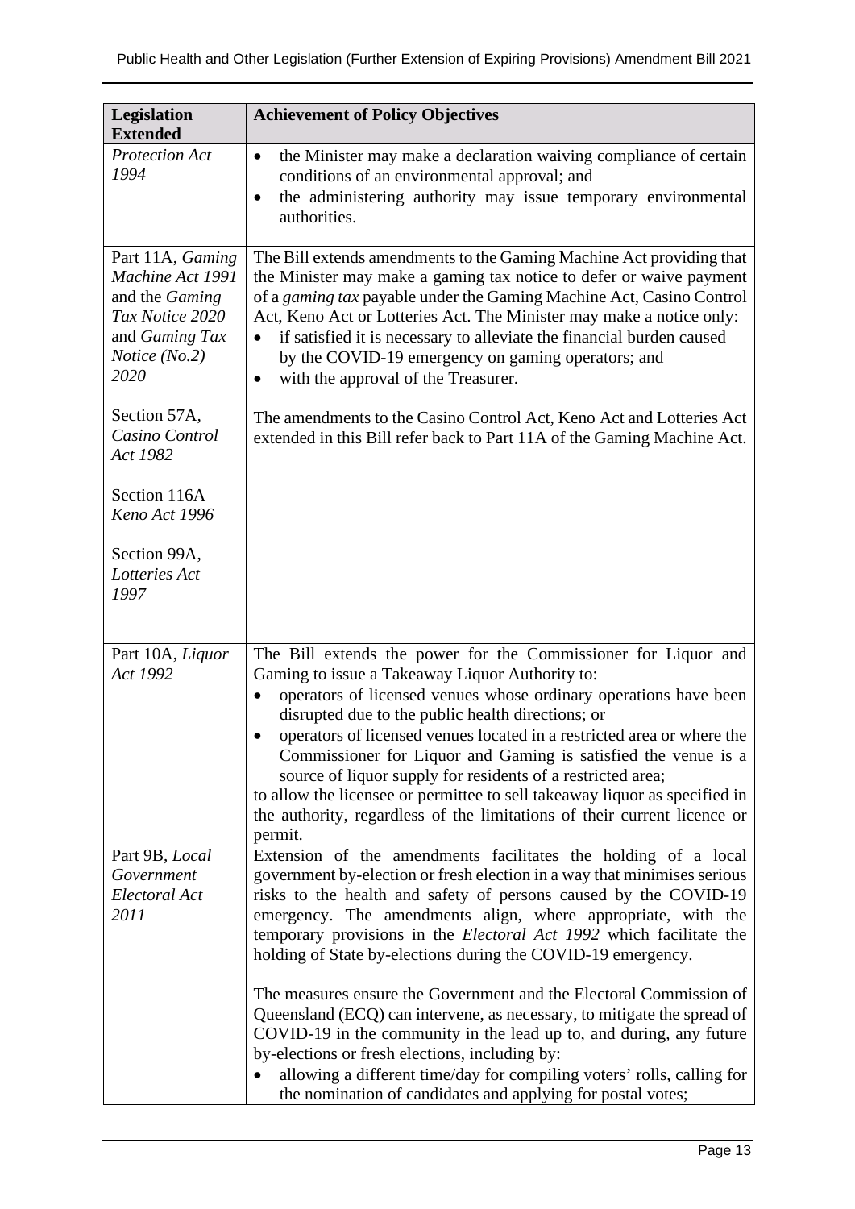| Legislation Extended | Achievement of Policy Objectives |
|---|---|
| *Protection Act 1994* | • the Minister may make a declaration waiving compliance of certain conditions of an environmental approval; and<br>• the administering authority may issue temporary environmental authorities. |
| Part 11A, *Gaming Machine Act 1991* and the *Gaming Tax Notice 2020* and *Gaming Tax Notice (No.2) 2020*<br><br>Section 57A, *Casino Control Act 1982*<br><br>Section 116A *Keno Act 1996*<br><br>Section 99A, *Lotteries Act 1997* | The Bill extends amendments to the Gaming Machine Act providing that the Minister may make a gaming tax notice to defer or waive payment of a *gaming tax* payable under the Gaming Machine Act, Casino Control Act, Keno Act or Lotteries Act. The Minister may make a notice only:<br>• if satisfied it is necessary to alleviate the financial burden caused by the COVID-19 emergency on gaming operators; and<br>• with the approval of the Treasurer.<br><br>The amendments to the Casino Control Act, Keno Act and Lotteries Act extended in this Bill refer back to Part 11A of the Gaming Machine Act. |
| Part 10A, *Liquor Act 1992* | The Bill extends the power for the Commissioner for Liquor and Gaming to issue a Takeaway Liquor Authority to:<br>• operators of licensed venues whose ordinary operations have been disrupted due to the public health directions; or<br>• operators of licensed venues located in a restricted area or where the Commissioner for Liquor and Gaming is satisfied the venue is a source of liquor supply for residents of a restricted area;<br>to allow the licensee or permittee to sell takeaway liquor as specified in the authority, regardless of the limitations of their current licence or permit. |
| Part 9B, *Local Government Electoral Act 2011* | Extension of the amendments facilitates the holding of a local government by-election or fresh election in a way that minimises serious risks to the health and safety of persons caused by the COVID-19 emergency. The amendments align, where appropriate, with the temporary provisions in the *Electoral Act 1992* which facilitate the holding of State by-elections during the COVID-19 emergency.<br><br>The measures ensure the Government and the Electoral Commission of Queensland (ECQ) can intervene, as necessary, to mitigate the spread of COVID-19 in the community in the lead up to, and during, any future by-elections or fresh elections, including by:<br>• allowing a different time/day for compiling voters' rolls, calling for the nomination of candidates and applying for postal votes; |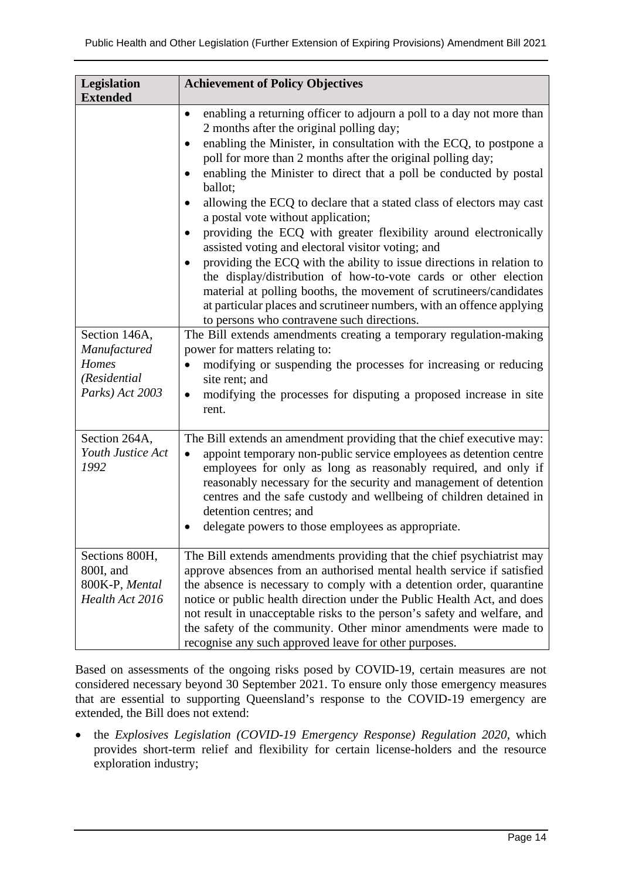| Legislation Extended | Achievement of Policy Objectives |
|---|---|
| | • enabling a returning officer to adjourn a poll to a day not more than 2 months after the original polling day;<br>• enabling the Minister, in consultation with the ECQ, to postpone a poll for more than 2 months after the original polling day;<br>• enabling the Minister to direct that a poll be conducted by postal ballot;<br>• allowing the ECQ to declare that a stated class of electors may cast a postal vote without application;<br>• providing the ECQ with greater flexibility around electronically assisted voting and electoral visitor voting; and<br>• providing the ECQ with the ability to issue directions in relation to the display/distribution of how-to-vote cards or other election material at polling booths, the movement of scrutineers/candidates at particular places and scrutineer numbers, with an offence applying to persons who contravene such directions. |
| Section 146A, *Manufactured Homes (Residential Parks) Act 2003* | The Bill extends amendments creating a temporary regulation-making power for matters relating to:<br>• modifying or suspending the processes for increasing or reducing site rent; and<br>• modifying the processes for disputing a proposed increase in site rent. |
| Section 264A, *Youth Justice Act 1992* | The Bill extends an amendment providing that the chief executive may:<br>• appoint temporary non-public service employees as detention centre employees for only as long as reasonably required, and only if reasonably necessary for the security and management of detention centres and the safe custody and wellbeing of children detained in detention centres; and<br>• delegate powers to those employees as appropriate. |
| Sections 800H, 800I, and 800K-P, *Mental Health Act 2016* | The Bill extends amendments providing that the chief psychiatrist may approve absences from an authorised mental health service if satisfied the absence is necessary to comply with a detention order, quarantine notice or public health direction under the Public Health Act, and does not result in unacceptable risks to the person's safety and welfare, and the safety of the community. Other minor amendments were made to recognise any such approved leave for other purposes. |

Based on assessments of the ongoing risks posed by COVID-19, certain measures are not considered necessary beyond 30 September 2021. To ensure only those emergency measures that are essential to supporting Queensland's response to the COVID-19 emergency are extended, the Bill does not extend:

- the *Explosives Legislation (COVID-19 Emergency Response) Regulation 2020*, which provides short-term relief and flexibility for certain license-holders and the resource exploration industry;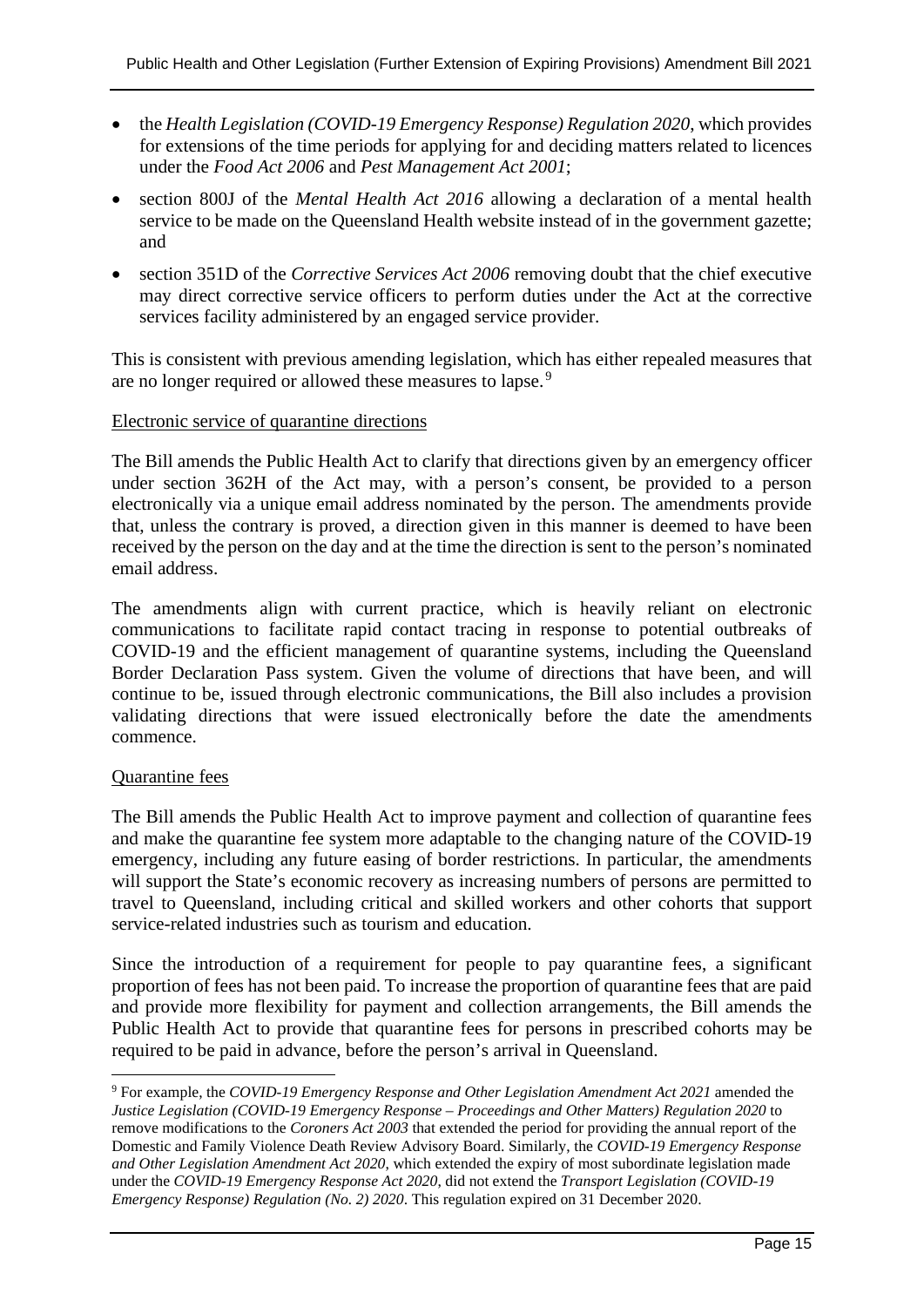- the *Health Legislation (COVID-19 Emergency Response) Regulation 2020*, which provides for extensions of the time periods for applying for and deciding matters related to licences under the *Food Act 2006* and *Pest Management Act 2001*;
- section 800J of the *Mental Health Act 2016* allowing a declaration of a mental health service to be made on the Queensland Health website instead of in the government gazette; and
- section 351D of the *Corrective Services Act 2006* removing doubt that the chief executive may direct corrective service officers to perform duties under the Act at the corrective services facility administered by an engaged service provider.

This is consistent with previous amending legislation, which has either repealed measures that are no longer required or allowed these measures to lapse.[9]

Electronic service of quarantine directions

The Bill amends the Public Health Act to clarify that directions given by an emergency officer under section 362H of the Act may, with a person's consent, be provided to a person electronically via a unique email address nominated by the person. The amendments provide that, unless the contrary is proved, a direction given in this manner is deemed to have been received by the person on the day and at the time the direction is sent to the person's nominated email address.

The amendments align with current practice, which is heavily reliant on electronic communications to facilitate rapid contact tracing in response to potential outbreaks of COVID-19 and the efficient management of quarantine systems, including the Queensland Border Declaration Pass system. Given the volume of directions that have been, and will continue to be, issued through electronic communications, the Bill also includes a provision validating directions that were issued electronically before the date the amendments commence.

Quarantine fees

The Bill amends the Public Health Act to improve payment and collection of quarantine fees and make the quarantine fee system more adaptable to the changing nature of the COVID-19 emergency, including any future easing of border restrictions. In particular, the amendments will support the State's economic recovery as increasing numbers of persons are permitted to travel to Queensland, including critical and skilled workers and other cohorts that support service-related industries such as tourism and education.

Since the introduction of a requirement for people to pay quarantine fees, a significant proportion of fees has not been paid. To increase the proportion of quarantine fees that are paid and provide more flexibility for payment and collection arrangements, the Bill amends the Public Health Act to provide that quarantine fees for persons in prescribed cohorts may be required to be paid in advance, before the person's arrival in Queensland.

---

[9] For example, the *COVID-19 Emergency Response and Other Legislation Amendment Act 2021* amended the *Justice Legislation (COVID-19 Emergency Response – Proceedings and Other Matters) Regulation 2020* to remove modifications to the *Coroners Act 2003* that extended the period for providing the annual report of the Domestic and Family Violence Death Review Advisory Board. Similarly, the *COVID-19 Emergency Response and Other Legislation Amendment Act 2020*, which extended the expiry of most subordinate legislation made under the *COVID-19 Emergency Response Act 2020*, did not extend the *Transport Legislation (COVID-19 Emergency Response) Regulation (No. 2) 2020*. This regulation expired on 31 December 2020.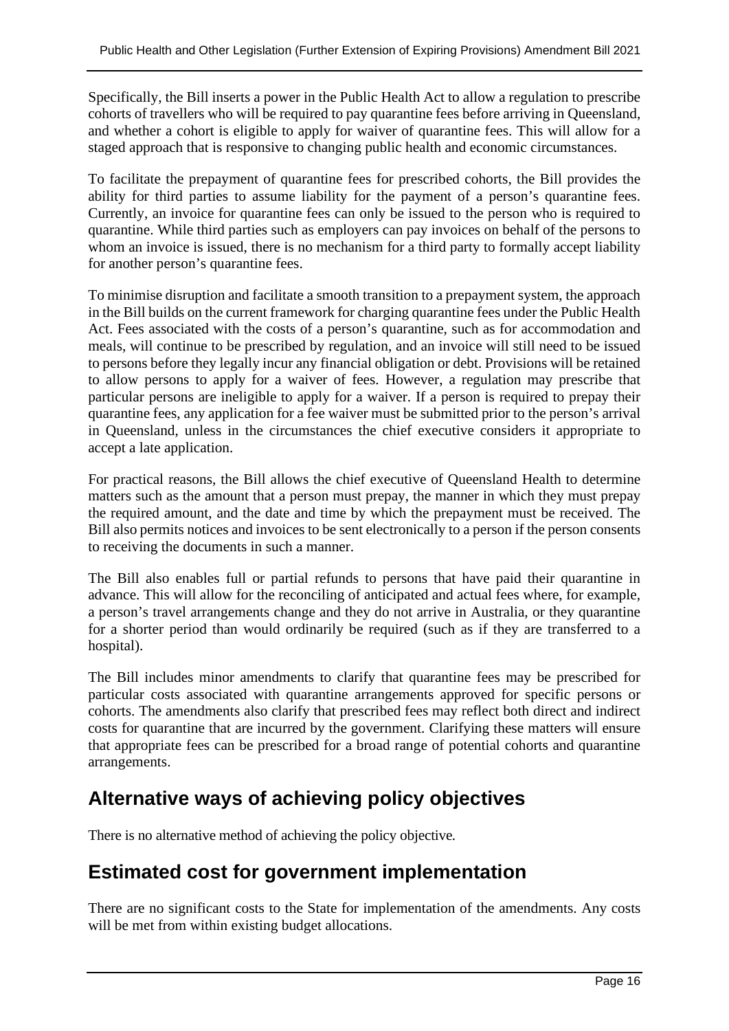Specifically, the Bill inserts a power in the Public Health Act to allow a regulation to prescribe cohorts of travellers who will be required to pay quarantine fees before arriving in Queensland, and whether a cohort is eligible to apply for waiver of quarantine fees. This will allow for a staged approach that is responsive to changing public health and economic circumstances.

To facilitate the prepayment of quarantine fees for prescribed cohorts, the Bill provides the ability for third parties to assume liability for the payment of a person's quarantine fees. Currently, an invoice for quarantine fees can only be issued to the person who is required to quarantine. While third parties such as employers can pay invoices on behalf of the persons to whom an invoice is issued, there is no mechanism for a third party to formally accept liability for another person's quarantine fees.

To minimise disruption and facilitate a smooth transition to a prepayment system, the approach in the Bill builds on the current framework for charging quarantine fees under the Public Health Act. Fees associated with the costs of a person's quarantine, such as for accommodation and meals, will continue to be prescribed by regulation, and an invoice will still need to be issued to persons before they legally incur any financial obligation or debt. Provisions will be retained to allow persons to apply for a waiver of fees. However, a regulation may prescribe that particular persons are ineligible to apply for a waiver. If a person is required to prepay their quarantine fees, any application for a fee waiver must be submitted prior to the person's arrival in Queensland, unless in the circumstances the chief executive considers it appropriate to accept a late application.

For practical reasons, the Bill allows the chief executive of Queensland Health to determine matters such as the amount that a person must prepay, the manner in which they must prepay the required amount, and the date and time by which the prepayment must be received. The Bill also permits notices and invoices to be sent electronically to a person if the person consents to receiving the documents in such a manner.

The Bill also enables full or partial refunds to persons that have paid their quarantine in advance. This will allow for the reconciling of anticipated and actual fees where, for example, a person's travel arrangements change and they do not arrive in Australia, or they quarantine for a shorter period than would ordinarily be required (such as if they are transferred to a hospital).

The Bill includes minor amendments to clarify that quarantine fees may be prescribed for particular costs associated with quarantine arrangements approved for specific persons or cohorts. The amendments also clarify that prescribed fees may reflect both direct and indirect costs for quarantine that are incurred by the government. Clarifying these matters will ensure that appropriate fees can be prescribed for a broad range of potential cohorts and quarantine arrangements.

## Alternative ways of achieving policy objectives

There is no alternative method of achieving the policy objective.

## Estimated cost for government implementation

There are no significant costs to the State for implementation of the amendments. Any costs will be met from within existing budget allocations.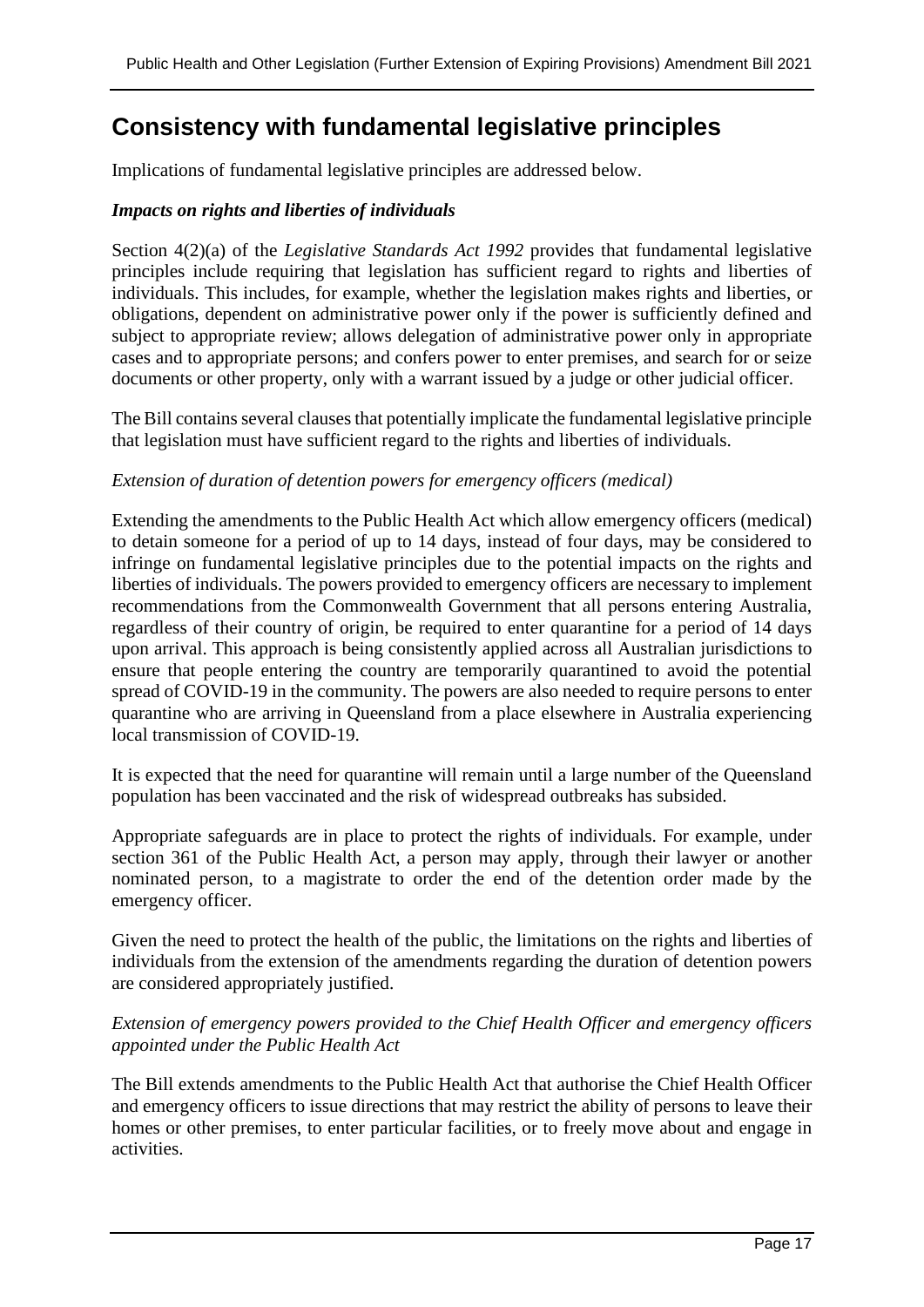## Consistency with fundamental legislative principles

Implications of fundamental legislative principles are addressed below.

### *Impacts on rights and liberties of individuals*

Section 4(2)(a) of the *Legislative Standards Act 1992* provides that fundamental legislative principles include requiring that legislation has sufficient regard to rights and liberties of individuals. This includes, for example, whether the legislation makes rights and liberties, or obligations, dependent on administrative power only if the power is sufficiently defined and subject to appropriate review; allows delegation of administrative power only in appropriate cases and to appropriate persons; and confers power to enter premises, and search for or seize documents or other property, only with a warrant issued by a judge or other judicial officer.

The Bill contains several clauses that potentially implicate the fundamental legislative principle that legislation must have sufficient regard to the rights and liberties of individuals.

*Extension of duration of detention powers for emergency officers (medical)*

Extending the amendments to the Public Health Act which allow emergency officers (medical) to detain someone for a period of up to 14 days, instead of four days, may be considered to infringe on fundamental legislative principles due to the potential impacts on the rights and liberties of individuals. The powers provided to emergency officers are necessary to implement recommendations from the Commonwealth Government that all persons entering Australia, regardless of their country of origin, be required to enter quarantine for a period of 14 days upon arrival. This approach is being consistently applied across all Australian jurisdictions to ensure that people entering the country are temporarily quarantined to avoid the potential spread of COVID-19 in the community. The powers are also needed to require persons to enter quarantine who are arriving in Queensland from a place elsewhere in Australia experiencing local transmission of COVID-19.

It is expected that the need for quarantine will remain until a large number of the Queensland population has been vaccinated and the risk of widespread outbreaks has subsided.

Appropriate safeguards are in place to protect the rights of individuals. For example, under section 361 of the Public Health Act, a person may apply, through their lawyer or another nominated person, to a magistrate to order the end of the detention order made by the emergency officer.

Given the need to protect the health of the public, the limitations on the rights and liberties of individuals from the extension of the amendments regarding the duration of detention powers are considered appropriately justified.

*Extension of emergency powers provided to the Chief Health Officer and emergency officers appointed under the Public Health Act*

The Bill extends amendments to the Public Health Act that authorise the Chief Health Officer and emergency officers to issue directions that may restrict the ability of persons to leave their homes or other premises, to enter particular facilities, or to freely move about and engage in activities.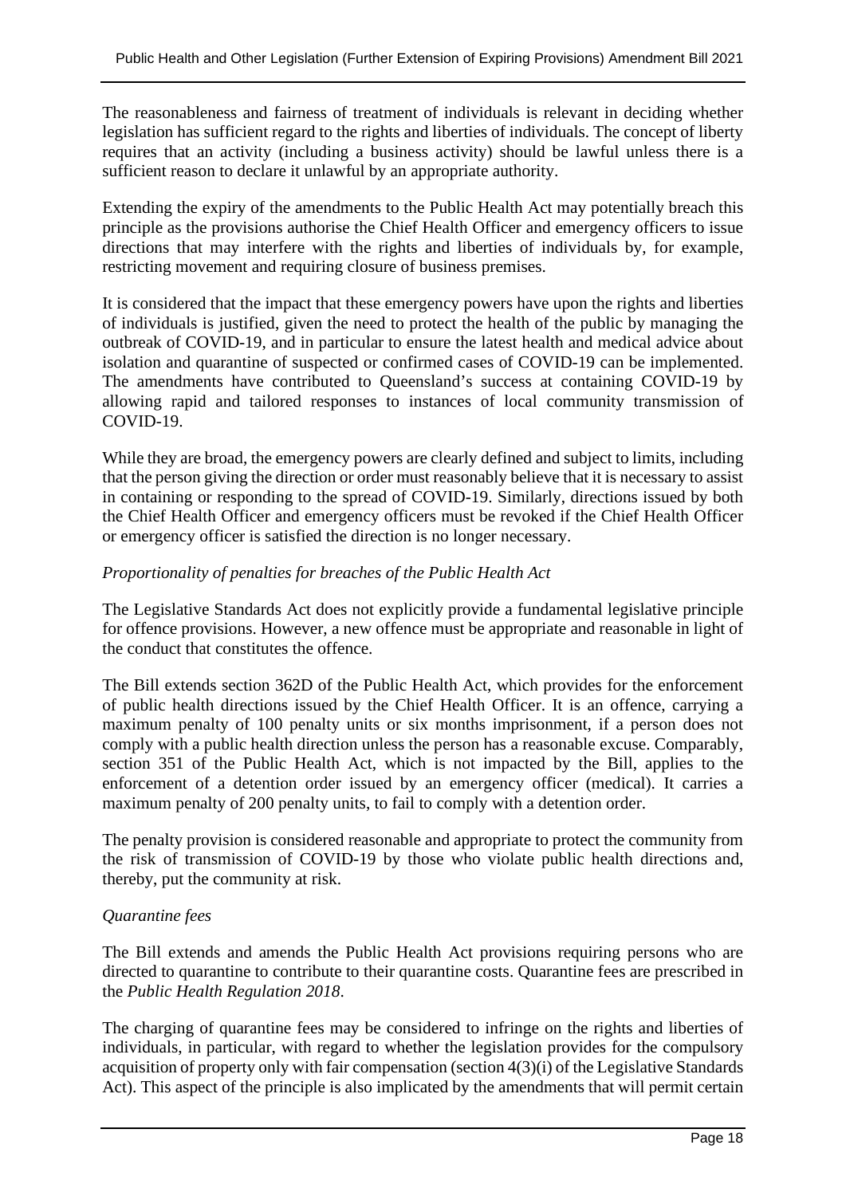The reasonableness and fairness of treatment of individuals is relevant in deciding whether legislation has sufficient regard to the rights and liberties of individuals. The concept of liberty requires that an activity (including a business activity) should be lawful unless there is a sufficient reason to declare it unlawful by an appropriate authority.

Extending the expiry of the amendments to the Public Health Act may potentially breach this principle as the provisions authorise the Chief Health Officer and emergency officers to issue directions that may interfere with the rights and liberties of individuals by, for example, restricting movement and requiring closure of business premises.

It is considered that the impact that these emergency powers have upon the rights and liberties of individuals is justified, given the need to protect the health of the public by managing the outbreak of COVID-19, and in particular to ensure the latest health and medical advice about isolation and quarantine of suspected or confirmed cases of COVID-19 can be implemented. The amendments have contributed to Queensland's success at containing COVID-19 by allowing rapid and tailored responses to instances of local community transmission of COVID-19.

While they are broad, the emergency powers are clearly defined and subject to limits, including that the person giving the direction or order must reasonably believe that it is necessary to assist in containing or responding to the spread of COVID-19. Similarly, directions issued by both the Chief Health Officer and emergency officers must be revoked if the Chief Health Officer or emergency officer is satisfied the direction is no longer necessary.

*Proportionality of penalties for breaches of the Public Health Act*

The Legislative Standards Act does not explicitly provide a fundamental legislative principle for offence provisions. However, a new offence must be appropriate and reasonable in light of the conduct that constitutes the offence.

The Bill extends section 362D of the Public Health Act, which provides for the enforcement of public health directions issued by the Chief Health Officer. It is an offence, carrying a maximum penalty of 100 penalty units or six months imprisonment, if a person does not comply with a public health direction unless the person has a reasonable excuse. Comparably, section 351 of the Public Health Act, which is not impacted by the Bill, applies to the enforcement of a detention order issued by an emergency officer (medical). It carries a maximum penalty of 200 penalty units, to fail to comply with a detention order.

The penalty provision is considered reasonable and appropriate to protect the community from the risk of transmission of COVID-19 by those who violate public health directions and, thereby, put the community at risk.

*Quarantine fees*

The Bill extends and amends the Public Health Act provisions requiring persons who are directed to quarantine to contribute to their quarantine costs. Quarantine fees are prescribed in the *Public Health Regulation 2018*.

The charging of quarantine fees may be considered to infringe on the rights and liberties of individuals, in particular, with regard to whether the legislation provides for the compulsory acquisition of property only with fair compensation (section 4(3)(i) of the Legislative Standards Act). This aspect of the principle is also implicated by the amendments that will permit certain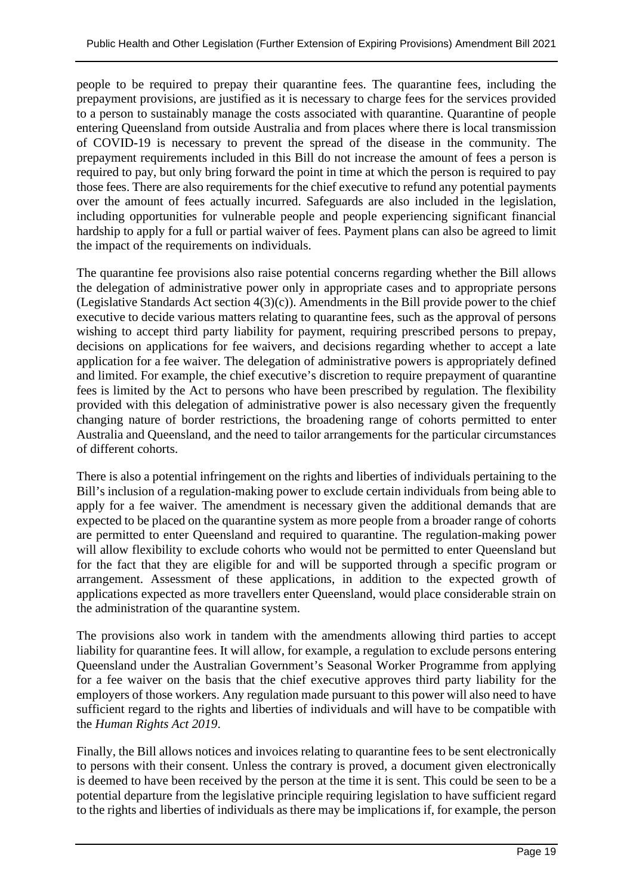people to be required to prepay their quarantine fees. The quarantine fees, including the prepayment provisions, are justified as it is necessary to charge fees for the services provided to a person to sustainably manage the costs associated with quarantine. Quarantine of people entering Queensland from outside Australia and from places where there is local transmission of COVID-19 is necessary to prevent the spread of the disease in the community. The prepayment requirements included in this Bill do not increase the amount of fees a person is required to pay, but only bring forward the point in time at which the person is required to pay those fees. There are also requirements for the chief executive to refund any potential payments over the amount of fees actually incurred. Safeguards are also included in the legislation, including opportunities for vulnerable people and people experiencing significant financial hardship to apply for a full or partial waiver of fees. Payment plans can also be agreed to limit the impact of the requirements on individuals.

The quarantine fee provisions also raise potential concerns regarding whether the Bill allows the delegation of administrative power only in appropriate cases and to appropriate persons (Legislative Standards Act section 4(3)(c)). Amendments in the Bill provide power to the chief executive to decide various matters relating to quarantine fees, such as the approval of persons wishing to accept third party liability for payment, requiring prescribed persons to prepay, decisions on applications for fee waivers, and decisions regarding whether to accept a late application for a fee waiver. The delegation of administrative powers is appropriately defined and limited. For example, the chief executive's discretion to require prepayment of quarantine fees is limited by the Act to persons who have been prescribed by regulation. The flexibility provided with this delegation of administrative power is also necessary given the frequently changing nature of border restrictions, the broadening range of cohorts permitted to enter Australia and Queensland, and the need to tailor arrangements for the particular circumstances of different cohorts.

There is also a potential infringement on the rights and liberties of individuals pertaining to the Bill's inclusion of a regulation-making power to exclude certain individuals from being able to apply for a fee waiver. The amendment is necessary given the additional demands that are expected to be placed on the quarantine system as more people from a broader range of cohorts are permitted to enter Queensland and required to quarantine. The regulation-making power will allow flexibility to exclude cohorts who would not be permitted to enter Queensland but for the fact that they are eligible for and will be supported through a specific program or arrangement. Assessment of these applications, in addition to the expected growth of applications expected as more travellers enter Queensland, would place considerable strain on the administration of the quarantine system.

The provisions also work in tandem with the amendments allowing third parties to accept liability for quarantine fees. It will allow, for example, a regulation to exclude persons entering Queensland under the Australian Government's Seasonal Worker Programme from applying for a fee waiver on the basis that the chief executive approves third party liability for the employers of those workers. Any regulation made pursuant to this power will also need to have sufficient regard to the rights and liberties of individuals and will have to be compatible with the *Human Rights Act 2019*.

Finally, the Bill allows notices and invoices relating to quarantine fees to be sent electronically to persons with their consent. Unless the contrary is proved, a document given electronically is deemed to have been received by the person at the time it is sent. This could be seen to be a potential departure from the legislative principle requiring legislation to have sufficient regard to the rights and liberties of individuals as there may be implications if, for example, the person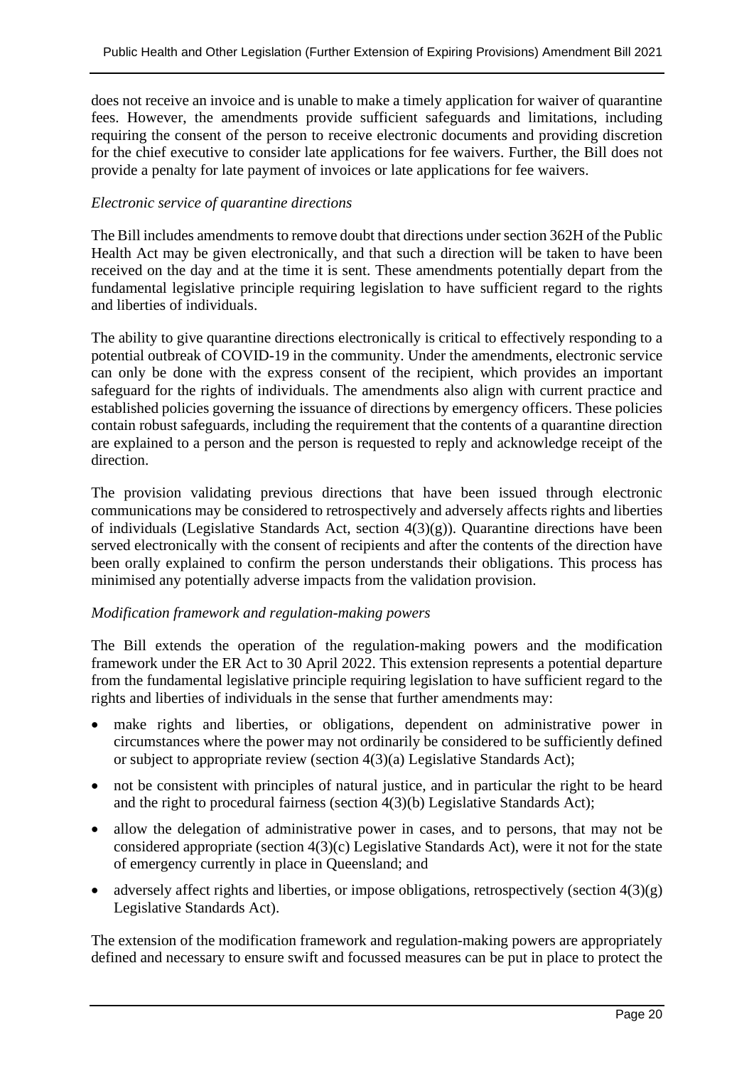does not receive an invoice and is unable to make a timely application for waiver of quarantine fees. However, the amendments provide sufficient safeguards and limitations, including requiring the consent of the person to receive electronic documents and providing discretion for the chief executive to consider late applications for fee waivers. Further, the Bill does not provide a penalty for late payment of invoices or late applications for fee waivers.

*Electronic service of quarantine directions*

The Bill includes amendments to remove doubt that directions under section 362H of the Public Health Act may be given electronically, and that such a direction will be taken to have been received on the day and at the time it is sent. These amendments potentially depart from the fundamental legislative principle requiring legislation to have sufficient regard to the rights and liberties of individuals.

The ability to give quarantine directions electronically is critical to effectively responding to a potential outbreak of COVID-19 in the community. Under the amendments, electronic service can only be done with the express consent of the recipient, which provides an important safeguard for the rights of individuals. The amendments also align with current practice and established policies governing the issuance of directions by emergency officers. These policies contain robust safeguards, including the requirement that the contents of a quarantine direction are explained to a person and the person is requested to reply and acknowledge receipt of the direction.

The provision validating previous directions that have been issued through electronic communications may be considered to retrospectively and adversely affects rights and liberties of individuals (Legislative Standards Act, section 4(3)(g)). Quarantine directions have been served electronically with the consent of recipients and after the contents of the direction have been orally explained to confirm the person understands their obligations. This process has minimised any potentially adverse impacts from the validation provision.

*Modification framework and regulation-making powers*

The Bill extends the operation of the regulation-making powers and the modification framework under the ER Act to 30 April 2022. This extension represents a potential departure from the fundamental legislative principle requiring legislation to have sufficient regard to the rights and liberties of individuals in the sense that further amendments may:

- make rights and liberties, or obligations, dependent on administrative power in circumstances where the power may not ordinarily be considered to be sufficiently defined or subject to appropriate review (section 4(3)(a) Legislative Standards Act);
- not be consistent with principles of natural justice, and in particular the right to be heard and the right to procedural fairness (section 4(3)(b) Legislative Standards Act);
- allow the delegation of administrative power in cases, and to persons, that may not be considered appropriate (section 4(3)(c) Legislative Standards Act), were it not for the state of emergency currently in place in Queensland; and
- adversely affect rights and liberties, or impose obligations, retrospectively (section 4(3)(g) Legislative Standards Act).

The extension of the modification framework and regulation-making powers are appropriately defined and necessary to ensure swift and focussed measures can be put in place to protect the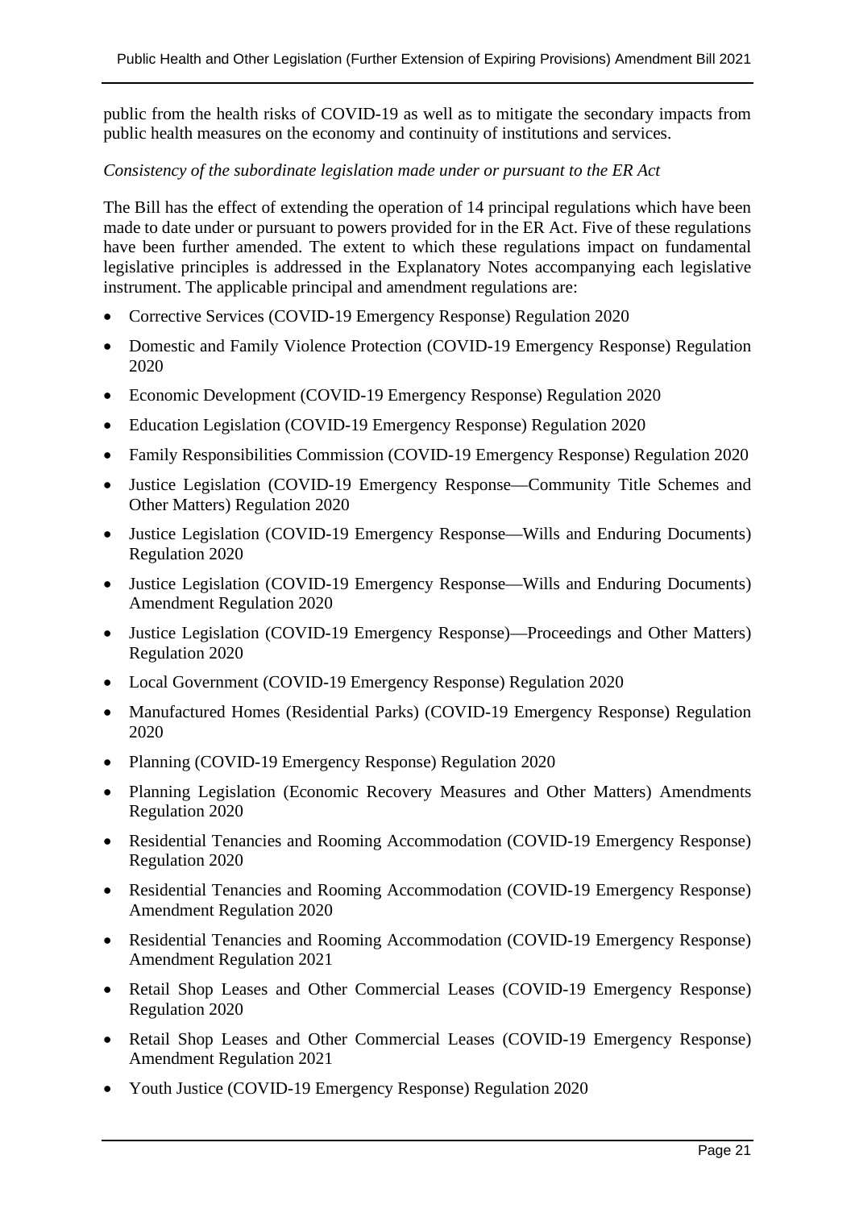public from the health risks of COVID-19 as well as to mitigate the secondary impacts from public health measures on the economy and continuity of institutions and services.

*Consistency of the subordinate legislation made under or pursuant to the ER Act*

The Bill has the effect of extending the operation of 14 principal regulations which have been made to date under or pursuant to powers provided for in the ER Act. Five of these regulations have been further amended. The extent to which these regulations impact on fundamental legislative principles is addressed in the Explanatory Notes accompanying each legislative instrument. The applicable principal and amendment regulations are:

- Corrective Services (COVID-19 Emergency Response) Regulation 2020
- Domestic and Family Violence Protection (COVID-19 Emergency Response) Regulation 2020
- Economic Development (COVID-19 Emergency Response) Regulation 2020
- Education Legislation (COVID-19 Emergency Response) Regulation 2020
- Family Responsibilities Commission (COVID-19 Emergency Response) Regulation 2020
- Justice Legislation (COVID-19 Emergency Response—Community Title Schemes and Other Matters) Regulation 2020
- Justice Legislation (COVID-19 Emergency Response—Wills and Enduring Documents) Regulation 2020
- Justice Legislation (COVID-19 Emergency Response—Wills and Enduring Documents) Amendment Regulation 2020
- Justice Legislation (COVID-19 Emergency Response)—Proceedings and Other Matters) Regulation 2020
- Local Government (COVID-19 Emergency Response) Regulation 2020
- Manufactured Homes (Residential Parks) (COVID-19 Emergency Response) Regulation 2020
- Planning (COVID-19 Emergency Response) Regulation 2020
- Planning Legislation (Economic Recovery Measures and Other Matters) Amendments Regulation 2020
- Residential Tenancies and Rooming Accommodation (COVID-19 Emergency Response) Regulation 2020
- Residential Tenancies and Rooming Accommodation (COVID-19 Emergency Response) Amendment Regulation 2020
- Residential Tenancies and Rooming Accommodation (COVID-19 Emergency Response) Amendment Regulation 2021
- Retail Shop Leases and Other Commercial Leases (COVID-19 Emergency Response) Regulation 2020
- Retail Shop Leases and Other Commercial Leases (COVID-19 Emergency Response) Amendment Regulation 2021
- Youth Justice (COVID-19 Emergency Response) Regulation 2020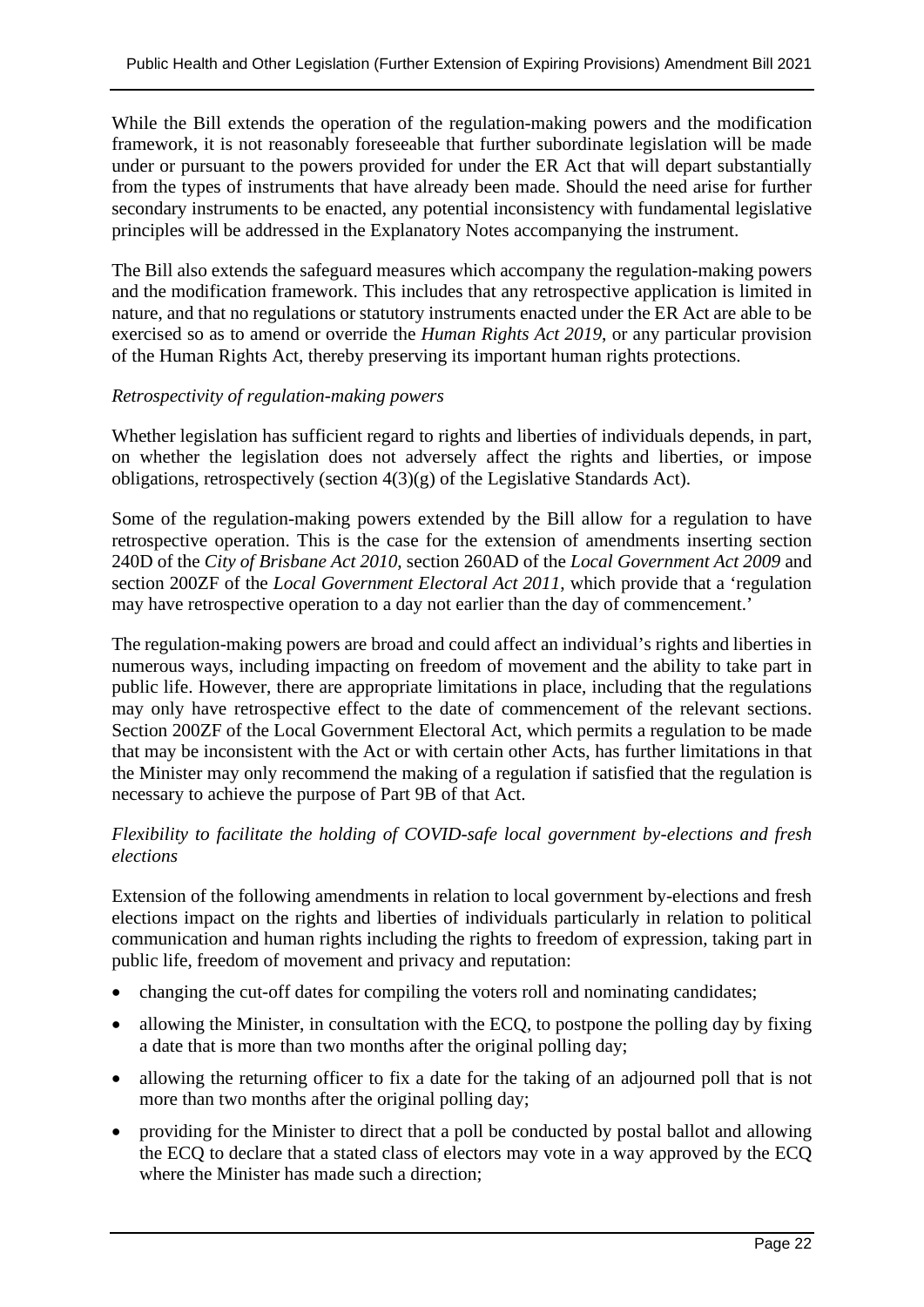While the Bill extends the operation of the regulation-making powers and the modification framework, it is not reasonably foreseeable that further subordinate legislation will be made under or pursuant to the powers provided for under the ER Act that will depart substantially from the types of instruments that have already been made. Should the need arise for further secondary instruments to be enacted, any potential inconsistency with fundamental legislative principles will be addressed in the Explanatory Notes accompanying the instrument.

The Bill also extends the safeguard measures which accompany the regulation-making powers and the modification framework. This includes that any retrospective application is limited in nature, and that no regulations or statutory instruments enacted under the ER Act are able to be exercised so as to amend or override the *Human Rights Act 2019*, or any particular provision of the Human Rights Act, thereby preserving its important human rights protections.

*Retrospectivity of regulation-making powers*

Whether legislation has sufficient regard to rights and liberties of individuals depends, in part, on whether the legislation does not adversely affect the rights and liberties, or impose obligations, retrospectively (section 4(3)(g) of the Legislative Standards Act).

Some of the regulation-making powers extended by the Bill allow for a regulation to have retrospective operation. This is the case for the extension of amendments inserting section 240D of the *City of Brisbane Act 2010*, section 260AD of the *Local Government Act 2009* and section 200ZF of the *Local Government Electoral Act 2011*, which provide that a 'regulation may have retrospective operation to a day not earlier than the day of commencement.'

The regulation-making powers are broad and could affect an individual's rights and liberties in numerous ways, including impacting on freedom of movement and the ability to take part in public life. However, there are appropriate limitations in place, including that the regulations may only have retrospective effect to the date of commencement of the relevant sections. Section 200ZF of the Local Government Electoral Act, which permits a regulation to be made that may be inconsistent with the Act or with certain other Acts, has further limitations in that the Minister may only recommend the making of a regulation if satisfied that the regulation is necessary to achieve the purpose of Part 9B of that Act.

*Flexibility to facilitate the holding of COVID-safe local government by-elections and fresh elections*

Extension of the following amendments in relation to local government by-elections and fresh elections impact on the rights and liberties of individuals particularly in relation to political communication and human rights including the rights to freedom of expression, taking part in public life, freedom of movement and privacy and reputation:

- changing the cut-off dates for compiling the voters roll and nominating candidates;
- allowing the Minister, in consultation with the ECQ, to postpone the polling day by fixing a date that is more than two months after the original polling day;
- allowing the returning officer to fix a date for the taking of an adjourned poll that is not more than two months after the original polling day;
- providing for the Minister to direct that a poll be conducted by postal ballot and allowing the ECQ to declare that a stated class of electors may vote in a way approved by the ECQ where the Minister has made such a direction;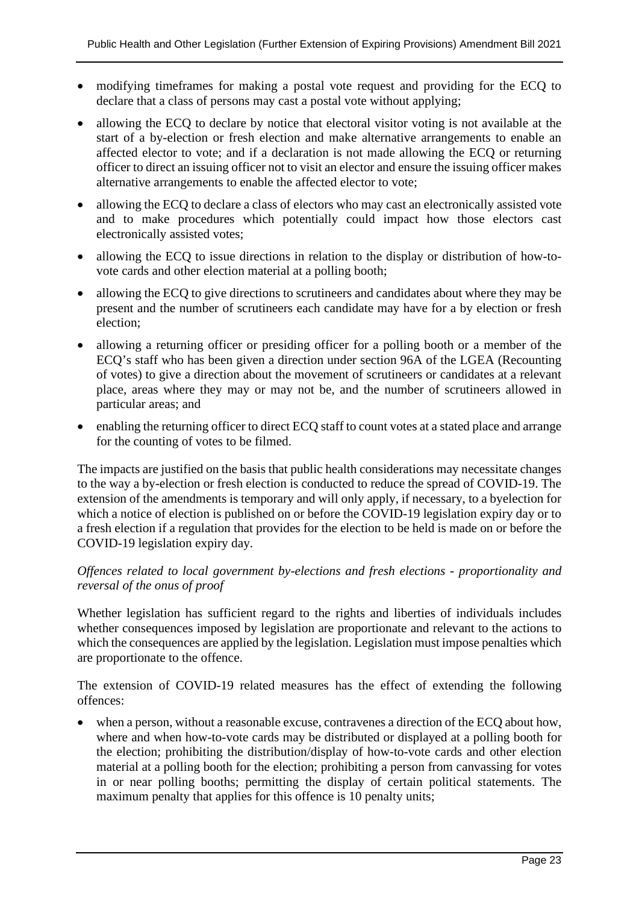- modifying timeframes for making a postal vote request and providing for the ECQ to declare that a class of persons may cast a postal vote without applying;
- allowing the ECQ to declare by notice that electoral visitor voting is not available at the start of a by-election or fresh election and make alternative arrangements to enable an affected elector to vote; and if a declaration is not made allowing the ECQ or returning officer to direct an issuing officer not to visit an elector and ensure the issuing officer makes alternative arrangements to enable the affected elector to vote;
- allowing the ECQ to declare a class of electors who may cast an electronically assisted vote and to make procedures which potentially could impact how those electors cast electronically assisted votes;
- allowing the ECQ to issue directions in relation to the display or distribution of how-to-vote cards and other election material at a polling booth;
- allowing the ECQ to give directions to scrutineers and candidates about where they may be present and the number of scrutineers each candidate may have for a by election or fresh election;
- allowing a returning officer or presiding officer for a polling booth or a member of the ECQ's staff who has been given a direction under section 96A of the LGEA (Recounting of votes) to give a direction about the movement of scrutineers or candidates at a relevant place, areas where they may or may not be, and the number of scrutineers allowed in particular areas; and
- enabling the returning officer to direct ECQ staff to count votes at a stated place and arrange for the counting of votes to be filmed.

The impacts are justified on the basis that public health considerations may necessitate changes to the way a by-election or fresh election is conducted to reduce the spread of COVID-19. The extension of the amendments is temporary and will only apply, if necessary, to a byelection for which a notice of election is published on or before the COVID-19 legislation expiry day or to a fresh election if a regulation that provides for the election to be held is made on or before the COVID-19 legislation expiry day.

*Offences related to local government by-elections and fresh elections - proportionality and reversal of the onus of proof*

Whether legislation has sufficient regard to the rights and liberties of individuals includes whether consequences imposed by legislation are proportionate and relevant to the actions to which the consequences are applied by the legislation. Legislation must impose penalties which are proportionate to the offence.

The extension of COVID-19 related measures has the effect of extending the following offences:

- when a person, without a reasonable excuse, contravenes a direction of the ECQ about how, where and when how-to-vote cards may be distributed or displayed at a polling booth for the election; prohibiting the distribution/display of how-to-vote cards and other election material at a polling booth for the election; prohibiting a person from canvassing for votes in or near polling booths; permitting the display of certain political statements. The maximum penalty that applies for this offence is 10 penalty units;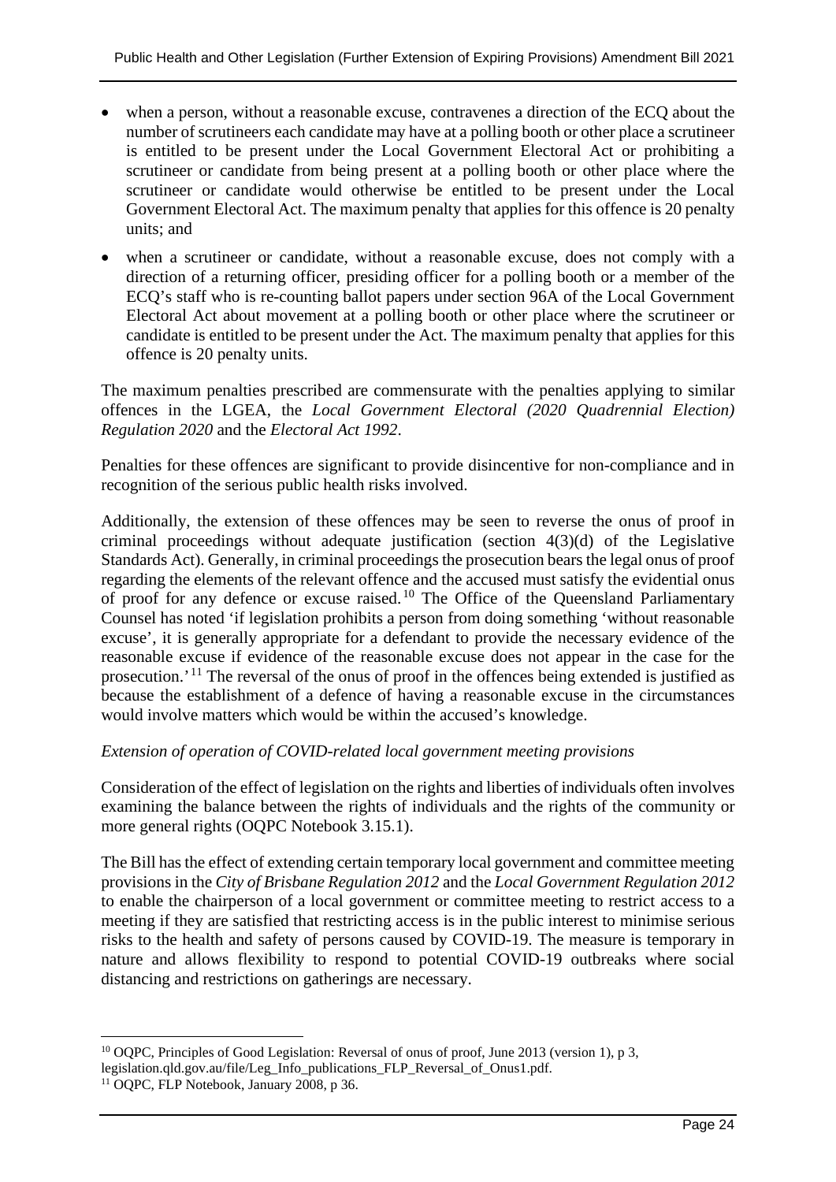- when a person, without a reasonable excuse, contravenes a direction of the ECQ about the number of scrutineers each candidate may have at a polling booth or other place a scrutineer is entitled to be present under the Local Government Electoral Act or prohibiting a scrutineer or candidate from being present at a polling booth or other place where the scrutineer or candidate would otherwise be entitled to be present under the Local Government Electoral Act. The maximum penalty that applies for this offence is 20 penalty units; and

- when a scrutineer or candidate, without a reasonable excuse, does not comply with a direction of a returning officer, presiding officer for a polling booth or a member of the ECQ's staff who is re-counting ballot papers under section 96A of the Local Government Electoral Act about movement at a polling booth or other place where the scrutineer or candidate is entitled to be present under the Act. The maximum penalty that applies for this offence is 20 penalty units.

The maximum penalties prescribed are commensurate with the penalties applying to similar offences in the LGEA, the *Local Government Electoral (2020 Quadrennial Election) Regulation 2020* and the *Electoral Act 1992*.

Penalties for these offences are significant to provide disincentive for non-compliance and in recognition of the serious public health risks involved.

Additionally, the extension of these offences may be seen to reverse the onus of proof in criminal proceedings without adequate justification (section 4(3)(d) of the Legislative Standards Act). Generally, in criminal proceedings the prosecution bears the legal onus of proof regarding the elements of the relevant offence and the accused must satisfy the evidential onus of proof for any defence or excuse raised.[10] The Office of the Queensland Parliamentary Counsel has noted 'if legislation prohibits a person from doing something 'without reasonable excuse', it is generally appropriate for a defendant to provide the necessary evidence of the reasonable excuse if evidence of the reasonable excuse does not appear in the case for the prosecution.'[11] The reversal of the onus of proof in the offences being extended is justified as because the establishment of a defence of having a reasonable excuse in the circumstances would involve matters which would be within the accused's knowledge.

*Extension of operation of COVID-related local government meeting provisions*

Consideration of the effect of legislation on the rights and liberties of individuals often involves examining the balance between the rights of individuals and the rights of the community or more general rights (OQPC Notebook 3.15.1).

The Bill has the effect of extending certain temporary local government and committee meeting provisions in the *City of Brisbane Regulation 2012* and the *Local Government Regulation 2012* to enable the chairperson of a local government or committee meeting to restrict access to a meeting if they are satisfied that restricting access is in the public interest to minimise serious risks to the health and safety of persons caused by COVID-19. The measure is temporary in nature and allows flexibility to respond to potential COVID-19 outbreaks where social distancing and restrictions on gatherings are necessary.

---

[10] OQPC, Principles of Good Legislation: Reversal of onus of proof, June 2013 (version 1), p 3, legislation.qld.gov.au/file/Leg_Info_publications_FLP_Reversal_of_Onus1.pdf.

[11] OQPC, FLP Notebook, January 2008, p 36.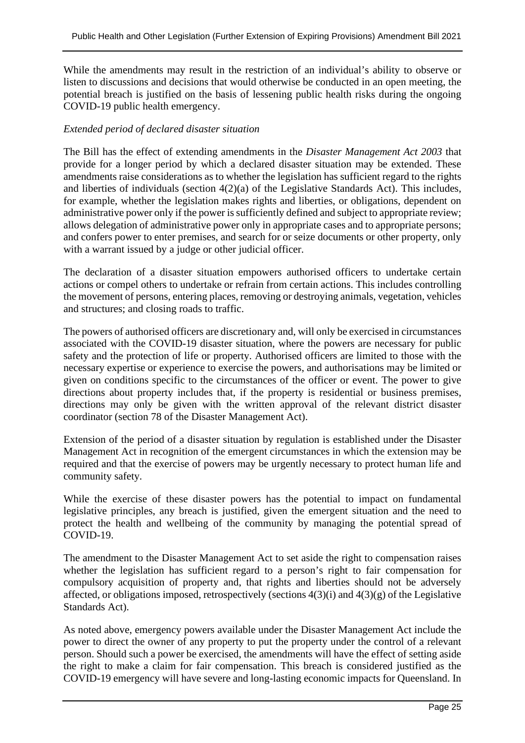While the amendments may result in the restriction of an individual's ability to observe or listen to discussions and decisions that would otherwise be conducted in an open meeting, the potential breach is justified on the basis of lessening public health risks during the ongoing COVID-19 public health emergency.

*Extended period of declared disaster situation*

The Bill has the effect of extending amendments in the *Disaster Management Act 2003* that provide for a longer period by which a declared disaster situation may be extended. These amendments raise considerations as to whether the legislation has sufficient regard to the rights and liberties of individuals (section 4(2)(a) of the Legislative Standards Act). This includes, for example, whether the legislation makes rights and liberties, or obligations, dependent on administrative power only if the power is sufficiently defined and subject to appropriate review; allows delegation of administrative power only in appropriate cases and to appropriate persons; and confers power to enter premises, and search for or seize documents or other property, only with a warrant issued by a judge or other judicial officer.

The declaration of a disaster situation empowers authorised officers to undertake certain actions or compel others to undertake or refrain from certain actions. This includes controlling the movement of persons, entering places, removing or destroying animals, vegetation, vehicles and structures; and closing roads to traffic.

The powers of authorised officers are discretionary and, will only be exercised in circumstances associated with the COVID-19 disaster situation, where the powers are necessary for public safety and the protection of life or property. Authorised officers are limited to those with the necessary expertise or experience to exercise the powers, and authorisations may be limited or given on conditions specific to the circumstances of the officer or event. The power to give directions about property includes that, if the property is residential or business premises, directions may only be given with the written approval of the relevant district disaster coordinator (section 78 of the Disaster Management Act).

Extension of the period of a disaster situation by regulation is established under the Disaster Management Act in recognition of the emergent circumstances in which the extension may be required and that the exercise of powers may be urgently necessary to protect human life and community safety.

While the exercise of these disaster powers has the potential to impact on fundamental legislative principles, any breach is justified, given the emergent situation and the need to protect the health and wellbeing of the community by managing the potential spread of COVID-19.

The amendment to the Disaster Management Act to set aside the right to compensation raises whether the legislation has sufficient regard to a person's right to fair compensation for compulsory acquisition of property and, that rights and liberties should not be adversely affected, or obligations imposed, retrospectively (sections 4(3)(i) and 4(3)(g) of the Legislative Standards Act).

As noted above, emergency powers available under the Disaster Management Act include the power to direct the owner of any property to put the property under the control of a relevant person. Should such a power be exercised, the amendments will have the effect of setting aside the right to make a claim for fair compensation. This breach is considered justified as the COVID-19 emergency will have severe and long-lasting economic impacts for Queensland. In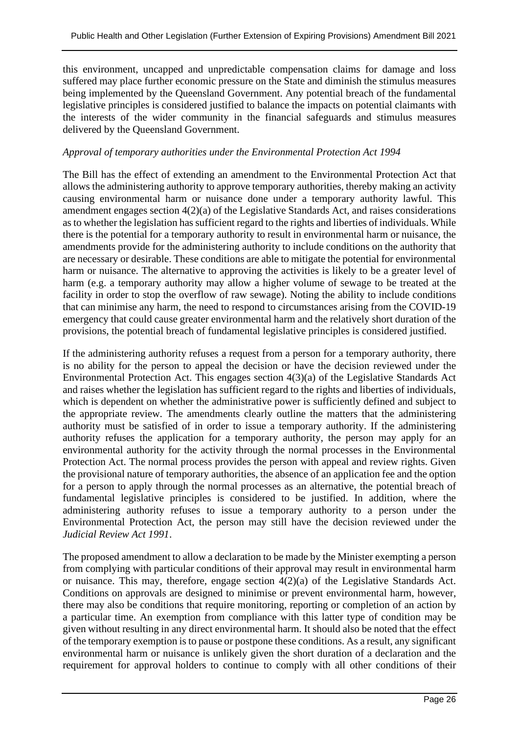this environment, uncapped and unpredictable compensation claims for damage and loss suffered may place further economic pressure on the State and diminish the stimulus measures being implemented by the Queensland Government. Any potential breach of the fundamental legislative principles is considered justified to balance the impacts on potential claimants with the interests of the wider community in the financial safeguards and stimulus measures delivered by the Queensland Government.

*Approval of temporary authorities under the Environmental Protection Act 1994*

The Bill has the effect of extending an amendment to the Environmental Protection Act that allows the administering authority to approve temporary authorities, thereby making an activity causing environmental harm or nuisance done under a temporary authority lawful. This amendment engages section 4(2)(a) of the Legislative Standards Act, and raises considerations as to whether the legislation has sufficient regard to the rights and liberties of individuals. While there is the potential for a temporary authority to result in environmental harm or nuisance, the amendments provide for the administering authority to include conditions on the authority that are necessary or desirable. These conditions are able to mitigate the potential for environmental harm or nuisance. The alternative to approving the activities is likely to be a greater level of harm (e.g. a temporary authority may allow a higher volume of sewage to be treated at the facility in order to stop the overflow of raw sewage). Noting the ability to include conditions that can minimise any harm, the need to respond to circumstances arising from the COVID-19 emergency that could cause greater environmental harm and the relatively short duration of the provisions, the potential breach of fundamental legislative principles is considered justified.

If the administering authority refuses a request from a person for a temporary authority, there is no ability for the person to appeal the decision or have the decision reviewed under the Environmental Protection Act. This engages section 4(3)(a) of the Legislative Standards Act and raises whether the legislation has sufficient regard to the rights and liberties of individuals, which is dependent on whether the administrative power is sufficiently defined and subject to the appropriate review. The amendments clearly outline the matters that the administering authority must be satisfied of in order to issue a temporary authority. If the administering authority refuses the application for a temporary authority, the person may apply for an environmental authority for the activity through the normal processes in the Environmental Protection Act. The normal process provides the person with appeal and review rights. Given the provisional nature of temporary authorities, the absence of an application fee and the option for a person to apply through the normal processes as an alternative, the potential breach of fundamental legislative principles is considered to be justified. In addition, where the administering authority refuses to issue a temporary authority to a person under the Environmental Protection Act, the person may still have the decision reviewed under the *Judicial Review Act 1991*.

The proposed amendment to allow a declaration to be made by the Minister exempting a person from complying with particular conditions of their approval may result in environmental harm or nuisance. This may, therefore, engage section 4(2)(a) of the Legislative Standards Act. Conditions on approvals are designed to minimise or prevent environmental harm, however, there may also be conditions that require monitoring, reporting or completion of an action by a particular time. An exemption from compliance with this latter type of condition may be given without resulting in any direct environmental harm. It should also be noted that the effect of the temporary exemption is to pause or postpone these conditions. As a result, any significant environmental harm or nuisance is unlikely given the short duration of a declaration and the requirement for approval holders to continue to comply with all other conditions of their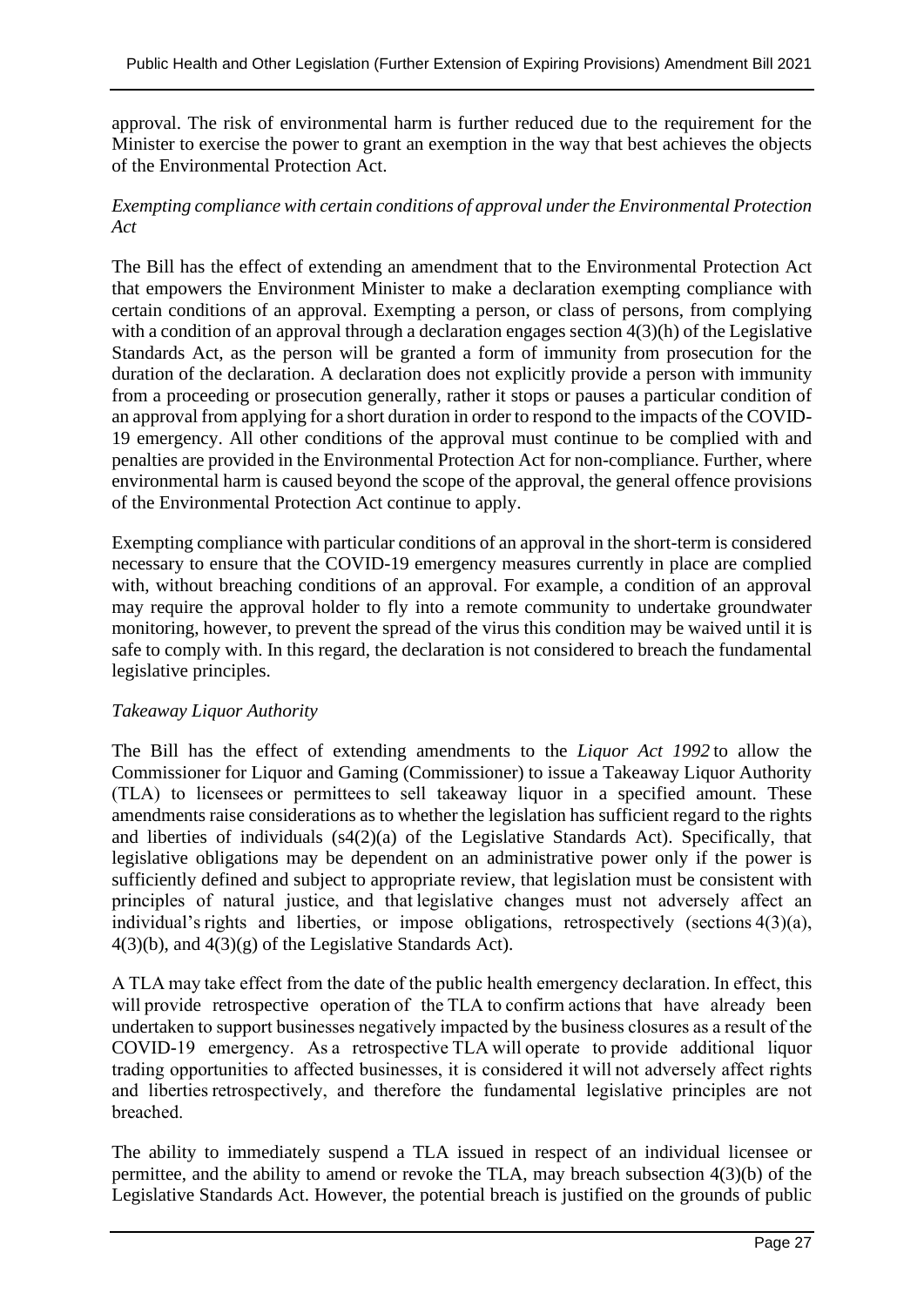approval. The risk of environmental harm is further reduced due to the requirement for the Minister to exercise the power to grant an exemption in the way that best achieves the objects of the Environmental Protection Act.

*Exempting compliance with certain conditions of approval under the Environmental Protection Act*

The Bill has the effect of extending an amendment that to the Environmental Protection Act that empowers the Environment Minister to make a declaration exempting compliance with certain conditions of an approval. Exempting a person, or class of persons, from complying with a condition of an approval through a declaration engages section 4(3)(h) of the Legislative Standards Act, as the person will be granted a form of immunity from prosecution for the duration of the declaration. A declaration does not explicitly provide a person with immunity from a proceeding or prosecution generally, rather it stops or pauses a particular condition of an approval from applying for a short duration in order to respond to the impacts of the COVID-19 emergency. All other conditions of the approval must continue to be complied with and penalties are provided in the Environmental Protection Act for non-compliance. Further, where environmental harm is caused beyond the scope of the approval, the general offence provisions of the Environmental Protection Act continue to apply.

Exempting compliance with particular conditions of an approval in the short-term is considered necessary to ensure that the COVID-19 emergency measures currently in place are complied with, without breaching conditions of an approval. For example, a condition of an approval may require the approval holder to fly into a remote community to undertake groundwater monitoring, however, to prevent the spread of the virus this condition may be waived until it is safe to comply with. In this regard, the declaration is not considered to breach the fundamental legislative principles.

*Takeaway Liquor Authority*

The Bill has the effect of extending amendments to the *Liquor Act 1992* to allow the Commissioner for Liquor and Gaming (Commissioner) to issue a Takeaway Liquor Authority (TLA) to licensees or permittees to sell takeaway liquor in a specified amount. These amendments raise considerations as to whether the legislation has sufficient regard to the rights and liberties of individuals (s4(2)(a) of the Legislative Standards Act). Specifically, that legislative obligations may be dependent on an administrative power only if the power is sufficiently defined and subject to appropriate review, that legislation must be consistent with principles of natural justice, and that legislative changes must not adversely affect an individual's rights and liberties, or impose obligations, retrospectively (sections 4(3)(a), 4(3)(b), and 4(3)(g) of the Legislative Standards Act).

A TLA may take effect from the date of the public health emergency declaration. In effect, this will provide retrospective operation of the TLA to confirm actions that have already been undertaken to support businesses negatively impacted by the business closures as a result of the COVID-19 emergency. As a retrospective TLA will operate to provide additional liquor trading opportunities to affected businesses, it is considered it will not adversely affect rights and liberties retrospectively, and therefore the fundamental legislative principles are not breached.

The ability to immediately suspend a TLA issued in respect of an individual licensee or permittee, and the ability to amend or revoke the TLA, may breach subsection 4(3)(b) of the Legislative Standards Act. However, the potential breach is justified on the grounds of public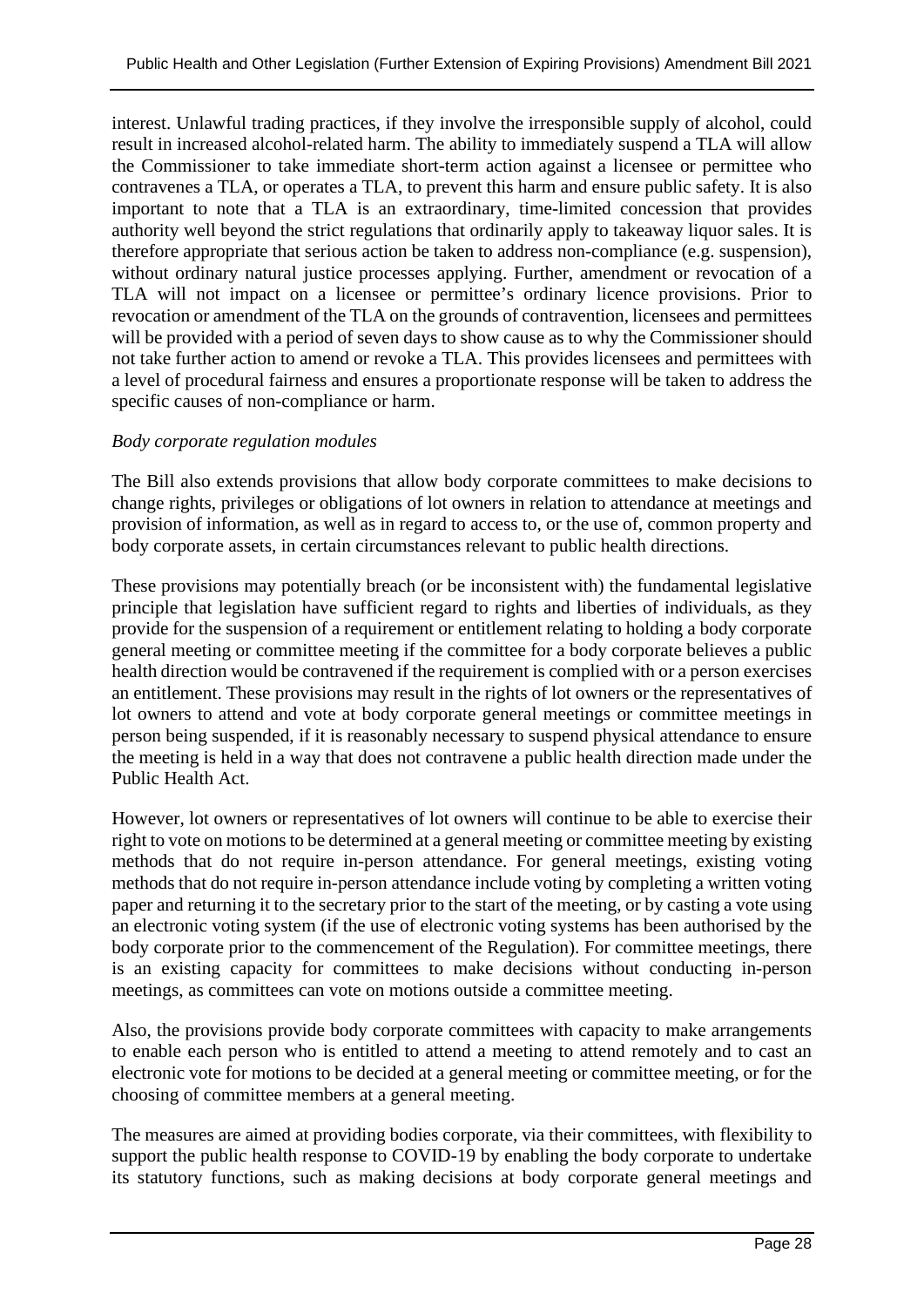interest. Unlawful trading practices, if they involve the irresponsible supply of alcohol, could result in increased alcohol-related harm. The ability to immediately suspend a TLA will allow the Commissioner to take immediate short-term action against a licensee or permittee who contravenes a TLA, or operates a TLA, to prevent this harm and ensure public safety. It is also important to note that a TLA is an extraordinary, time-limited concession that provides authority well beyond the strict regulations that ordinarily apply to takeaway liquor sales. It is therefore appropriate that serious action be taken to address non-compliance (e.g. suspension), without ordinary natural justice processes applying. Further, amendment or revocation of a TLA will not impact on a licensee or permittee's ordinary licence provisions. Prior to revocation or amendment of the TLA on the grounds of contravention, licensees and permittees will be provided with a period of seven days to show cause as to why the Commissioner should not take further action to amend or revoke a TLA. This provides licensees and permittees with a level of procedural fairness and ensures a proportionate response will be taken to address the specific causes of non-compliance or harm.

*Body corporate regulation modules*

The Bill also extends provisions that allow body corporate committees to make decisions to change rights, privileges or obligations of lot owners in relation to attendance at meetings and provision of information, as well as in regard to access to, or the use of, common property and body corporate assets, in certain circumstances relevant to public health directions.

These provisions may potentially breach (or be inconsistent with) the fundamental legislative principle that legislation have sufficient regard to rights and liberties of individuals, as they provide for the suspension of a requirement or entitlement relating to holding a body corporate general meeting or committee meeting if the committee for a body corporate believes a public health direction would be contravened if the requirement is complied with or a person exercises an entitlement. These provisions may result in the rights of lot owners or the representatives of lot owners to attend and vote at body corporate general meetings or committee meetings in person being suspended, if it is reasonably necessary to suspend physical attendance to ensure the meeting is held in a way that does not contravene a public health direction made under the Public Health Act.

However, lot owners or representatives of lot owners will continue to be able to exercise their right to vote on motions to be determined at a general meeting or committee meeting by existing methods that do not require in-person attendance. For general meetings, existing voting methods that do not require in-person attendance include voting by completing a written voting paper and returning it to the secretary prior to the start of the meeting, or by casting a vote using an electronic voting system (if the use of electronic voting systems has been authorised by the body corporate prior to the commencement of the Regulation). For committee meetings, there is an existing capacity for committees to make decisions without conducting in-person meetings, as committees can vote on motions outside a committee meeting.

Also, the provisions provide body corporate committees with capacity to make arrangements to enable each person who is entitled to attend a meeting to attend remotely and to cast an electronic vote for motions to be decided at a general meeting or committee meeting, or for the choosing of committee members at a general meeting.

The measures are aimed at providing bodies corporate, via their committees, with flexibility to support the public health response to COVID-19 by enabling the body corporate to undertake its statutory functions, such as making decisions at body corporate general meetings and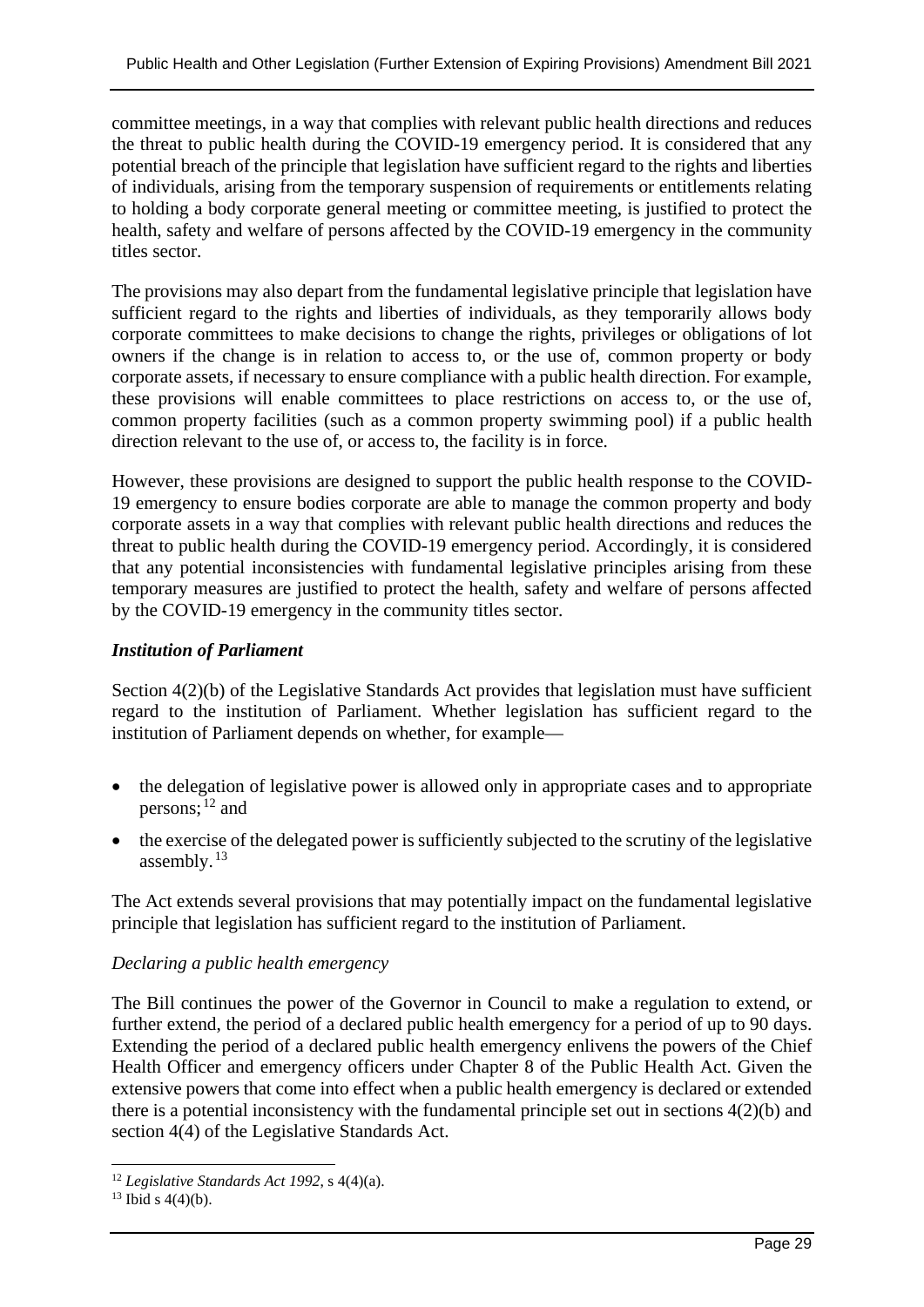committee meetings, in a way that complies with relevant public health directions and reduces the threat to public health during the COVID-19 emergency period. It is considered that any potential breach of the principle that legislation have sufficient regard to the rights and liberties of individuals, arising from the temporary suspension of requirements or entitlements relating to holding a body corporate general meeting or committee meeting, is justified to protect the health, safety and welfare of persons affected by the COVID-19 emergency in the community titles sector.

The provisions may also depart from the fundamental legislative principle that legislation have sufficient regard to the rights and liberties of individuals, as they temporarily allows body corporate committees to make decisions to change the rights, privileges or obligations of lot owners if the change is in relation to access to, or the use of, common property or body corporate assets, if necessary to ensure compliance with a public health direction. For example, these provisions will enable committees to place restrictions on access to, or the use of, common property facilities (such as a common property swimming pool) if a public health direction relevant to the use of, or access to, the facility is in force.

However, these provisions are designed to support the public health response to the COVID-19 emergency to ensure bodies corporate are able to manage the common property and body corporate assets in a way that complies with relevant public health directions and reduces the threat to public health during the COVID-19 emergency period. Accordingly, it is considered that any potential inconsistencies with fundamental legislative principles arising from these temporary measures are justified to protect the health, safety and welfare of persons affected by the COVID-19 emergency in the community titles sector.

### ***Institution of Parliament***

Section 4(2)(b) of the Legislative Standards Act provides that legislation must have sufficient regard to the institution of Parliament. Whether legislation has sufficient regard to the institution of Parliament depends on whether, for example—

- the delegation of legislative power is allowed only in appropriate cases and to appropriate persons; [12] and
- the exercise of the delegated power is sufficiently subjected to the scrutiny of the legislative assembly. [13]

The Act extends several provisions that may potentially impact on the fundamental legislative principle that legislation has sufficient regard to the institution of Parliament.

#### *Declaring a public health emergency*

The Bill continues the power of the Governor in Council to make a regulation to extend, or further extend, the period of a declared public health emergency for a period of up to 90 days. Extending the period of a declared public health emergency enlivens the powers of the Chief Health Officer and emergency officers under Chapter 8 of the Public Health Act. Given the extensive powers that come into effect when a public health emergency is declared or extended there is a potential inconsistency with the fundamental principle set out in sections 4(2)(b) and section 4(4) of the Legislative Standards Act.

[12] *Legislative Standards Act 1992*, s 4(4)(a).

[13] Ibid s 4(4)(b).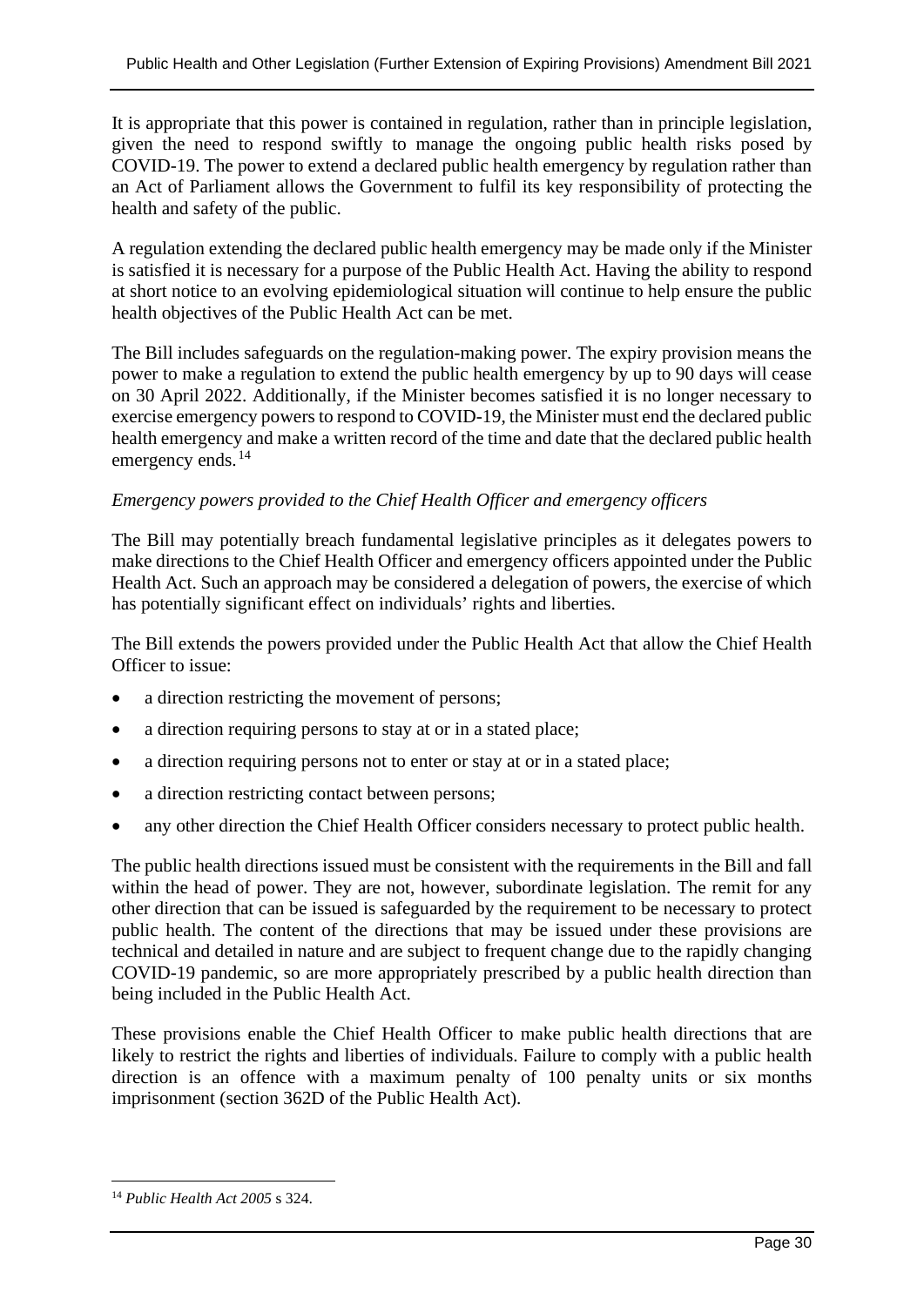It is appropriate that this power is contained in regulation, rather than in principle legislation, given the need to respond swiftly to manage the ongoing public health risks posed by COVID-19. The power to extend a declared public health emergency by regulation rather than an Act of Parliament allows the Government to fulfil its key responsibility of protecting the health and safety of the public.

A regulation extending the declared public health emergency may be made only if the Minister is satisfied it is necessary for a purpose of the Public Health Act. Having the ability to respond at short notice to an evolving epidemiological situation will continue to help ensure the public health objectives of the Public Health Act can be met.

The Bill includes safeguards on the regulation-making power. The expiry provision means the power to make a regulation to extend the public health emergency by up to 90 days will cease on 30 April 2022. Additionally, if the Minister becomes satisfied it is no longer necessary to exercise emergency powers to respond to COVID-19, the Minister must end the declared public health emergency and make a written record of the time and date that the declared public health emergency ends.[14]

*Emergency powers provided to the Chief Health Officer and emergency officers*

The Bill may potentially breach fundamental legislative principles as it delegates powers to make directions to the Chief Health Officer and emergency officers appointed under the Public Health Act. Such an approach may be considered a delegation of powers, the exercise of which has potentially significant effect on individuals' rights and liberties.

The Bill extends the powers provided under the Public Health Act that allow the Chief Health Officer to issue:

- a direction restricting the movement of persons;
- a direction requiring persons to stay at or in a stated place;
- a direction requiring persons not to enter or stay at or in a stated place;
- a direction restricting contact between persons;
- any other direction the Chief Health Officer considers necessary to protect public health.

The public health directions issued must be consistent with the requirements in the Bill and fall within the head of power. They are not, however, subordinate legislation. The remit for any other direction that can be issued is safeguarded by the requirement to be necessary to protect public health. The content of the directions that may be issued under these provisions are technical and detailed in nature and are subject to frequent change due to the rapidly changing COVID-19 pandemic, so are more appropriately prescribed by a public health direction than being included in the Public Health Act.

These provisions enable the Chief Health Officer to make public health directions that are likely to restrict the rights and liberties of individuals. Failure to comply with a public health direction is an offence with a maximum penalty of 100 penalty units or six months imprisonment (section 362D of the Public Health Act).

---

[14] *Public Health Act 2005* s 324.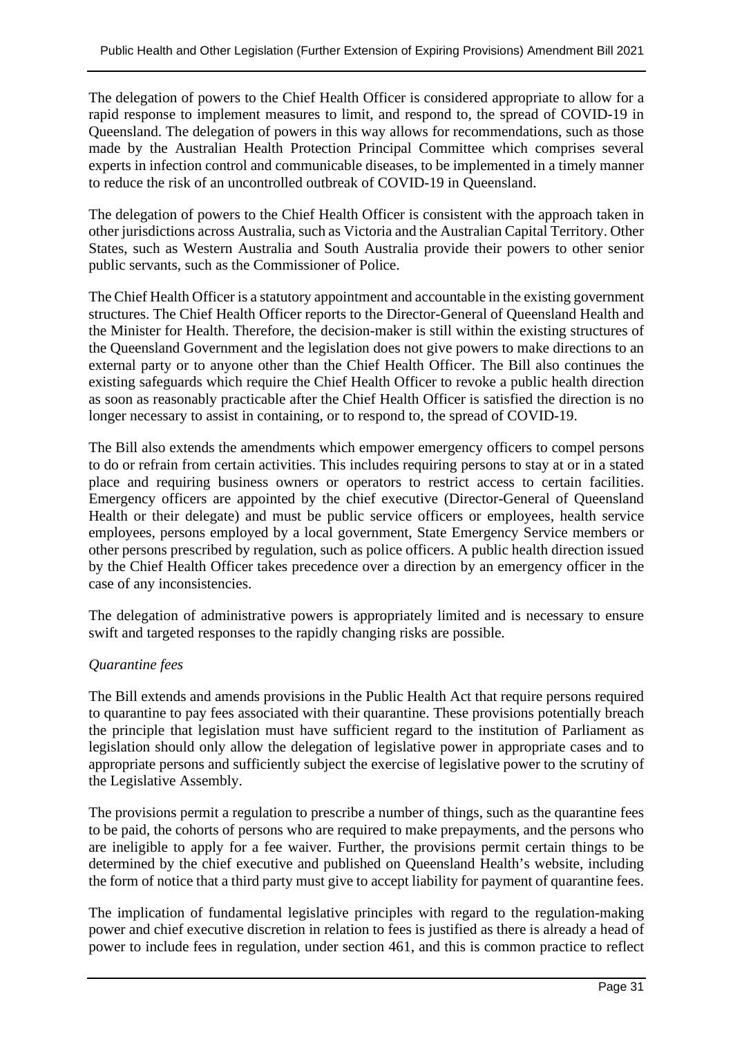The delegation of powers to the Chief Health Officer is considered appropriate to allow for a rapid response to implement measures to limit, and respond to, the spread of COVID-19 in Queensland. The delegation of powers in this way allows for recommendations, such as those made by the Australian Health Protection Principal Committee which comprises several experts in infection control and communicable diseases, to be implemented in a timely manner to reduce the risk of an uncontrolled outbreak of COVID-19 in Queensland.

The delegation of powers to the Chief Health Officer is consistent with the approach taken in other jurisdictions across Australia, such as Victoria and the Australian Capital Territory. Other States, such as Western Australia and South Australia provide their powers to other senior public servants, such as the Commissioner of Police.

The Chief Health Officer is a statutory appointment and accountable in the existing government structures. The Chief Health Officer reports to the Director-General of Queensland Health and the Minister for Health. Therefore, the decision-maker is still within the existing structures of the Queensland Government and the legislation does not give powers to make directions to an external party or to anyone other than the Chief Health Officer. The Bill also continues the existing safeguards which require the Chief Health Officer to revoke a public health direction as soon as reasonably practicable after the Chief Health Officer is satisfied the direction is no longer necessary to assist in containing, or to respond to, the spread of COVID-19.

The Bill also extends the amendments which empower emergency officers to compel persons to do or refrain from certain activities. This includes requiring persons to stay at or in a stated place and requiring business owners or operators to restrict access to certain facilities. Emergency officers are appointed by the chief executive (Director-General of Queensland Health or their delegate) and must be public service officers or employees, health service employees, persons employed by a local government, State Emergency Service members or other persons prescribed by regulation, such as police officers. A public health direction issued by the Chief Health Officer takes precedence over a direction by an emergency officer in the case of any inconsistencies.

The delegation of administrative powers is appropriately limited and is necessary to ensure swift and targeted responses to the rapidly changing risks are possible.

*Quarantine fees*

The Bill extends and amends provisions in the Public Health Act that require persons required to quarantine to pay fees associated with their quarantine. These provisions potentially breach the principle that legislation must have sufficient regard to the institution of Parliament as legislation should only allow the delegation of legislative power in appropriate cases and to appropriate persons and sufficiently subject the exercise of legislative power to the scrutiny of the Legislative Assembly.

The provisions permit a regulation to prescribe a number of things, such as the quarantine fees to be paid, the cohorts of persons who are required to make prepayments, and the persons who are ineligible to apply for a fee waiver. Further, the provisions permit certain things to be determined by the chief executive and published on Queensland Health's website, including the form of notice that a third party must give to accept liability for payment of quarantine fees.

The implication of fundamental legislative principles with regard to the regulation-making power and chief executive discretion in relation to fees is justified as there is already a head of power to include fees in regulation, under section 461, and this is common practice to reflect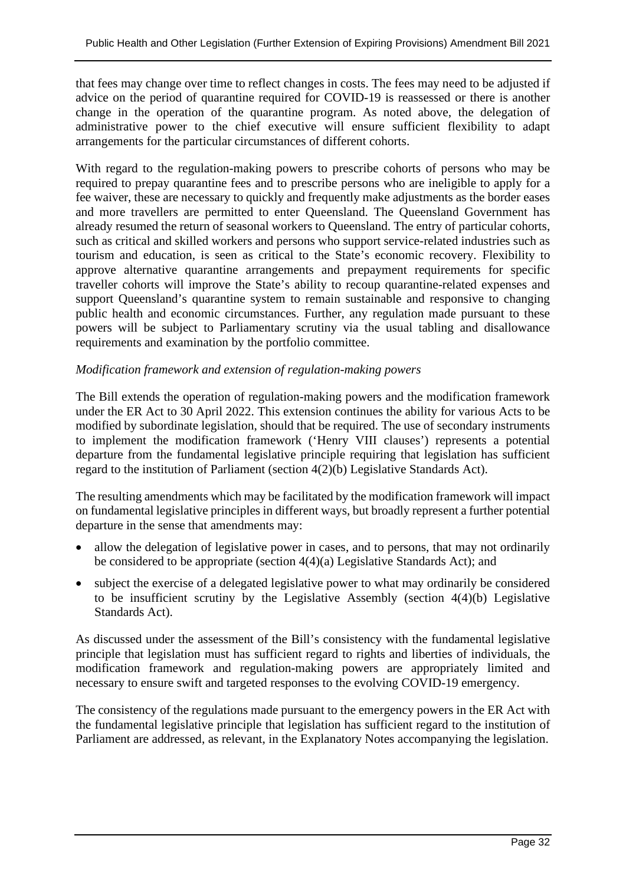that fees may change over time to reflect changes in costs. The fees may need to be adjusted if advice on the period of quarantine required for COVID-19 is reassessed or there is another change in the operation of the quarantine program. As noted above, the delegation of administrative power to the chief executive will ensure sufficient flexibility to adapt arrangements for the particular circumstances of different cohorts.

With regard to the regulation-making powers to prescribe cohorts of persons who may be required to prepay quarantine fees and to prescribe persons who are ineligible to apply for a fee waiver, these are necessary to quickly and frequently make adjustments as the border eases and more travellers are permitted to enter Queensland. The Queensland Government has already resumed the return of seasonal workers to Queensland. The entry of particular cohorts, such as critical and skilled workers and persons who support service-related industries such as tourism and education, is seen as critical to the State's economic recovery. Flexibility to approve alternative quarantine arrangements and prepayment requirements for specific traveller cohorts will improve the State's ability to recoup quarantine-related expenses and support Queensland's quarantine system to remain sustainable and responsive to changing public health and economic circumstances. Further, any regulation made pursuant to these powers will be subject to Parliamentary scrutiny via the usual tabling and disallowance requirements and examination by the portfolio committee.

*Modification framework and extension of regulation-making powers*

The Bill extends the operation of regulation-making powers and the modification framework under the ER Act to 30 April 2022. This extension continues the ability for various Acts to be modified by subordinate legislation, should that be required. The use of secondary instruments to implement the modification framework ('Henry VIII clauses') represents a potential departure from the fundamental legislative principle requiring that legislation has sufficient regard to the institution of Parliament (section 4(2)(b) Legislative Standards Act).

The resulting amendments which may be facilitated by the modification framework will impact on fundamental legislative principles in different ways, but broadly represent a further potential departure in the sense that amendments may:

- allow the delegation of legislative power in cases, and to persons, that may not ordinarily be considered to be appropriate (section 4(4)(a) Legislative Standards Act); and
- subject the exercise of a delegated legislative power to what may ordinarily be considered to be insufficient scrutiny by the Legislative Assembly (section 4(4)(b) Legislative Standards Act).

As discussed under the assessment of the Bill's consistency with the fundamental legislative principle that legislation must has sufficient regard to rights and liberties of individuals, the modification framework and regulation-making powers are appropriately limited and necessary to ensure swift and targeted responses to the evolving COVID-19 emergency.

The consistency of the regulations made pursuant to the emergency powers in the ER Act with the fundamental legislative principle that legislation has sufficient regard to the institution of Parliament are addressed, as relevant, in the Explanatory Notes accompanying the legislation.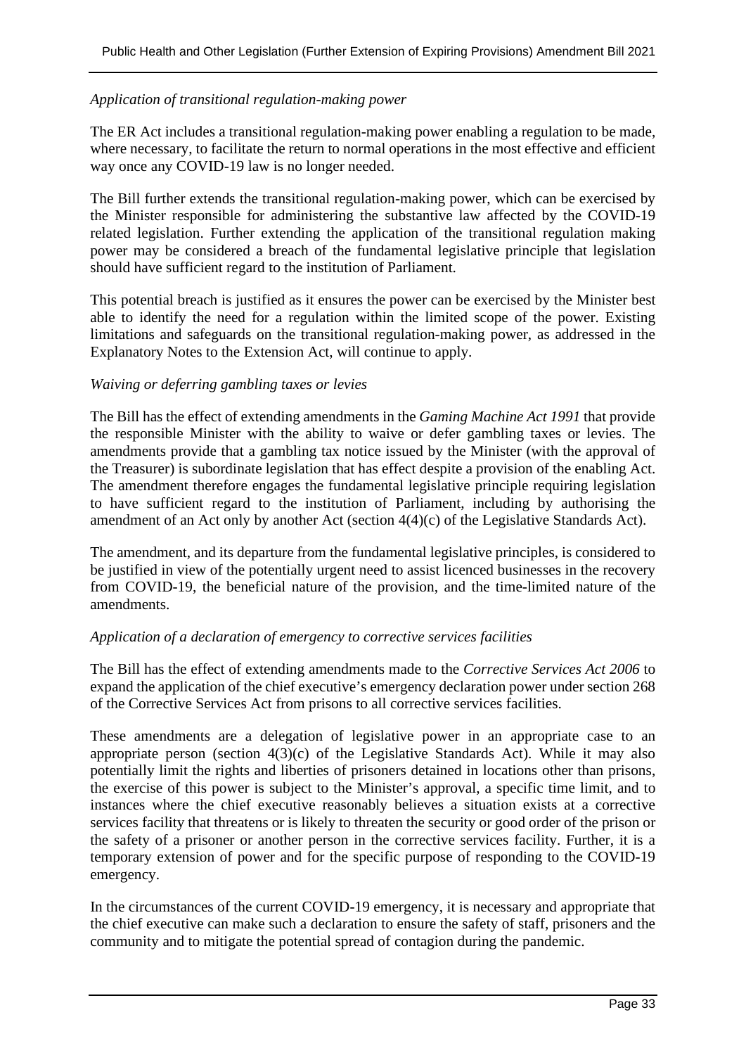*Application of transitional regulation-making power*

The ER Act includes a transitional regulation-making power enabling a regulation to be made, where necessary, to facilitate the return to normal operations in the most effective and efficient way once any COVID-19 law is no longer needed.

The Bill further extends the transitional regulation-making power, which can be exercised by the Minister responsible for administering the substantive law affected by the COVID-19 related legislation. Further extending the application of the transitional regulation making power may be considered a breach of the fundamental legislative principle that legislation should have sufficient regard to the institution of Parliament.

This potential breach is justified as it ensures the power can be exercised by the Minister best able to identify the need for a regulation within the limited scope of the power. Existing limitations and safeguards on the transitional regulation-making power, as addressed in the Explanatory Notes to the Extension Act, will continue to apply.

*Waiving or deferring gambling taxes or levies*

The Bill has the effect of extending amendments in the *Gaming Machine Act 1991* that provide the responsible Minister with the ability to waive or defer gambling taxes or levies. The amendments provide that a gambling tax notice issued by the Minister (with the approval of the Treasurer) is subordinate legislation that has effect despite a provision of the enabling Act. The amendment therefore engages the fundamental legislative principle requiring legislation to have sufficient regard to the institution of Parliament, including by authorising the amendment of an Act only by another Act (section 4(4)(c) of the Legislative Standards Act).

The amendment, and its departure from the fundamental legislative principles, is considered to be justified in view of the potentially urgent need to assist licenced businesses in the recovery from COVID-19, the beneficial nature of the provision, and the time-limited nature of the amendments.

*Application of a declaration of emergency to corrective services facilities*

The Bill has the effect of extending amendments made to the *Corrective Services Act 2006* to expand the application of the chief executive's emergency declaration power under section 268 of the Corrective Services Act from prisons to all corrective services facilities.

These amendments are a delegation of legislative power in an appropriate case to an appropriate person (section 4(3)(c) of the Legislative Standards Act). While it may also potentially limit the rights and liberties of prisoners detained in locations other than prisons, the exercise of this power is subject to the Minister's approval, a specific time limit, and to instances where the chief executive reasonably believes a situation exists at a corrective services facility that threatens or is likely to threaten the security or good order of the prison or the safety of a prisoner or another person in the corrective services facility. Further, it is a temporary extension of power and for the specific purpose of responding to the COVID-19 emergency.

In the circumstances of the current COVID-19 emergency, it is necessary and appropriate that the chief executive can make such a declaration to ensure the safety of staff, prisoners and the community and to mitigate the potential spread of contagion during the pandemic.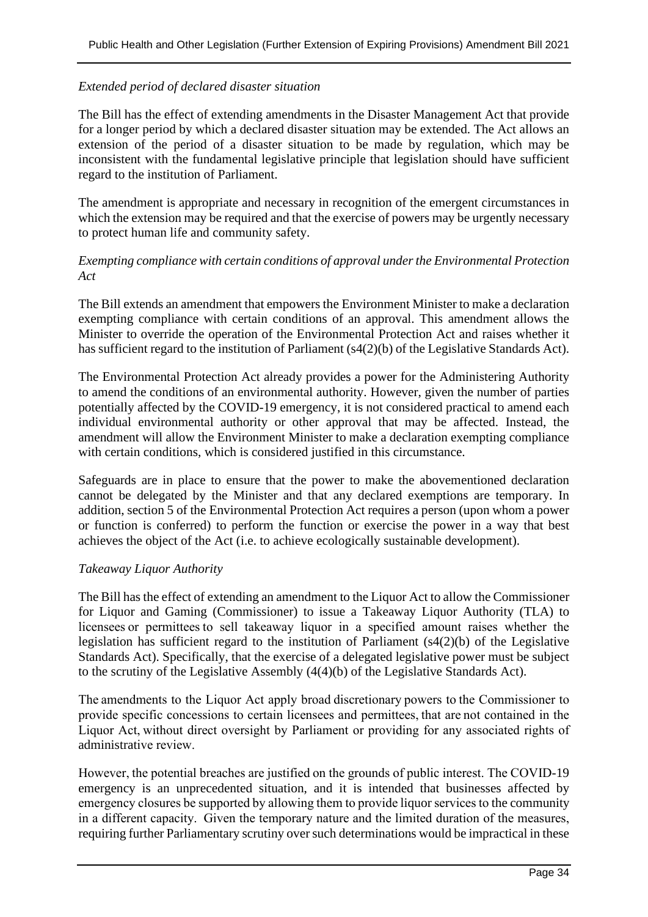*Extended period of declared disaster situation*

The Bill has the effect of extending amendments in the Disaster Management Act that provide for a longer period by which a declared disaster situation may be extended. The Act allows an extension of the period of a disaster situation to be made by regulation, which may be inconsistent with the fundamental legislative principle that legislation should have sufficient regard to the institution of Parliament.

The amendment is appropriate and necessary in recognition of the emergent circumstances in which the extension may be required and that the exercise of powers may be urgently necessary to protect human life and community safety.

*Exempting compliance with certain conditions of approval under the Environmental Protection Act*

The Bill extends an amendment that empowers the Environment Minister to make a declaration exempting compliance with certain conditions of an approval. This amendment allows the Minister to override the operation of the Environmental Protection Act and raises whether it has sufficient regard to the institution of Parliament (s4(2)(b) of the Legislative Standards Act).

The Environmental Protection Act already provides a power for the Administering Authority to amend the conditions of an environmental authority. However, given the number of parties potentially affected by the COVID-19 emergency, it is not considered practical to amend each individual environmental authority or other approval that may be affected. Instead, the amendment will allow the Environment Minister to make a declaration exempting compliance with certain conditions, which is considered justified in this circumstance.

Safeguards are in place to ensure that the power to make the abovementioned declaration cannot be delegated by the Minister and that any declared exemptions are temporary. In addition, section 5 of the Environmental Protection Act requires a person (upon whom a power or function is conferred) to perform the function or exercise the power in a way that best achieves the object of the Act (i.e. to achieve ecologically sustainable development).

*Takeaway Liquor Authority*

The Bill has the effect of extending an amendment to the Liquor Act to allow the Commissioner for Liquor and Gaming (Commissioner) to issue a Takeaway Liquor Authority (TLA) to licensees or permittees to sell takeaway liquor in a specified amount raises whether the legislation has sufficient regard to the institution of Parliament (s4(2)(b) of the Legislative Standards Act). Specifically, that the exercise of a delegated legislative power must be subject to the scrutiny of the Legislative Assembly (4(4)(b) of the Legislative Standards Act).

The amendments to the Liquor Act apply broad discretionary powers to the Commissioner to provide specific concessions to certain licensees and permittees, that are not contained in the Liquor Act, without direct oversight by Parliament or providing for any associated rights of administrative review.

However, the potential breaches are justified on the grounds of public interest. The COVID-19 emergency is an unprecedented situation, and it is intended that businesses affected by emergency closures be supported by allowing them to provide liquor services to the community in a different capacity. Given the temporary nature and the limited duration of the measures, requiring further Parliamentary scrutiny over such determinations would be impractical in these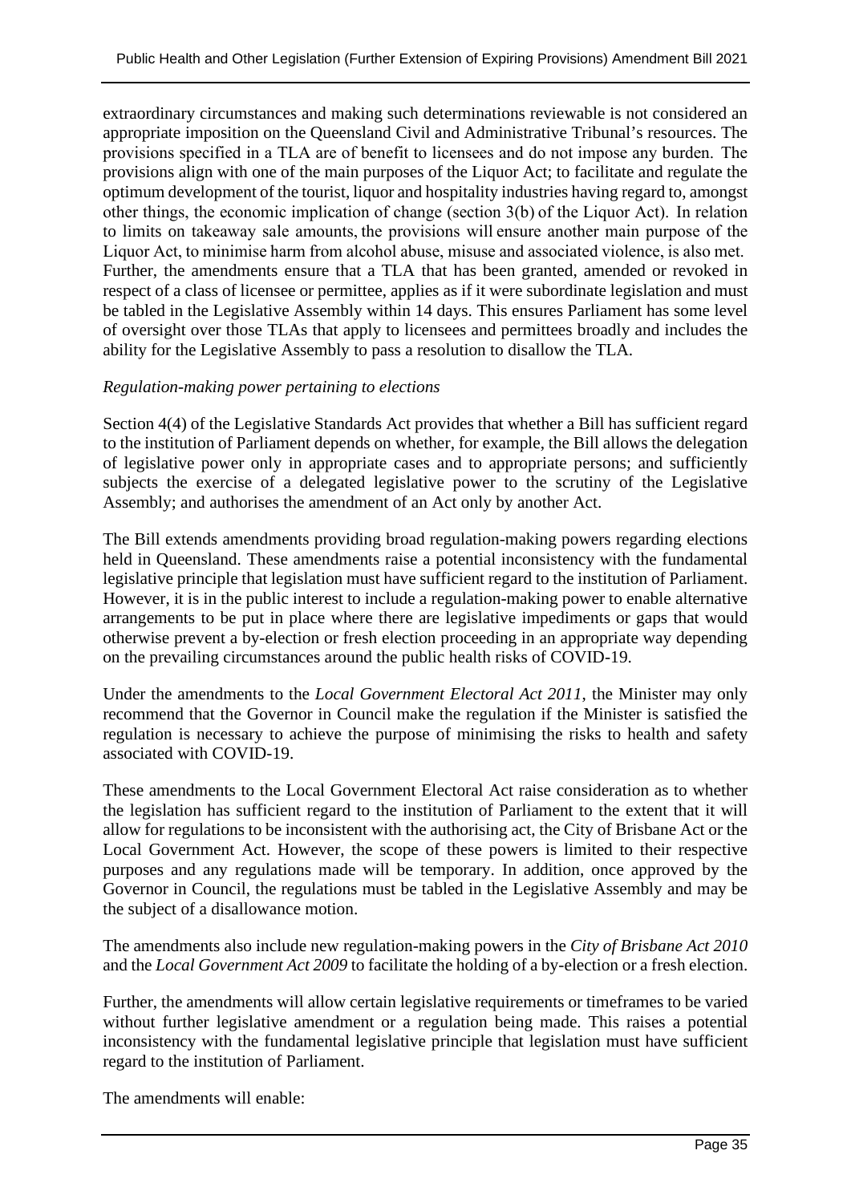extraordinary circumstances and making such determinations reviewable is not considered an appropriate imposition on the Queensland Civil and Administrative Tribunal's resources. The provisions specified in a TLA are of benefit to licensees and do not impose any burden. The provisions align with one of the main purposes of the Liquor Act; to facilitate and regulate the optimum development of the tourist, liquor and hospitality industries having regard to, amongst other things, the economic implication of change (section 3(b) of the Liquor Act). In relation to limits on takeaway sale amounts, the provisions will ensure another main purpose of the Liquor Act, to minimise harm from alcohol abuse, misuse and associated violence, is also met. Further, the amendments ensure that a TLA that has been granted, amended or revoked in respect of a class of licensee or permittee, applies as if it were subordinate legislation and must be tabled in the Legislative Assembly within 14 days. This ensures Parliament has some level of oversight over those TLAs that apply to licensees and permittees broadly and includes the ability for the Legislative Assembly to pass a resolution to disallow the TLA.

*Regulation-making power pertaining to elections*

Section 4(4) of the Legislative Standards Act provides that whether a Bill has sufficient regard to the institution of Parliament depends on whether, for example, the Bill allows the delegation of legislative power only in appropriate cases and to appropriate persons; and sufficiently subjects the exercise of a delegated legislative power to the scrutiny of the Legislative Assembly; and authorises the amendment of an Act only by another Act.

The Bill extends amendments providing broad regulation-making powers regarding elections held in Queensland. These amendments raise a potential inconsistency with the fundamental legislative principle that legislation must have sufficient regard to the institution of Parliament. However, it is in the public interest to include a regulation-making power to enable alternative arrangements to be put in place where there are legislative impediments or gaps that would otherwise prevent a by-election or fresh election proceeding in an appropriate way depending on the prevailing circumstances around the public health risks of COVID-19.

Under the amendments to the *Local Government Electoral Act 2011*, the Minister may only recommend that the Governor in Council make the regulation if the Minister is satisfied the regulation is necessary to achieve the purpose of minimising the risks to health and safety associated with COVID-19.

These amendments to the Local Government Electoral Act raise consideration as to whether the legislation has sufficient regard to the institution of Parliament to the extent that it will allow for regulations to be inconsistent with the authorising act, the City of Brisbane Act or the Local Government Act. However, the scope of these powers is limited to their respective purposes and any regulations made will be temporary. In addition, once approved by the Governor in Council, the regulations must be tabled in the Legislative Assembly and may be the subject of a disallowance motion.

The amendments also include new regulation-making powers in the *City of Brisbane Act 2010* and the *Local Government Act 2009* to facilitate the holding of a by-election or a fresh election.

Further, the amendments will allow certain legislative requirements or timeframes to be varied without further legislative amendment or a regulation being made. This raises a potential inconsistency with the fundamental legislative principle that legislation must have sufficient regard to the institution of Parliament.

The amendments will enable: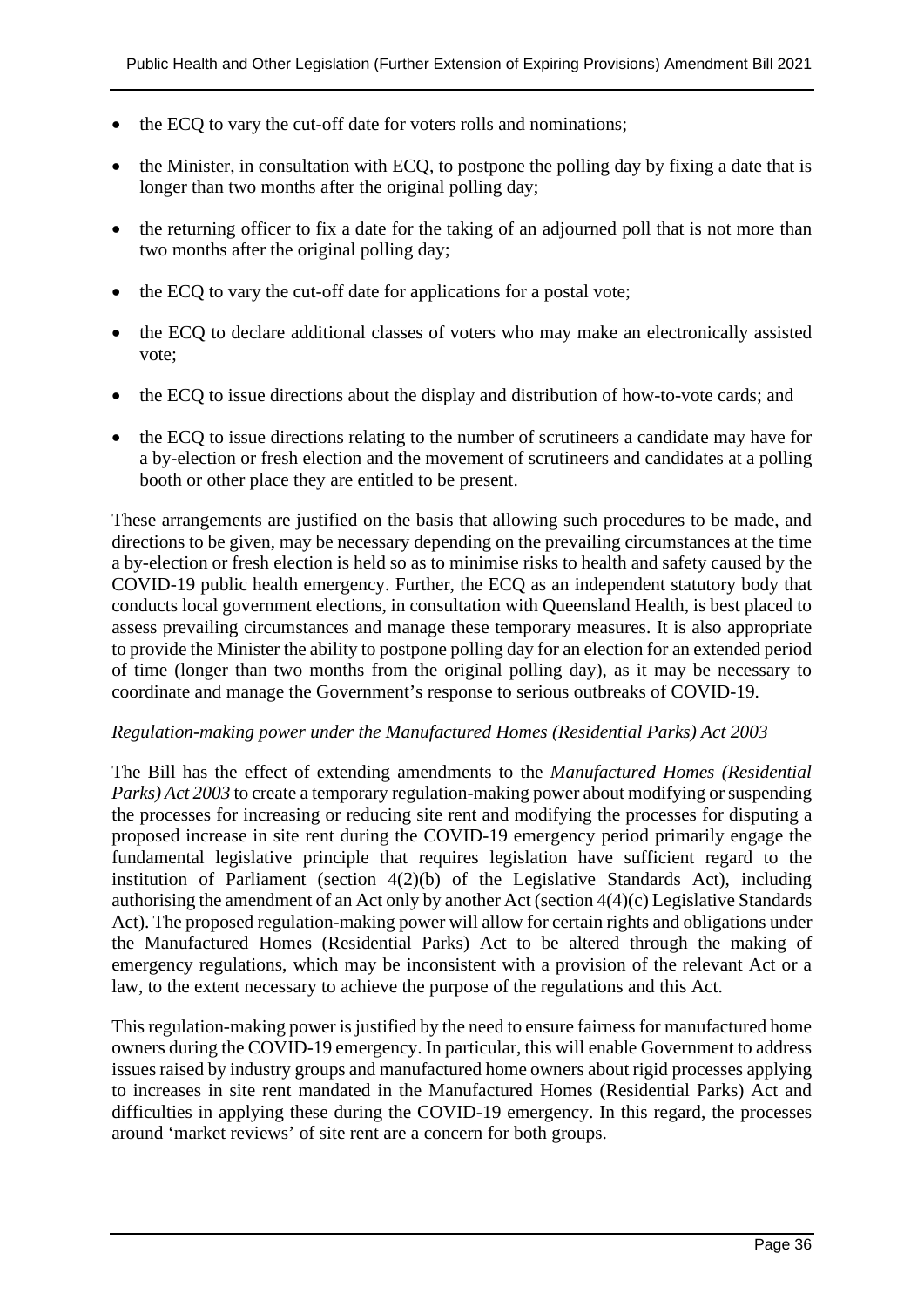- the ECQ to vary the cut-off date for voters rolls and nominations;
- the Minister, in consultation with ECQ, to postpone the polling day by fixing a date that is longer than two months after the original polling day;
- the returning officer to fix a date for the taking of an adjourned poll that is not more than two months after the original polling day;
- the ECQ to vary the cut-off date for applications for a postal vote;
- the ECQ to declare additional classes of voters who may make an electronically assisted vote;
- the ECQ to issue directions about the display and distribution of how-to-vote cards; and
- the ECQ to issue directions relating to the number of scrutineers a candidate may have for a by-election or fresh election and the movement of scrutineers and candidates at a polling booth or other place they are entitled to be present.

These arrangements are justified on the basis that allowing such procedures to be made, and directions to be given, may be necessary depending on the prevailing circumstances at the time a by-election or fresh election is held so as to minimise risks to health and safety caused by the COVID-19 public health emergency. Further, the ECQ as an independent statutory body that conducts local government elections, in consultation with Queensland Health, is best placed to assess prevailing circumstances and manage these temporary measures. It is also appropriate to provide the Minister the ability to postpone polling day for an election for an extended period of time (longer than two months from the original polling day), as it may be necessary to coordinate and manage the Government's response to serious outbreaks of COVID-19.

*Regulation-making power under the Manufactured Homes (Residential Parks) Act 2003*

The Bill has the effect of extending amendments to the *Manufactured Homes (Residential Parks) Act 2003* to create a temporary regulation-making power about modifying or suspending the processes for increasing or reducing site rent and modifying the processes for disputing a proposed increase in site rent during the COVID-19 emergency period primarily engage the fundamental legislative principle that requires legislation have sufficient regard to the institution of Parliament (section 4(2)(b) of the Legislative Standards Act), including authorising the amendment of an Act only by another Act (section 4(4)(c) Legislative Standards Act). The proposed regulation-making power will allow for certain rights and obligations under the Manufactured Homes (Residential Parks) Act to be altered through the making of emergency regulations, which may be inconsistent with a provision of the relevant Act or a law, to the extent necessary to achieve the purpose of the regulations and this Act.

This regulation-making power is justified by the need to ensure fairness for manufactured home owners during the COVID-19 emergency. In particular, this will enable Government to address issues raised by industry groups and manufactured home owners about rigid processes applying to increases in site rent mandated in the Manufactured Homes (Residential Parks) Act and difficulties in applying these during the COVID-19 emergency. In this regard, the processes around 'market reviews' of site rent are a concern for both groups.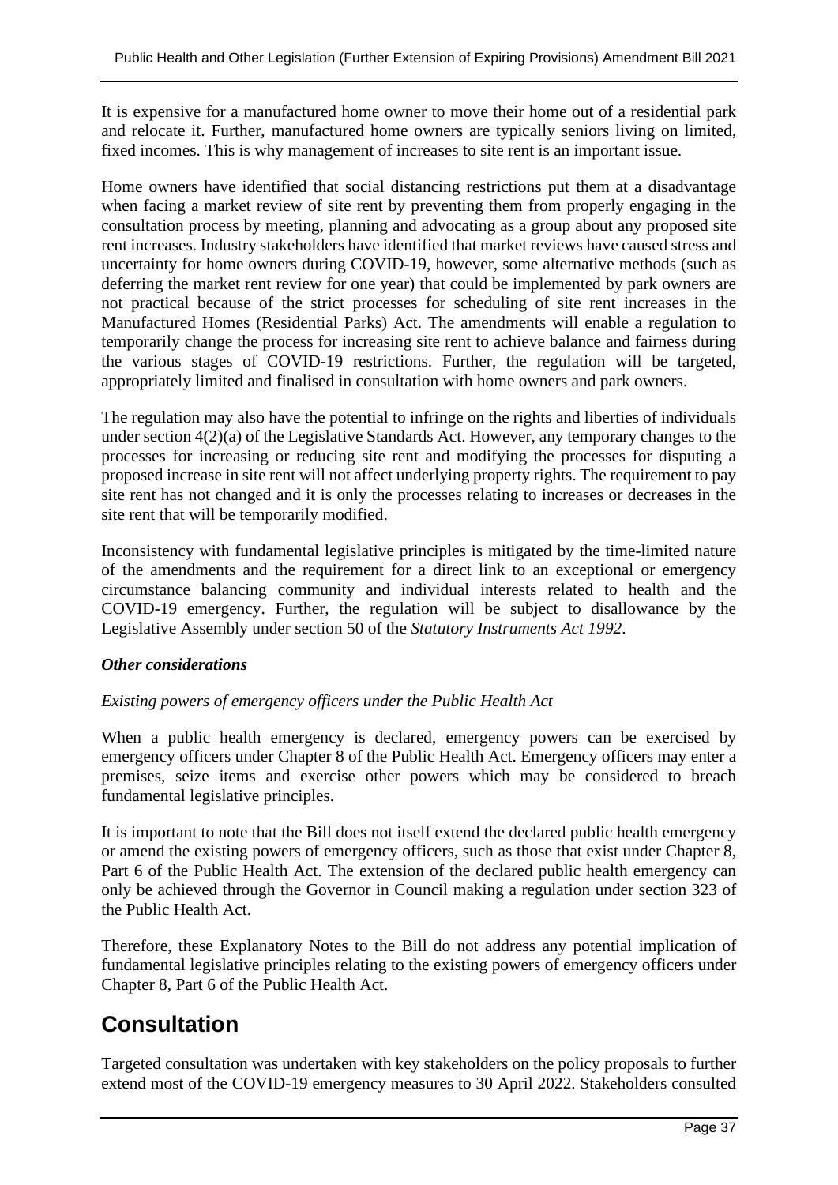It is expensive for a manufactured home owner to move their home out of a residential park and relocate it. Further, manufactured home owners are typically seniors living on limited, fixed incomes. This is why management of increases to site rent is an important issue.

Home owners have identified that social distancing restrictions put them at a disadvantage when facing a market review of site rent by preventing them from properly engaging in the consultation process by meeting, planning and advocating as a group about any proposed site rent increases. Industry stakeholders have identified that market reviews have caused stress and uncertainty for home owners during COVID-19, however, some alternative methods (such as deferring the market rent review for one year) that could be implemented by park owners are not practical because of the strict processes for scheduling of site rent increases in the Manufactured Homes (Residential Parks) Act. The amendments will enable a regulation to temporarily change the process for increasing site rent to achieve balance and fairness during the various stages of COVID-19 restrictions. Further, the regulation will be targeted, appropriately limited and finalised in consultation with home owners and park owners.

The regulation may also have the potential to infringe on the rights and liberties of individuals under section 4(2)(a) of the Legislative Standards Act. However, any temporary changes to the processes for increasing or reducing site rent and modifying the processes for disputing a proposed increase in site rent will not affect underlying property rights. The requirement to pay site rent has not changed and it is only the processes relating to increases or decreases in the site rent that will be temporarily modified.

Inconsistency with fundamental legislative principles is mitigated by the time-limited nature of the amendments and the requirement for a direct link to an exceptional or emergency circumstance balancing community and individual interests related to health and the COVID-19 emergency. Further, the regulation will be subject to disallowance by the Legislative Assembly under section 50 of the *Statutory Instruments Act 1992*.

***Other considerations***

*Existing powers of emergency officers under the Public Health Act*

When a public health emergency is declared, emergency powers can be exercised by emergency officers under Chapter 8 of the Public Health Act. Emergency officers may enter a premises, seize items and exercise other powers which may be considered to breach fundamental legislative principles.

It is important to note that the Bill does not itself extend the declared public health emergency or amend the existing powers of emergency officers, such as those that exist under Chapter 8, Part 6 of the Public Health Act. The extension of the declared public health emergency can only be achieved through the Governor in Council making a regulation under section 323 of the Public Health Act.

Therefore, these Explanatory Notes to the Bill do not address any potential implication of fundamental legislative principles relating to the existing powers of emergency officers under Chapter 8, Part 6 of the Public Health Act.

# Consultation

Targeted consultation was undertaken with key stakeholders on the policy proposals to further extend most of the COVID-19 emergency measures to 30 April 2022. Stakeholders consulted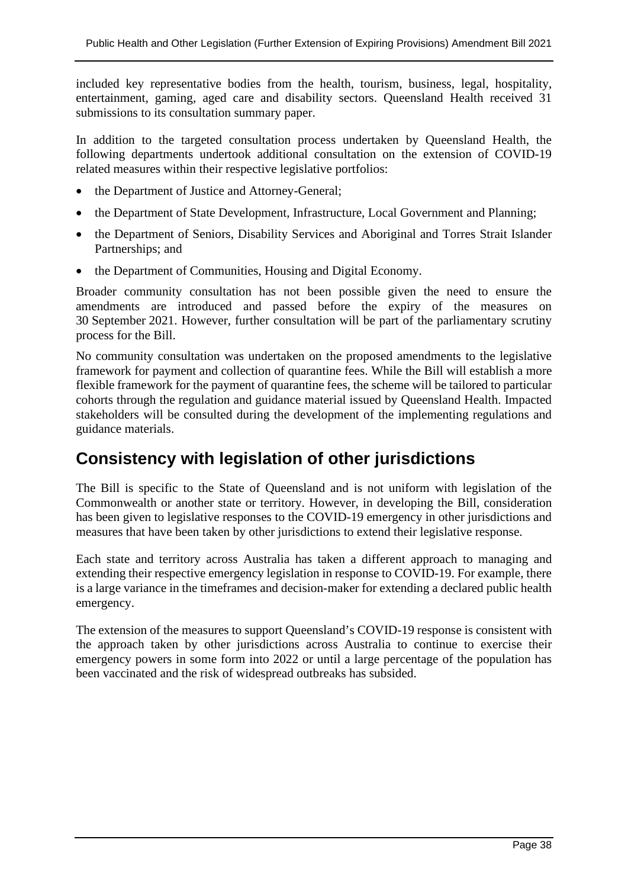included key representative bodies from the health, tourism, business, legal, hospitality, entertainment, gaming, aged care and disability sectors. Queensland Health received 31 submissions to its consultation summary paper.

In addition to the targeted consultation process undertaken by Queensland Health, the following departments undertook additional consultation on the extension of COVID-19 related measures within their respective legislative portfolios:

- the Department of Justice and Attorney-General;
- the Department of State Development, Infrastructure, Local Government and Planning;
- the Department of Seniors, Disability Services and Aboriginal and Torres Strait Islander Partnerships; and
- the Department of Communities, Housing and Digital Economy.

Broader community consultation has not been possible given the need to ensure the amendments are introduced and passed before the expiry of the measures on 30 September 2021. However, further consultation will be part of the parliamentary scrutiny process for the Bill.

No community consultation was undertaken on the proposed amendments to the legislative framework for payment and collection of quarantine fees. While the Bill will establish a more flexible framework for the payment of quarantine fees, the scheme will be tailored to particular cohorts through the regulation and guidance material issued by Queensland Health. Impacted stakeholders will be consulted during the development of the implementing regulations and guidance materials.

## Consistency with legislation of other jurisdictions

The Bill is specific to the State of Queensland and is not uniform with legislation of the Commonwealth or another state or territory. However, in developing the Bill, consideration has been given to legislative responses to the COVID-19 emergency in other jurisdictions and measures that have been taken by other jurisdictions to extend their legislative response.

Each state and territory across Australia has taken a different approach to managing and extending their respective emergency legislation in response to COVID-19. For example, there is a large variance in the timeframes and decision-maker for extending a declared public health emergency.

The extension of the measures to support Queensland's COVID-19 response is consistent with the approach taken by other jurisdictions across Australia to continue to exercise their emergency powers in some form into 2022 or until a large percentage of the population has been vaccinated and the risk of widespread outbreaks has subsided.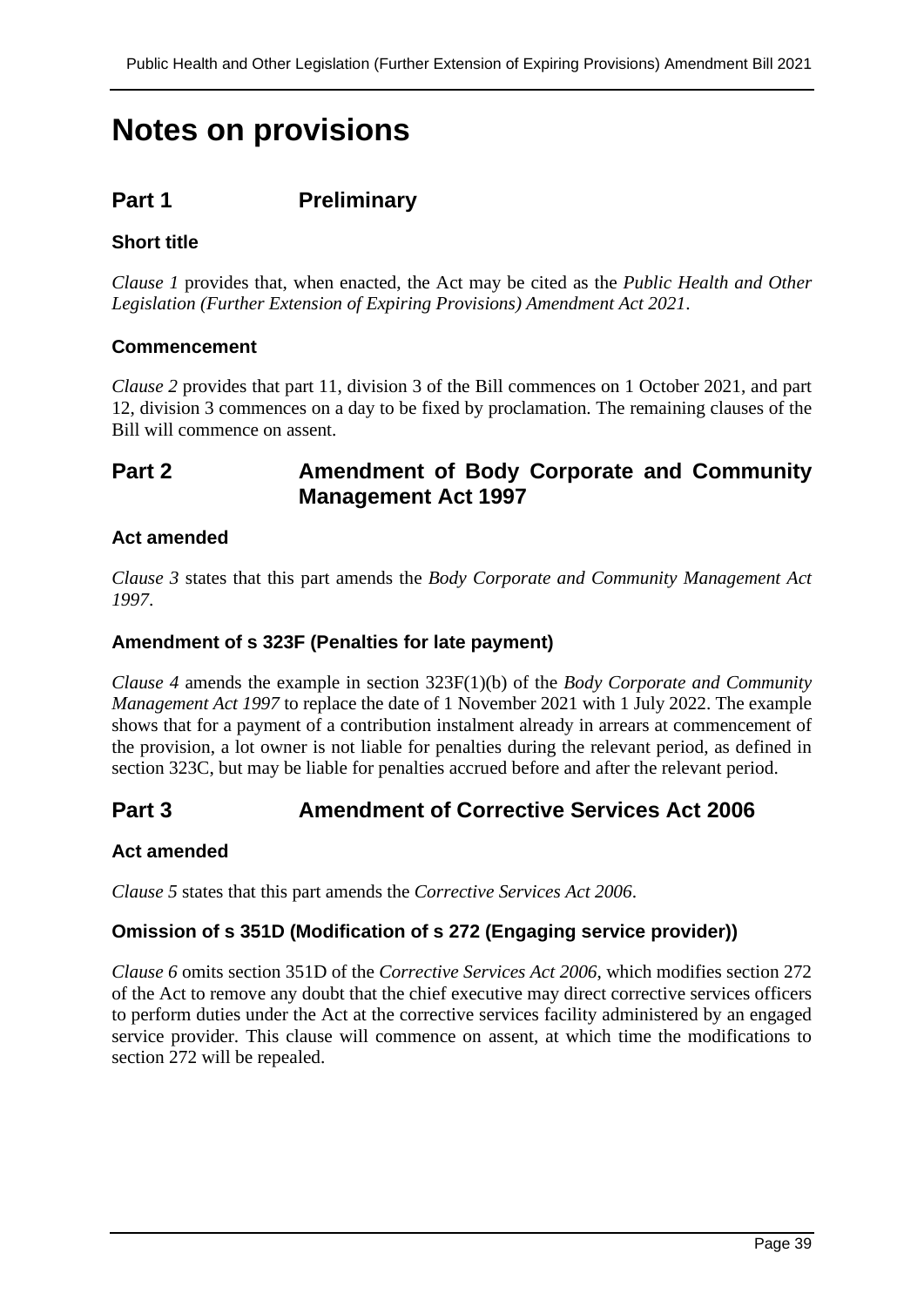# Notes on provisions

## Part 1 Preliminary

### Short title

*Clause 1* provides that, when enacted, the Act may be cited as the *Public Health and Other Legislation (Further Extension of Expiring Provisions) Amendment Act 2021*.

### Commencement

*Clause 2* provides that part 11, division 3 of the Bill commences on 1 October 2021, and part 12, division 3 commences on a day to be fixed by proclamation. The remaining clauses of the Bill will commence on assent.

## Part 2 Amendment of Body Corporate and Community Management Act 1997

### Act amended

*Clause 3* states that this part amends the *Body Corporate and Community Management Act 1997*.

### Amendment of s 323F (Penalties for late payment)

*Clause 4* amends the example in section 323F(1)(b) of the *Body Corporate and Community Management Act 1997* to replace the date of 1 November 2021 with 1 July 2022. The example shows that for a payment of a contribution instalment already in arrears at commencement of the provision, a lot owner is not liable for penalties during the relevant period, as defined in section 323C, but may be liable for penalties accrued before and after the relevant period.

## Part 3 Amendment of Corrective Services Act 2006

### Act amended

*Clause 5* states that this part amends the *Corrective Services Act 2006*.

### Omission of s 351D (Modification of s 272 (Engaging service provider))

*Clause 6* omits section 351D of the *Corrective Services Act 2006*, which modifies section 272 of the Act to remove any doubt that the chief executive may direct corrective services officers to perform duties under the Act at the corrective services facility administered by an engaged service provider. This clause will commence on assent, at which time the modifications to section 272 will be repealed.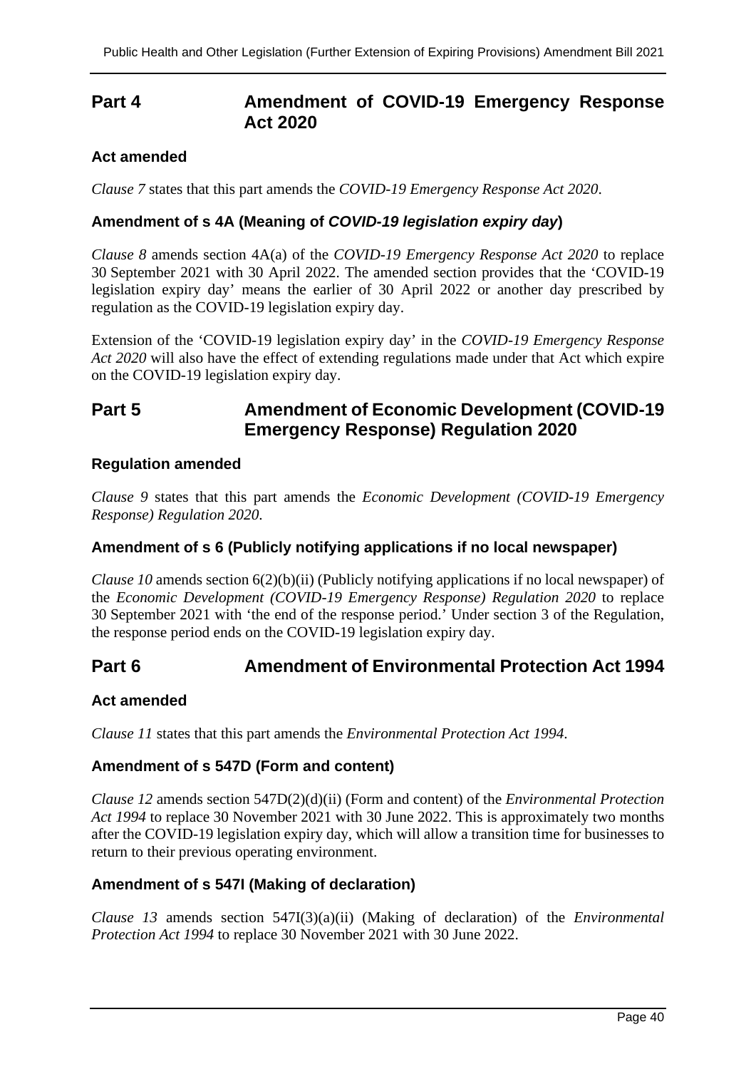## Part 4 Amendment of COVID-19 Emergency Response Act 2020

### Act amended

*Clause 7* states that this part amends the *COVID-19 Emergency Response Act 2020*.

### Amendment of s 4A (Meaning of *COVID-19 legislation expiry day*)

*Clause 8* amends section 4A(a) of the *COVID-19 Emergency Response Act 2020* to replace 30 September 2021 with 30 April 2022. The amended section provides that the 'COVID-19 legislation expiry day' means the earlier of 30 April 2022 or another day prescribed by regulation as the COVID-19 legislation expiry day.

Extension of the 'COVID-19 legislation expiry day' in the *COVID-19 Emergency Response Act 2020* will also have the effect of extending regulations made under that Act which expire on the COVID-19 legislation expiry day.

## Part 5 Amendment of Economic Development (COVID-19 Emergency Response) Regulation 2020

### Regulation amended

*Clause 9* states that this part amends the *Economic Development (COVID-19 Emergency Response) Regulation 2020.*

### Amendment of s 6 (Publicly notifying applications if no local newspaper)

*Clause 10* amends section 6(2)(b)(ii) (Publicly notifying applications if no local newspaper) of the *Economic Development (COVID-19 Emergency Response) Regulation 2020* to replace 30 September 2021 with 'the end of the response period.' Under section 3 of the Regulation, the response period ends on the COVID-19 legislation expiry day.

## Part 6 Amendment of Environmental Protection Act 1994

### Act amended

*Clause 11* states that this part amends the *Environmental Protection Act 1994*.

### Amendment of s 547D (Form and content)

*Clause 12* amends section 547D(2)(d)(ii) (Form and content) of the *Environmental Protection Act 1994* to replace 30 November 2021 with 30 June 2022. This is approximately two months after the COVID-19 legislation expiry day, which will allow a transition time for businesses to return to their previous operating environment.

### Amendment of s 547I (Making of declaration)

*Clause 13* amends section 547I(3)(a)(ii) (Making of declaration) of the *Environmental Protection Act 1994* to replace 30 November 2021 with 30 June 2022.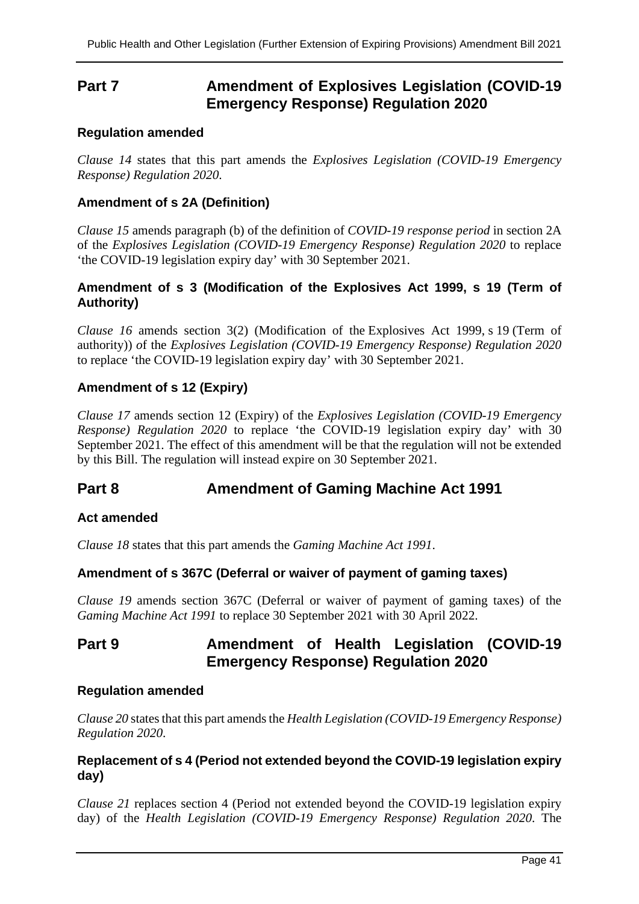## Part 7 Amendment of Explosives Legislation (COVID-19 Emergency Response) Regulation 2020

### Regulation amended

*Clause 14* states that this part amends the *Explosives Legislation (COVID-19 Emergency Response) Regulation 2020*.

### Amendment of s 2A (Definition)

*Clause 15* amends paragraph (b) of the definition of *COVID-19 response period* in section 2A of the *Explosives Legislation (COVID-19 Emergency Response) Regulation 2020* to replace 'the COVID-19 legislation expiry day' with 30 September 2021.

### Amendment of s 3 (Modification of the Explosives Act 1999, s 19 (Term of Authority)

*Clause 16* amends section 3(2) (Modification of the Explosives Act 1999, s 19 (Term of authority)) of the *Explosives Legislation (COVID-19 Emergency Response) Regulation 2020* to replace 'the COVID-19 legislation expiry day' with 30 September 2021.

### Amendment of s 12 (Expiry)

*Clause 17* amends section 12 (Expiry) of the *Explosives Legislation (COVID-19 Emergency Response) Regulation 2020* to replace 'the COVID-19 legislation expiry day' with 30 September 2021. The effect of this amendment will be that the regulation will not be extended by this Bill. The regulation will instead expire on 30 September 2021.

## Part 8 Amendment of Gaming Machine Act 1991

### Act amended

*Clause 18* states that this part amends the *Gaming Machine Act 1991*.

### Amendment of s 367C (Deferral or waiver of payment of gaming taxes)

*Clause 19* amends section 367C (Deferral or waiver of payment of gaming taxes) of the *Gaming Machine Act 1991* to replace 30 September 2021 with 30 April 2022.

## Part 9 Amendment of Health Legislation (COVID-19 Emergency Response) Regulation 2020

### Regulation amended

*Clause 20* states that this part amends the *Health Legislation (COVID-19 Emergency Response) Regulation 2020*.

### Replacement of s 4 (Period not extended beyond the COVID-19 legislation expiry day)

*Clause 21* replaces section 4 (Period not extended beyond the COVID-19 legislation expiry day) of the *Health Legislation (COVID-19 Emergency Response) Regulation 2020*. The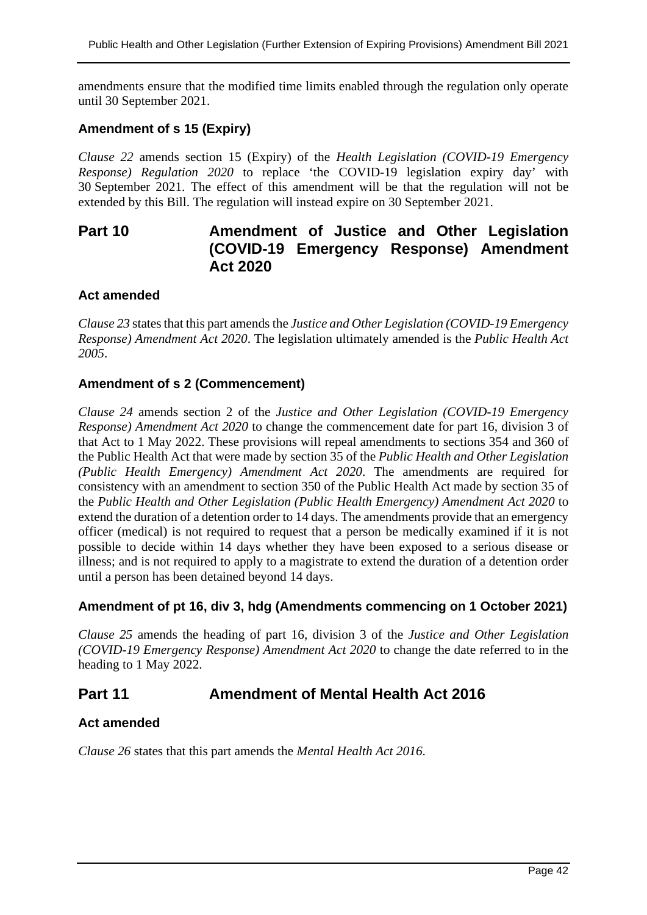amendments ensure that the modified time limits enabled through the regulation only operate until 30 September 2021.

### Amendment of s 15 (Expiry)

*Clause 22* amends section 15 (Expiry) of the *Health Legislation (COVID-19 Emergency Response) Regulation 2020* to replace 'the COVID-19 legislation expiry day' with 30 September 2021. The effect of this amendment will be that the regulation will not be extended by this Bill. The regulation will instead expire on 30 September 2021.

## Part 10 Amendment of Justice and Other Legislation (COVID-19 Emergency Response) Amendment Act 2020

### Act amended

*Clause 23* states that this part amends the *Justice and Other Legislation (COVID-19 Emergency Response) Amendment Act 2020*. The legislation ultimately amended is the *Public Health Act 2005*.

### Amendment of s 2 (Commencement)

*Clause 24* amends section 2 of the *Justice and Other Legislation (COVID-19 Emergency Response) Amendment Act 2020* to change the commencement date for part 16, division 3 of that Act to 1 May 2022. These provisions will repeal amendments to sections 354 and 360 of the Public Health Act that were made by section 35 of the *Public Health and Other Legislation (Public Health Emergency) Amendment Act 2020*. The amendments are required for consistency with an amendment to section 350 of the Public Health Act made by section 35 of the *Public Health and Other Legislation (Public Health Emergency) Amendment Act 2020* to extend the duration of a detention order to 14 days. The amendments provide that an emergency officer (medical) is not required to request that a person be medically examined if it is not possible to decide within 14 days whether they have been exposed to a serious disease or illness; and is not required to apply to a magistrate to extend the duration of a detention order until a person has been detained beyond 14 days.

### Amendment of pt 16, div 3, hdg (Amendments commencing on 1 October 2021)

*Clause 25* amends the heading of part 16, division 3 of the *Justice and Other Legislation (COVID-19 Emergency Response) Amendment Act 2020* to change the date referred to in the heading to 1 May 2022.

## Part 11 Amendment of Mental Health Act 2016

### Act amended

*Clause 26* states that this part amends the *Mental Health Act 2016*.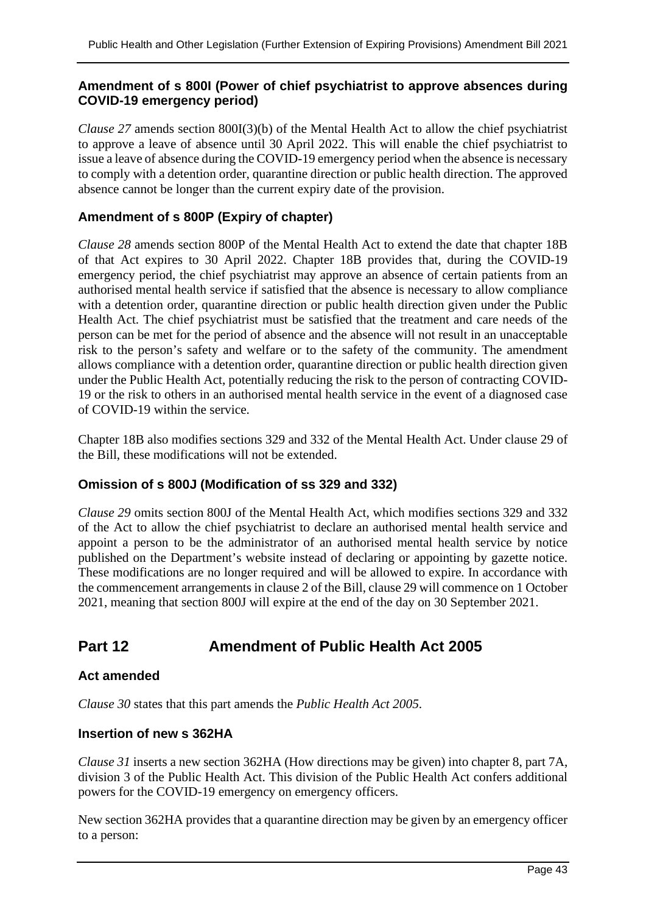### Amendment of s 800I (Power of chief psychiatrist to approve absences during COVID-19 emergency period)

*Clause 27* amends section 800I(3)(b) of the Mental Health Act to allow the chief psychiatrist to approve a leave of absence until 30 April 2022. This will enable the chief psychiatrist to issue a leave of absence during the COVID-19 emergency period when the absence is necessary to comply with a detention order, quarantine direction or public health direction. The approved absence cannot be longer than the current expiry date of the provision.

### Amendment of s 800P (Expiry of chapter)

*Clause 28* amends section 800P of the Mental Health Act to extend the date that chapter 18B of that Act expires to 30 April 2022. Chapter 18B provides that, during the COVID-19 emergency period, the chief psychiatrist may approve an absence of certain patients from an authorised mental health service if satisfied that the absence is necessary to allow compliance with a detention order, quarantine direction or public health direction given under the Public Health Act. The chief psychiatrist must be satisfied that the treatment and care needs of the person can be met for the period of absence and the absence will not result in an unacceptable risk to the person's safety and welfare or to the safety of the community. The amendment allows compliance with a detention order, quarantine direction or public health direction given under the Public Health Act, potentially reducing the risk to the person of contracting COVID-19 or the risk to others in an authorised mental health service in the event of a diagnosed case of COVID-19 within the service.

Chapter 18B also modifies sections 329 and 332 of the Mental Health Act. Under clause 29 of the Bill, these modifications will not be extended.

### Omission of s 800J (Modification of ss 329 and 332)

*Clause 29* omits section 800J of the Mental Health Act, which modifies sections 329 and 332 of the Act to allow the chief psychiatrist to declare an authorised mental health service and appoint a person to be the administrator of an authorised mental health service by notice published on the Department's website instead of declaring or appointing by gazette notice. These modifications are no longer required and will be allowed to expire. In accordance with the commencement arrangements in clause 2 of the Bill, clause 29 will commence on 1 October 2021, meaning that section 800J will expire at the end of the day on 30 September 2021.

## Part 12 Amendment of Public Health Act 2005

### Act amended

*Clause 30* states that this part amends the *Public Health Act 2005*.

### Insertion of new s 362HA

*Clause 31* inserts a new section 362HA (How directions may be given) into chapter 8, part 7A, division 3 of the Public Health Act. This division of the Public Health Act confers additional powers for the COVID-19 emergency on emergency officers.

New section 362HA provides that a quarantine direction may be given by an emergency officer to a person: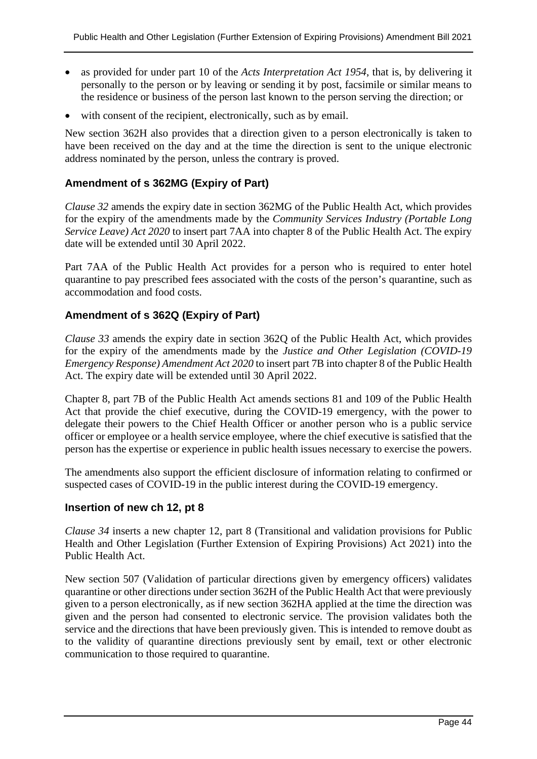- as provided for under part 10 of the *Acts Interpretation Act 1954*, that is, by delivering it personally to the person or by leaving or sending it by post, facsimile or similar means to the residence or business of the person last known to the person serving the direction; or
- with consent of the recipient, electronically, such as by email.

New section 362H also provides that a direction given to a person electronically is taken to have been received on the day and at the time the direction is sent to the unique electronic address nominated by the person, unless the contrary is proved.

### Amendment of s 362MG (Expiry of Part)

*Clause 32* amends the expiry date in section 362MG of the Public Health Act, which provides for the expiry of the amendments made by the *Community Services Industry (Portable Long Service Leave) Act 2020* to insert part 7AA into chapter 8 of the Public Health Act. The expiry date will be extended until 30 April 2022.

Part 7AA of the Public Health Act provides for a person who is required to enter hotel quarantine to pay prescribed fees associated with the costs of the person's quarantine, such as accommodation and food costs.

### Amendment of s 362Q (Expiry of Part)

*Clause 33* amends the expiry date in section 362Q of the Public Health Act, which provides for the expiry of the amendments made by the *Justice and Other Legislation (COVID-19 Emergency Response) Amendment Act 2020* to insert part 7B into chapter 8 of the Public Health Act. The expiry date will be extended until 30 April 2022.

Chapter 8, part 7B of the Public Health Act amends sections 81 and 109 of the Public Health Act that provide the chief executive, during the COVID-19 emergency, with the power to delegate their powers to the Chief Health Officer or another person who is a public service officer or employee or a health service employee, where the chief executive is satisfied that the person has the expertise or experience in public health issues necessary to exercise the powers.

The amendments also support the efficient disclosure of information relating to confirmed or suspected cases of COVID-19 in the public interest during the COVID-19 emergency.

### Insertion of new ch 12, pt 8

*Clause 34* inserts a new chapter 12, part 8 (Transitional and validation provisions for Public Health and Other Legislation (Further Extension of Expiring Provisions) Act 2021) into the Public Health Act.

New section 507 (Validation of particular directions given by emergency officers) validates quarantine or other directions under section 362H of the Public Health Act that were previously given to a person electronically, as if new section 362HA applied at the time the direction was given and the person had consented to electronic service. The provision validates both the service and the directions that have been previously given. This is intended to remove doubt as to the validity of quarantine directions previously sent by email, text or other electronic communication to those required to quarantine.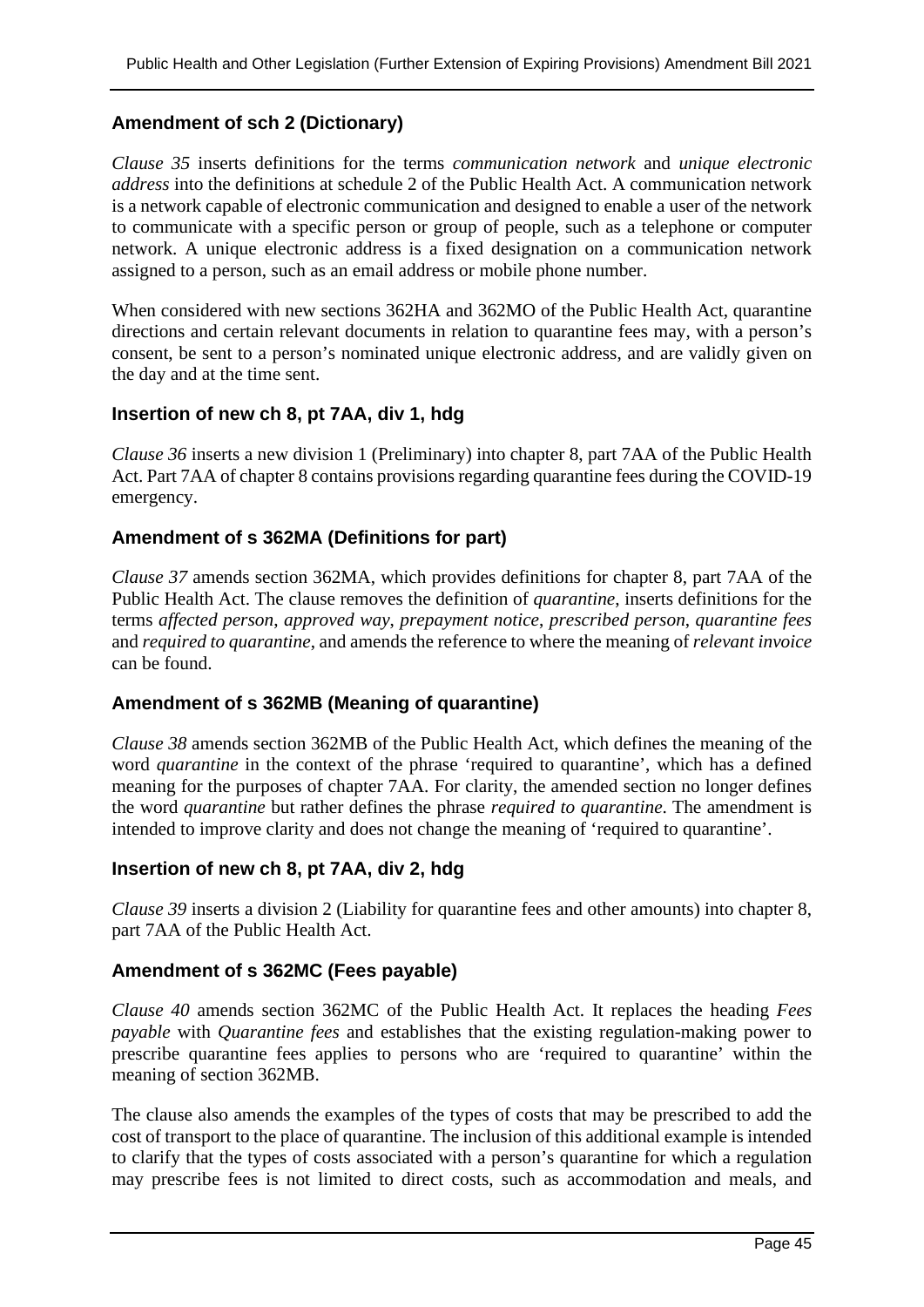### Amendment of sch 2 (Dictionary)

*Clause 35* inserts definitions for the terms *communication network* and *unique electronic address* into the definitions at schedule 2 of the Public Health Act. A communication network is a network capable of electronic communication and designed to enable a user of the network to communicate with a specific person or group of people, such as a telephone or computer network. A unique electronic address is a fixed designation on a communication network assigned to a person, such as an email address or mobile phone number.

When considered with new sections 362HA and 362MO of the Public Health Act, quarantine directions and certain relevant documents in relation to quarantine fees may, with a person's consent, be sent to a person's nominated unique electronic address, and are validly given on the day and at the time sent.

### Insertion of new ch 8, pt 7AA, div 1, hdg

*Clause 36* inserts a new division 1 (Preliminary) into chapter 8, part 7AA of the Public Health Act. Part 7AA of chapter 8 contains provisions regarding quarantine fees during the COVID-19 emergency.

### Amendment of s 362MA (Definitions for part)

*Clause 37* amends section 362MA, which provides definitions for chapter 8, part 7AA of the Public Health Act. The clause removes the definition of *quarantine*, inserts definitions for the terms *affected person*, *approved way*, *prepayment notice*, *prescribed person*, *quarantine fees* and *required to quarantine*, and amends the reference to where the meaning of *relevant invoice* can be found.

### Amendment of s 362MB (Meaning of quarantine)

*Clause 38* amends section 362MB of the Public Health Act, which defines the meaning of the word *quarantine* in the context of the phrase 'required to quarantine', which has a defined meaning for the purposes of chapter 7AA. For clarity, the amended section no longer defines the word *quarantine* but rather defines the phrase *required to quarantine*. The amendment is intended to improve clarity and does not change the meaning of 'required to quarantine'.

### Insertion of new ch 8, pt 7AA, div 2, hdg

*Clause 39* inserts a division 2 (Liability for quarantine fees and other amounts) into chapter 8, part 7AA of the Public Health Act.

### Amendment of s 362MC (Fees payable)

*Clause 40* amends section 362MC of the Public Health Act. It replaces the heading *Fees payable* with *Quarantine fees* and establishes that the existing regulation-making power to prescribe quarantine fees applies to persons who are 'required to quarantine' within the meaning of section 362MB.

The clause also amends the examples of the types of costs that may be prescribed to add the cost of transport to the place of quarantine. The inclusion of this additional example is intended to clarify that the types of costs associated with a person's quarantine for which a regulation may prescribe fees is not limited to direct costs, such as accommodation and meals, and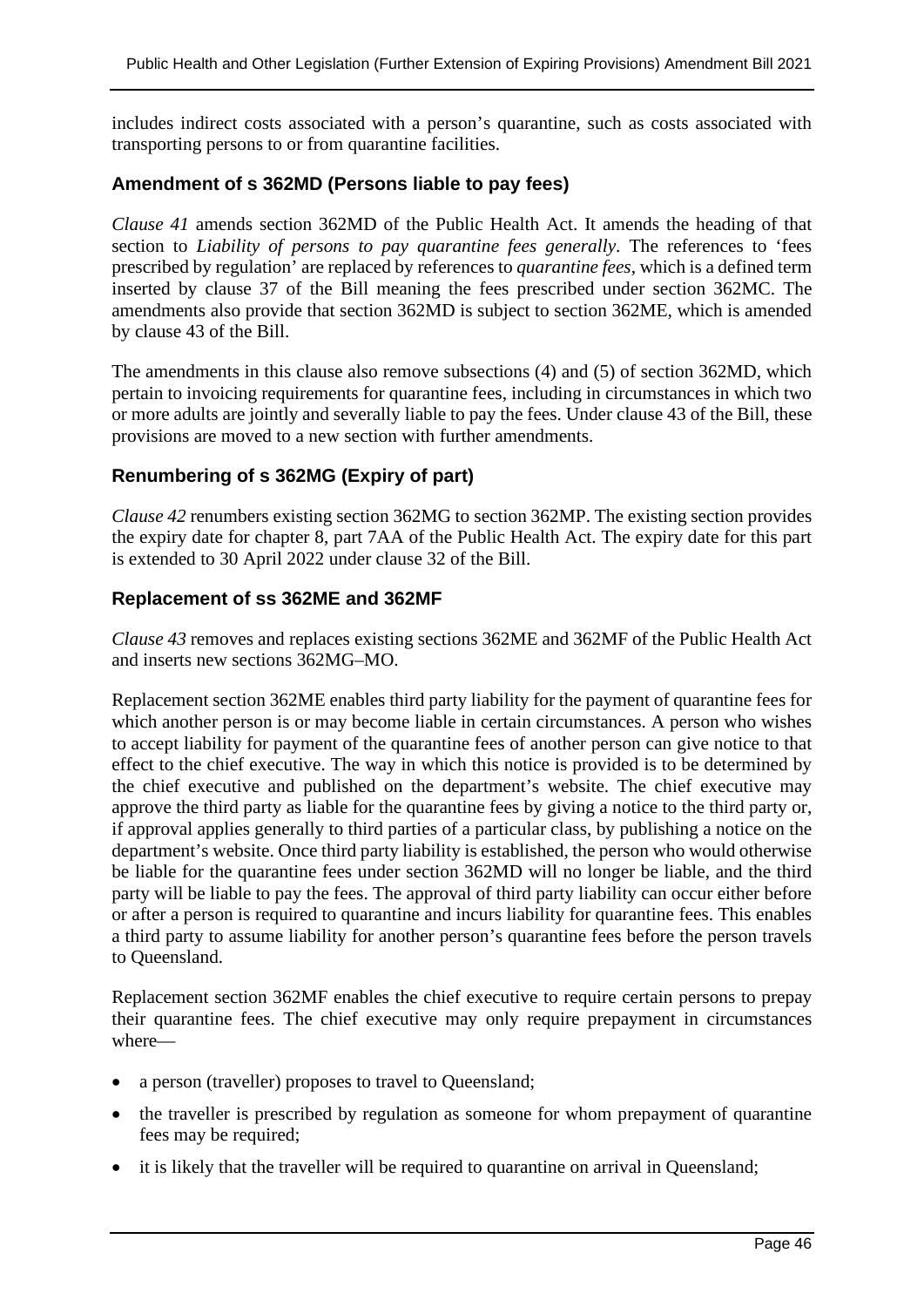includes indirect costs associated with a person's quarantine, such as costs associated with transporting persons to or from quarantine facilities.

### Amendment of s 362MD (Persons liable to pay fees)

*Clause 41* amends section 362MD of the Public Health Act. It amends the heading of that section to *Liability of persons to pay quarantine fees generally*. The references to 'fees prescribed by regulation' are replaced by references to *quarantine fees*, which is a defined term inserted by clause 37 of the Bill meaning the fees prescribed under section 362MC. The amendments also provide that section 362MD is subject to section 362ME, which is amended by clause 43 of the Bill.

The amendments in this clause also remove subsections (4) and (5) of section 362MD, which pertain to invoicing requirements for quarantine fees, including in circumstances in which two or more adults are jointly and severally liable to pay the fees. Under clause 43 of the Bill, these provisions are moved to a new section with further amendments.

### Renumbering of s 362MG (Expiry of part)

*Clause 42* renumbers existing section 362MG to section 362MP. The existing section provides the expiry date for chapter 8, part 7AA of the Public Health Act. The expiry date for this part is extended to 30 April 2022 under clause 32 of the Bill.

### Replacement of ss 362ME and 362MF

*Clause 43* removes and replaces existing sections 362ME and 362MF of the Public Health Act and inserts new sections 362MG–MO.

Replacement section 362ME enables third party liability for the payment of quarantine fees for which another person is or may become liable in certain circumstances. A person who wishes to accept liability for payment of the quarantine fees of another person can give notice to that effect to the chief executive. The way in which this notice is provided is to be determined by the chief executive and published on the department's website. The chief executive may approve the third party as liable for the quarantine fees by giving a notice to the third party or, if approval applies generally to third parties of a particular class, by publishing a notice on the department's website. Once third party liability is established, the person who would otherwise be liable for the quarantine fees under section 362MD will no longer be liable, and the third party will be liable to pay the fees. The approval of third party liability can occur either before or after a person is required to quarantine and incurs liability for quarantine fees. This enables a third party to assume liability for another person's quarantine fees before the person travels to Queensland.

Replacement section 362MF enables the chief executive to require certain persons to prepay their quarantine fees. The chief executive may only require prepayment in circumstances where—

- a person (traveller) proposes to travel to Queensland;
- the traveller is prescribed by regulation as someone for whom prepayment of quarantine fees may be required;
- it is likely that the traveller will be required to quarantine on arrival in Queensland;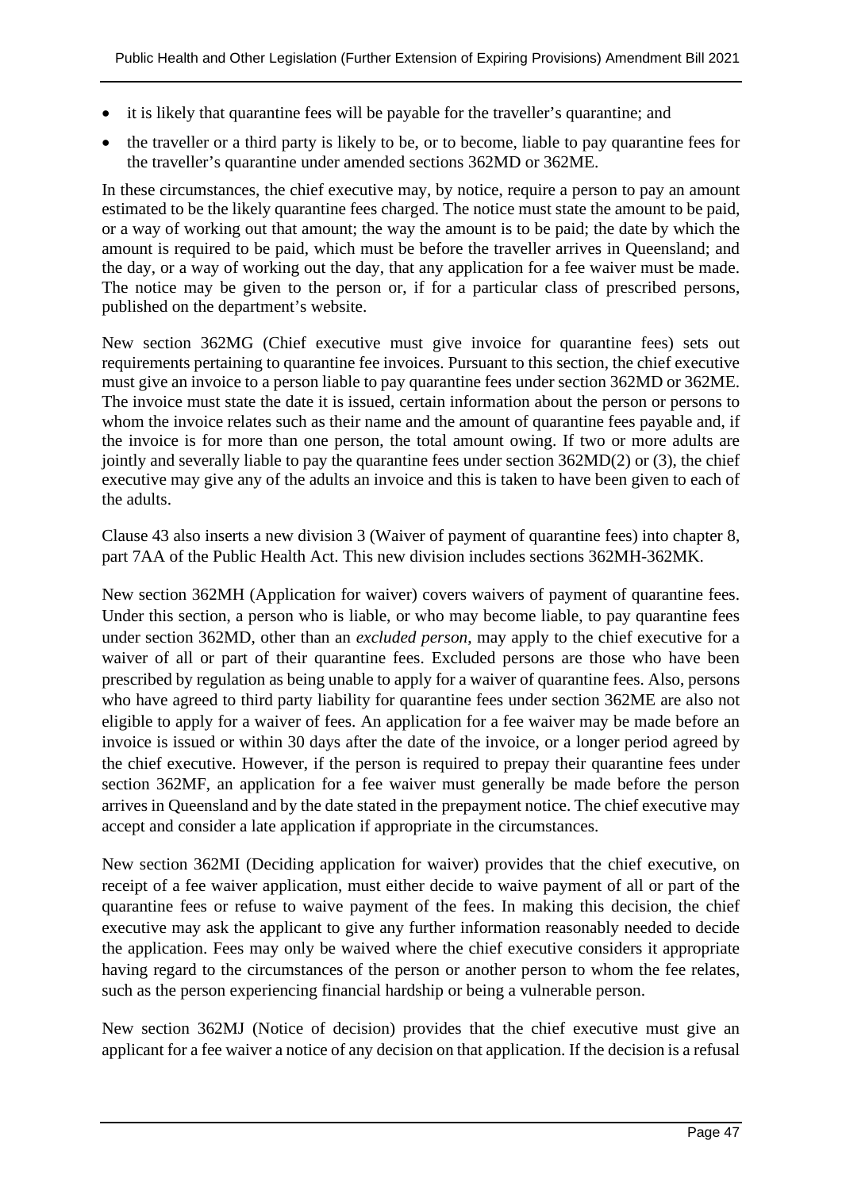- it is likely that quarantine fees will be payable for the traveller's quarantine; and
- the traveller or a third party is likely to be, or to become, liable to pay quarantine fees for the traveller's quarantine under amended sections 362MD or 362ME.

In these circumstances, the chief executive may, by notice, require a person to pay an amount estimated to be the likely quarantine fees charged. The notice must state the amount to be paid, or a way of working out that amount; the way the amount is to be paid; the date by which the amount is required to be paid, which must be before the traveller arrives in Queensland; and the day, or a way of working out the day, that any application for a fee waiver must be made. The notice may be given to the person or, if for a particular class of prescribed persons, published on the department's website.

New section 362MG (Chief executive must give invoice for quarantine fees) sets out requirements pertaining to quarantine fee invoices. Pursuant to this section, the chief executive must give an invoice to a person liable to pay quarantine fees under section 362MD or 362ME. The invoice must state the date it is issued, certain information about the person or persons to whom the invoice relates such as their name and the amount of quarantine fees payable and, if the invoice is for more than one person, the total amount owing. If two or more adults are jointly and severally liable to pay the quarantine fees under section 362MD(2) or (3), the chief executive may give any of the adults an invoice and this is taken to have been given to each of the adults.

Clause 43 also inserts a new division 3 (Waiver of payment of quarantine fees) into chapter 8, part 7AA of the Public Health Act. This new division includes sections 362MH-362MK.

New section 362MH (Application for waiver) covers waivers of payment of quarantine fees. Under this section, a person who is liable, or who may become liable, to pay quarantine fees under section 362MD, other than an *excluded person*, may apply to the chief executive for a waiver of all or part of their quarantine fees. Excluded persons are those who have been prescribed by regulation as being unable to apply for a waiver of quarantine fees. Also, persons who have agreed to third party liability for quarantine fees under section 362ME are also not eligible to apply for a waiver of fees. An application for a fee waiver may be made before an invoice is issued or within 30 days after the date of the invoice, or a longer period agreed by the chief executive. However, if the person is required to prepay their quarantine fees under section 362MF, an application for a fee waiver must generally be made before the person arrives in Queensland and by the date stated in the prepayment notice. The chief executive may accept and consider a late application if appropriate in the circumstances.

New section 362MI (Deciding application for waiver) provides that the chief executive, on receipt of a fee waiver application, must either decide to waive payment of all or part of the quarantine fees or refuse to waive payment of the fees. In making this decision, the chief executive may ask the applicant to give any further information reasonably needed to decide the application. Fees may only be waived where the chief executive considers it appropriate having regard to the circumstances of the person or another person to whom the fee relates, such as the person experiencing financial hardship or being a vulnerable person.

New section 362MJ (Notice of decision) provides that the chief executive must give an applicant for a fee waiver a notice of any decision on that application. If the decision is a refusal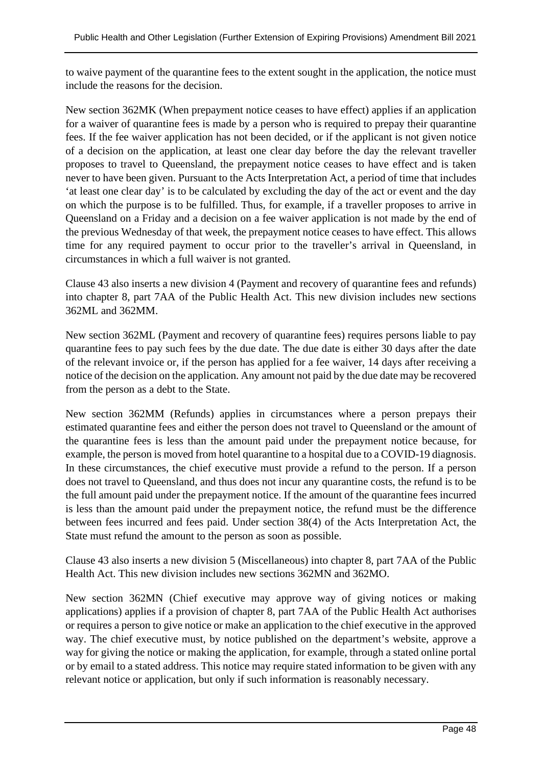to waive payment of the quarantine fees to the extent sought in the application, the notice must include the reasons for the decision.

New section 362MK (When prepayment notice ceases to have effect) applies if an application for a waiver of quarantine fees is made by a person who is required to prepay their quarantine fees. If the fee waiver application has not been decided, or if the applicant is not given notice of a decision on the application, at least one clear day before the day the relevant traveller proposes to travel to Queensland, the prepayment notice ceases to have effect and is taken never to have been given. Pursuant to the Acts Interpretation Act, a period of time that includes 'at least one clear day' is to be calculated by excluding the day of the act or event and the day on which the purpose is to be fulfilled. Thus, for example, if a traveller proposes to arrive in Queensland on a Friday and a decision on a fee waiver application is not made by the end of the previous Wednesday of that week, the prepayment notice ceases to have effect. This allows time for any required payment to occur prior to the traveller's arrival in Queensland, in circumstances in which a full waiver is not granted.

Clause 43 also inserts a new division 4 (Payment and recovery of quarantine fees and refunds) into chapter 8, part 7AA of the Public Health Act. This new division includes new sections 362ML and 362MM.

New section 362ML (Payment and recovery of quarantine fees) requires persons liable to pay quarantine fees to pay such fees by the due date. The due date is either 30 days after the date of the relevant invoice or, if the person has applied for a fee waiver, 14 days after receiving a notice of the decision on the application. Any amount not paid by the due date may be recovered from the person as a debt to the State.

New section 362MM (Refunds) applies in circumstances where a person prepays their estimated quarantine fees and either the person does not travel to Queensland or the amount of the quarantine fees is less than the amount paid under the prepayment notice because, for example, the person is moved from hotel quarantine to a hospital due to a COVID-19 diagnosis. In these circumstances, the chief executive must provide a refund to the person. If a person does not travel to Queensland, and thus does not incur any quarantine costs, the refund is to be the full amount paid under the prepayment notice. If the amount of the quarantine fees incurred is less than the amount paid under the prepayment notice, the refund must be the difference between fees incurred and fees paid. Under section 38(4) of the Acts Interpretation Act, the State must refund the amount to the person as soon as possible.

Clause 43 also inserts a new division 5 (Miscellaneous) into chapter 8, part 7AA of the Public Health Act. This new division includes new sections 362MN and 362MO.

New section 362MN (Chief executive may approve way of giving notices or making applications) applies if a provision of chapter 8, part 7AA of the Public Health Act authorises or requires a person to give notice or make an application to the chief executive in the approved way. The chief executive must, by notice published on the department's website, approve a way for giving the notice or making the application, for example, through a stated online portal or by email to a stated address. This notice may require stated information to be given with any relevant notice or application, but only if such information is reasonably necessary.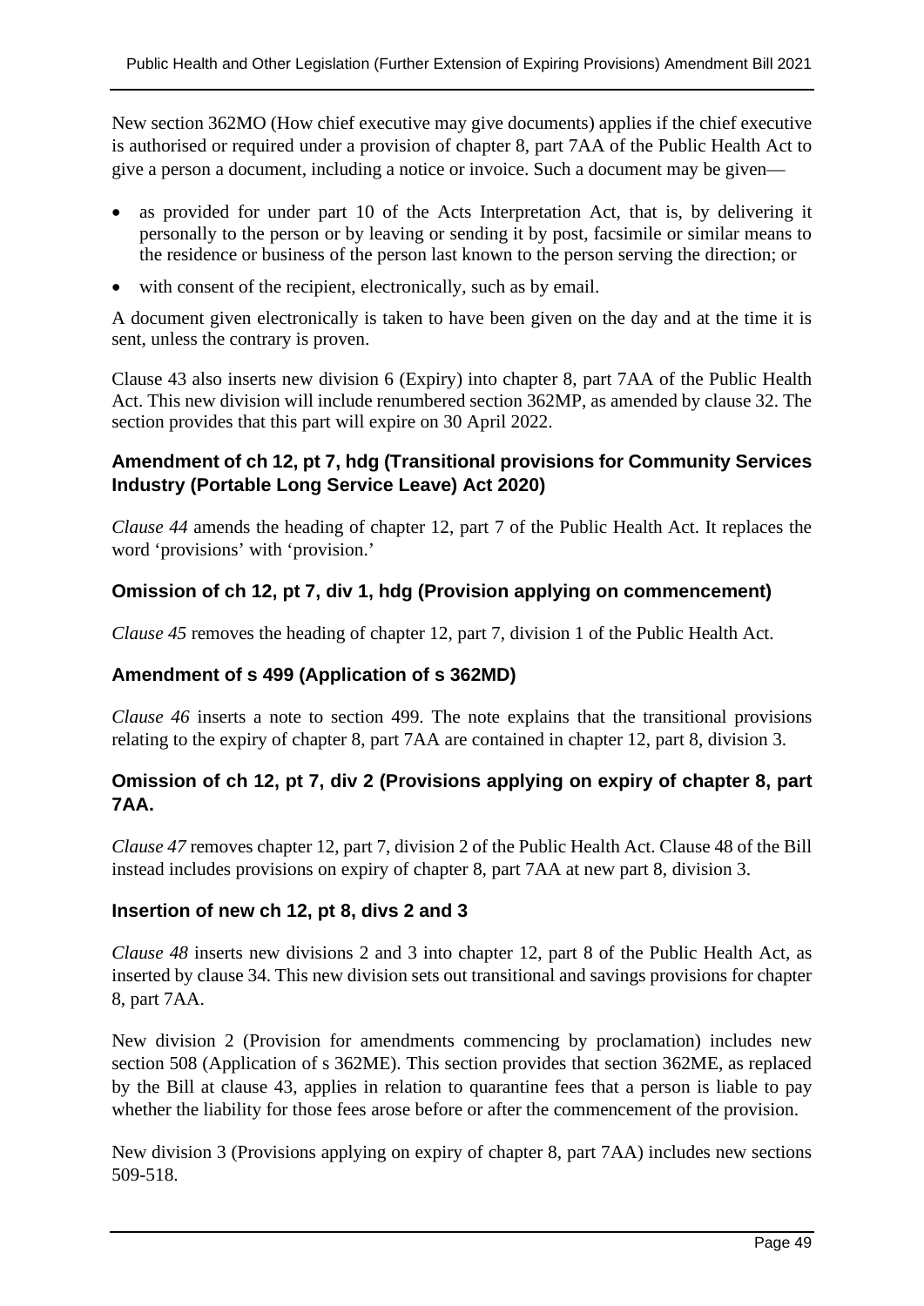New section 362MO (How chief executive may give documents) applies if the chief executive is authorised or required under a provision of chapter 8, part 7AA of the Public Health Act to give a person a document, including a notice or invoice. Such a document may be given—

- as provided for under part 10 of the Acts Interpretation Act, that is, by delivering it personally to the person or by leaving or sending it by post, facsimile or similar means to the residence or business of the person last known to the person serving the direction; or
- with consent of the recipient, electronically, such as by email.

A document given electronically is taken to have been given on the day and at the time it is sent, unless the contrary is proven.

Clause 43 also inserts new division 6 (Expiry) into chapter 8, part 7AA of the Public Health Act. This new division will include renumbered section 362MP, as amended by clause 32. The section provides that this part will expire on 30 April 2022.

### Amendment of ch 12, pt 7, hdg (Transitional provisions for Community Services Industry (Portable Long Service Leave) Act 2020)

*Clause 44* amends the heading of chapter 12, part 7 of the Public Health Act. It replaces the word 'provisions' with 'provision.'

### Omission of ch 12, pt 7, div 1, hdg (Provision applying on commencement)

*Clause 45* removes the heading of chapter 12, part 7, division 1 of the Public Health Act.

### Amendment of s 499 (Application of s 362MD)

*Clause 46* inserts a note to section 499. The note explains that the transitional provisions relating to the expiry of chapter 8, part 7AA are contained in chapter 12, part 8, division 3.

### Omission of ch 12, pt 7, div 2 (Provisions applying on expiry of chapter 8, part 7AA.

*Clause 47* removes chapter 12, part 7, division 2 of the Public Health Act. Clause 48 of the Bill instead includes provisions on expiry of chapter 8, part 7AA at new part 8, division 3.

### Insertion of new ch 12, pt 8, divs 2 and 3

*Clause 48* inserts new divisions 2 and 3 into chapter 12, part 8 of the Public Health Act, as inserted by clause 34. This new division sets out transitional and savings provisions for chapter 8, part 7AA.

New division 2 (Provision for amendments commencing by proclamation) includes new section 508 (Application of s 362ME). This section provides that section 362ME, as replaced by the Bill at clause 43, applies in relation to quarantine fees that a person is liable to pay whether the liability for those fees arose before or after the commencement of the provision.

New division 3 (Provisions applying on expiry of chapter 8, part 7AA) includes new sections 509-518.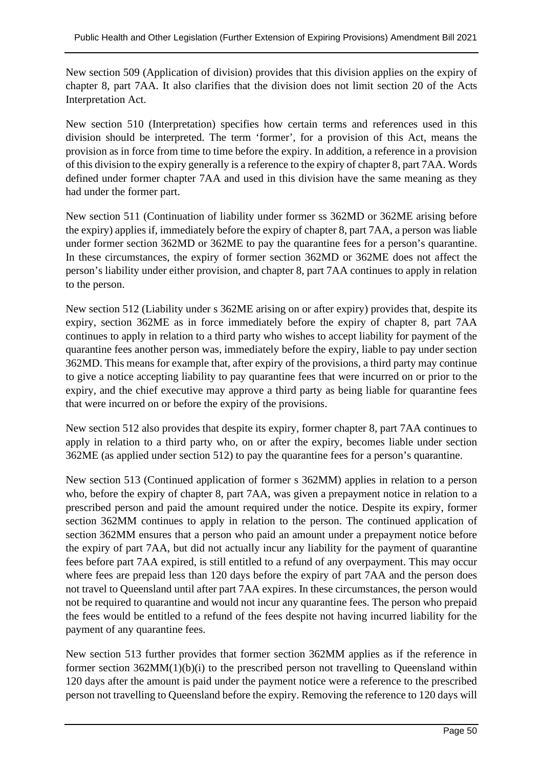New section 509 (Application of division) provides that this division applies on the expiry of chapter 8, part 7AA. It also clarifies that the division does not limit section 20 of the Acts Interpretation Act.

New section 510 (Interpretation) specifies how certain terms and references used in this division should be interpreted. The term 'former', for a provision of this Act, means the provision as in force from time to time before the expiry. In addition, a reference in a provision of this division to the expiry generally is a reference to the expiry of chapter 8, part 7AA. Words defined under former chapter 7AA and used in this division have the same meaning as they had under the former part.

New section 511 (Continuation of liability under former ss 362MD or 362ME arising before the expiry) applies if, immediately before the expiry of chapter 8, part 7AA, a person was liable under former section 362MD or 362ME to pay the quarantine fees for a person's quarantine. In these circumstances, the expiry of former section 362MD or 362ME does not affect the person's liability under either provision, and chapter 8, part 7AA continues to apply in relation to the person.

New section 512 (Liability under s 362ME arising on or after expiry) provides that, despite its expiry, section 362ME as in force immediately before the expiry of chapter 8, part 7AA continues to apply in relation to a third party who wishes to accept liability for payment of the quarantine fees another person was, immediately before the expiry, liable to pay under section 362MD. This means for example that, after expiry of the provisions, a third party may continue to give a notice accepting liability to pay quarantine fees that were incurred on or prior to the expiry, and the chief executive may approve a third party as being liable for quarantine fees that were incurred on or before the expiry of the provisions.

New section 512 also provides that despite its expiry, former chapter 8, part 7AA continues to apply in relation to a third party who, on or after the expiry, becomes liable under section 362ME (as applied under section 512) to pay the quarantine fees for a person's quarantine.

New section 513 (Continued application of former s 362MM) applies in relation to a person who, before the expiry of chapter 8, part 7AA, was given a prepayment notice in relation to a prescribed person and paid the amount required under the notice. Despite its expiry, former section 362MM continues to apply in relation to the person. The continued application of section 362MM ensures that a person who paid an amount under a prepayment notice before the expiry of part 7AA, but did not actually incur any liability for the payment of quarantine fees before part 7AA expired, is still entitled to a refund of any overpayment. This may occur where fees are prepaid less than 120 days before the expiry of part 7AA and the person does not travel to Queensland until after part 7AA expires. In these circumstances, the person would not be required to quarantine and would not incur any quarantine fees. The person who prepaid the fees would be entitled to a refund of the fees despite not having incurred liability for the payment of any quarantine fees.

New section 513 further provides that former section 362MM applies as if the reference in former section 362MM(1)(b)(i) to the prescribed person not travelling to Queensland within 120 days after the amount is paid under the payment notice were a reference to the prescribed person not travelling to Queensland before the expiry. Removing the reference to 120 days will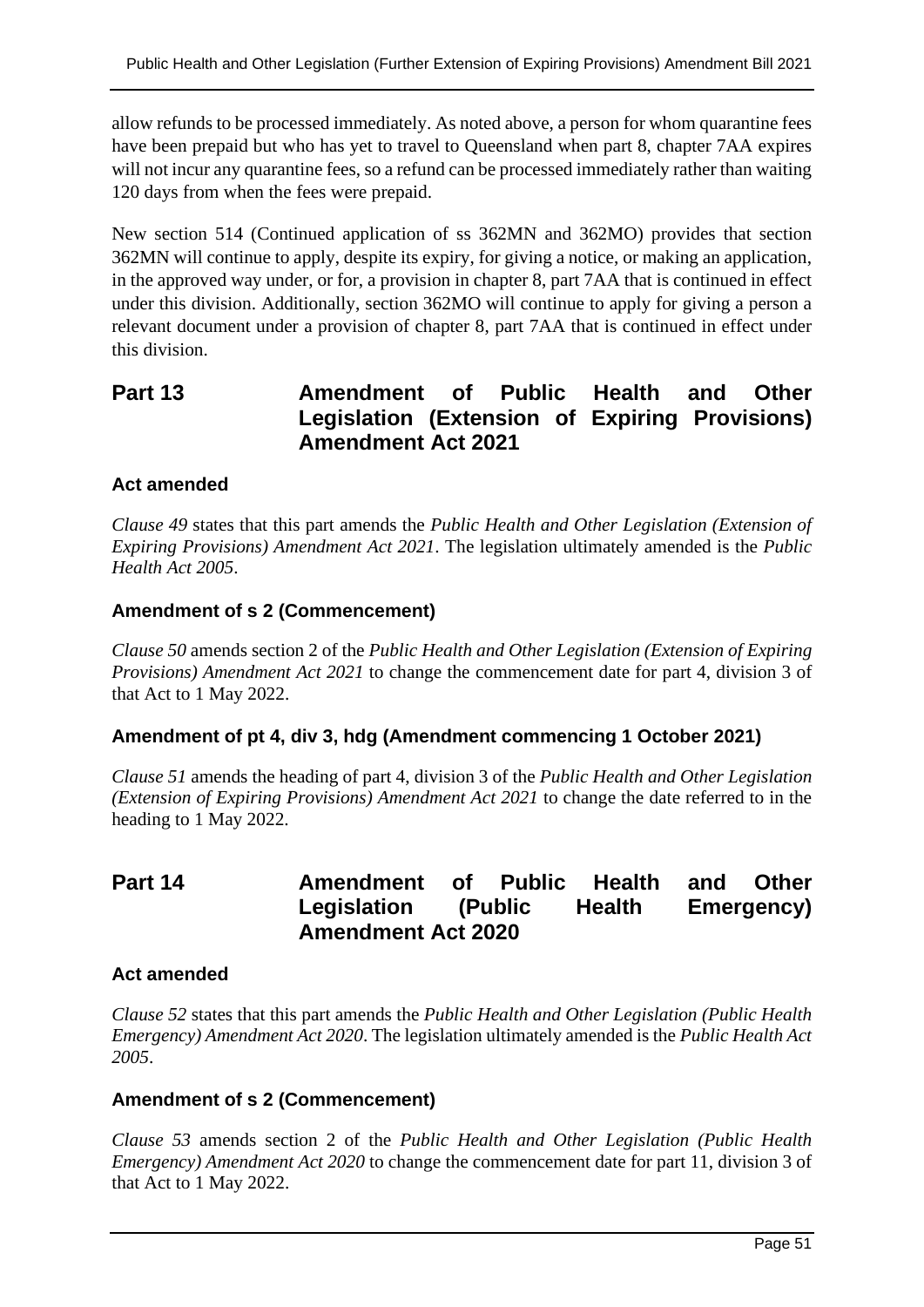allow refunds to be processed immediately. As noted above, a person for whom quarantine fees have been prepaid but who has yet to travel to Queensland when part 8, chapter 7AA expires will not incur any quarantine fees, so a refund can be processed immediately rather than waiting 120 days from when the fees were prepaid.

New section 514 (Continued application of ss 362MN and 362MO) provides that section 362MN will continue to apply, despite its expiry, for giving a notice, or making an application, in the approved way under, or for, a provision in chapter 8, part 7AA that is continued in effect under this division. Additionally, section 362MO will continue to apply for giving a person a relevant document under a provision of chapter 8, part 7AA that is continued in effect under this division.

## Part 13 Amendment of Public Health and Other Legislation (Extension of Expiring Provisions) Amendment Act 2021

### Act amended

*Clause 49* states that this part amends the *Public Health and Other Legislation (Extension of Expiring Provisions) Amendment Act 2021*. The legislation ultimately amended is the *Public Health Act 2005*.

### Amendment of s 2 (Commencement)

*Clause 50* amends section 2 of the *Public Health and Other Legislation (Extension of Expiring Provisions) Amendment Act 2021* to change the commencement date for part 4, division 3 of that Act to 1 May 2022.

### Amendment of pt 4, div 3, hdg (Amendment commencing 1 October 2021)

*Clause 51* amends the heading of part 4, division 3 of the *Public Health and Other Legislation (Extension of Expiring Provisions) Amendment Act 2021* to change the date referred to in the heading to 1 May 2022.

## Part 14 Amendment of Public Health and Other Legislation (Public Health Emergency) Amendment Act 2020

### Act amended

*Clause 52* states that this part amends the *Public Health and Other Legislation (Public Health Emergency) Amendment Act 2020*. The legislation ultimately amended is the *Public Health Act 2005*.

### Amendment of s 2 (Commencement)

*Clause 53* amends section 2 of the *Public Health and Other Legislation (Public Health Emergency) Amendment Act 2020* to change the commencement date for part 11, division 3 of that Act to 1 May 2022.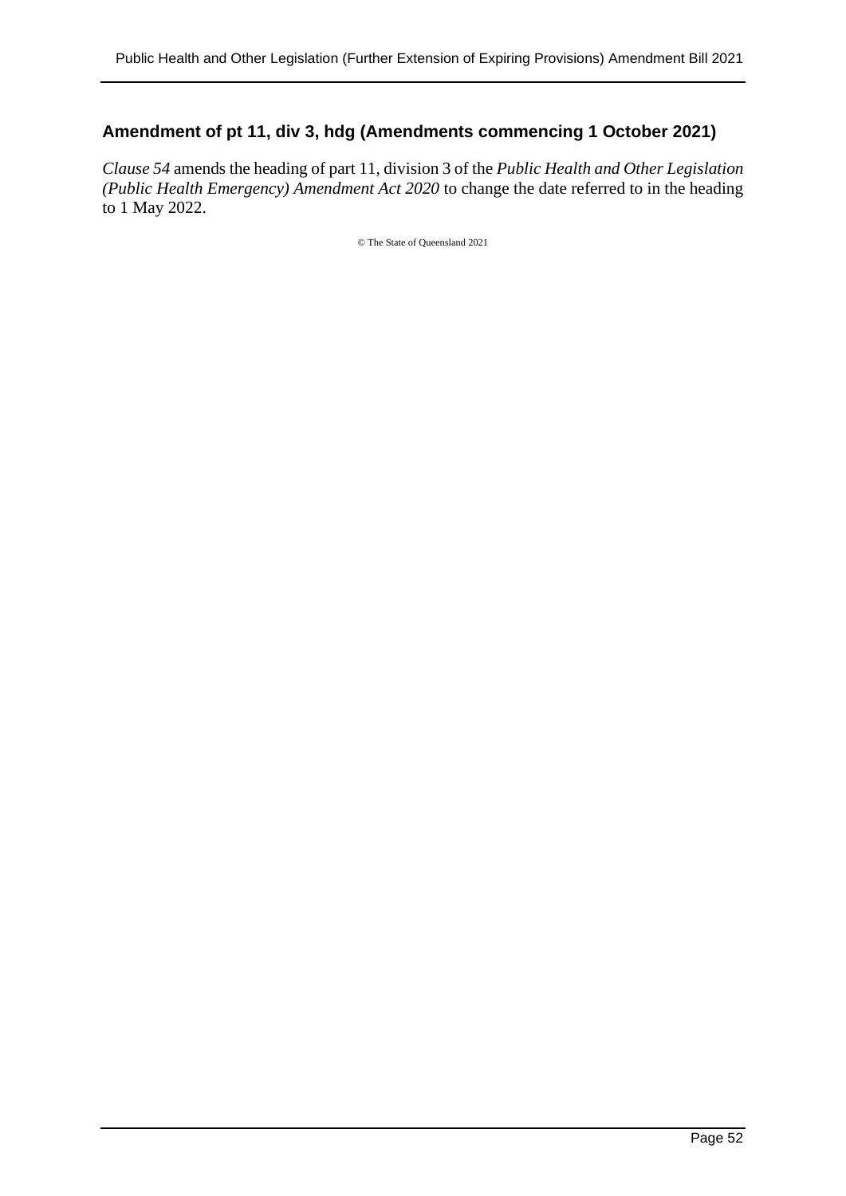### Amendment of pt 11, div 3, hdg (Amendments commencing 1 October 2021)

*Clause 54* amends the heading of part 11, division 3 of the *Public Health and Other Legislation (Public Health Emergency) Amendment Act 2020* to change the date referred to in the heading to 1 May 2022.

© The State of Queensland 2021